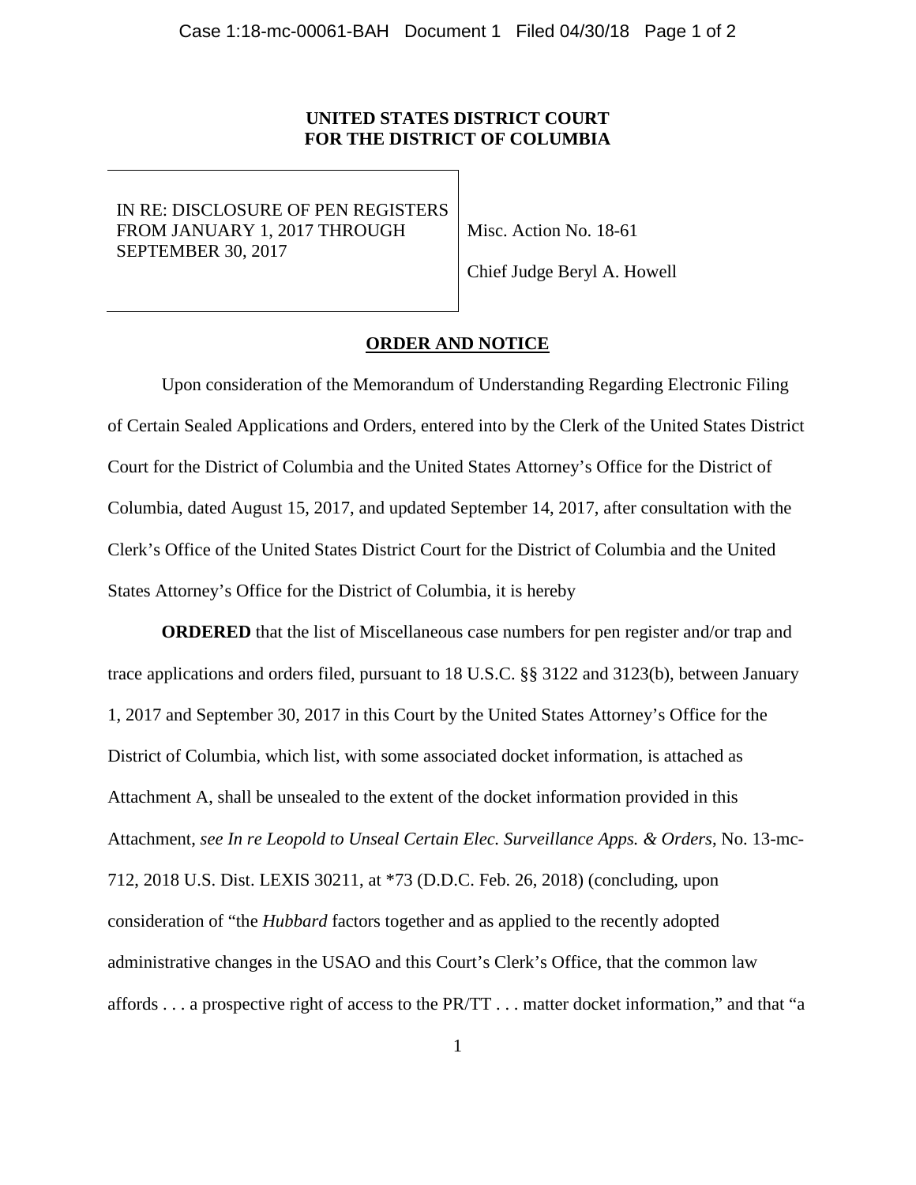**UNITED STATES DISTRICT COURT**
**FOR THE DISTRICT OF COLUMBIA**

| IN RE: DISCLOSURE OF PEN REGISTERS FROM JANUARY 1, 2017 THROUGH SEPTEMBER 30, 2017 | Misc. Action No. 18-61<br><br>Chief Judge Beryl A. Howell |
|---|---|

**ORDER AND NOTICE**

Upon consideration of the Memorandum of Understanding Regarding Electronic Filing of Certain Sealed Applications and Orders, entered into by the Clerk of the United States District Court for the District of Columbia and the United States Attorney's Office for the District of Columbia, dated August 15, 2017, and updated September 14, 2017, after consultation with the Clerk's Office of the United States District Court for the District of Columbia and the United States Attorney's Office for the District of Columbia, it is hereby

**ORDERED** that the list of Miscellaneous case numbers for pen register and/or trap and trace applications and orders filed, pursuant to 18 U.S.C. §§ 3122 and 3123(b), between January 1, 2017 and September 30, 2017 in this Court by the United States Attorney's Office for the District of Columbia, which list, with some associated docket information, is attached as Attachment A, shall be unsealed to the extent of the docket information provided in this Attachment, *see In re Leopold to Unseal Certain Elec. Surveillance Apps. & Orders*, No. 13-mc-712, 2018 U.S. Dist. LEXIS 30211, at *73 (D.D.C. Feb. 26, 2018) (concluding, upon consideration of "the *Hubbard* factors together and as applied to the recently adopted administrative changes in the USAO and this Court's Clerk's Office, that the common law affords . . . a prospective right of access to the PR/TT . . . matter docket information," and that "a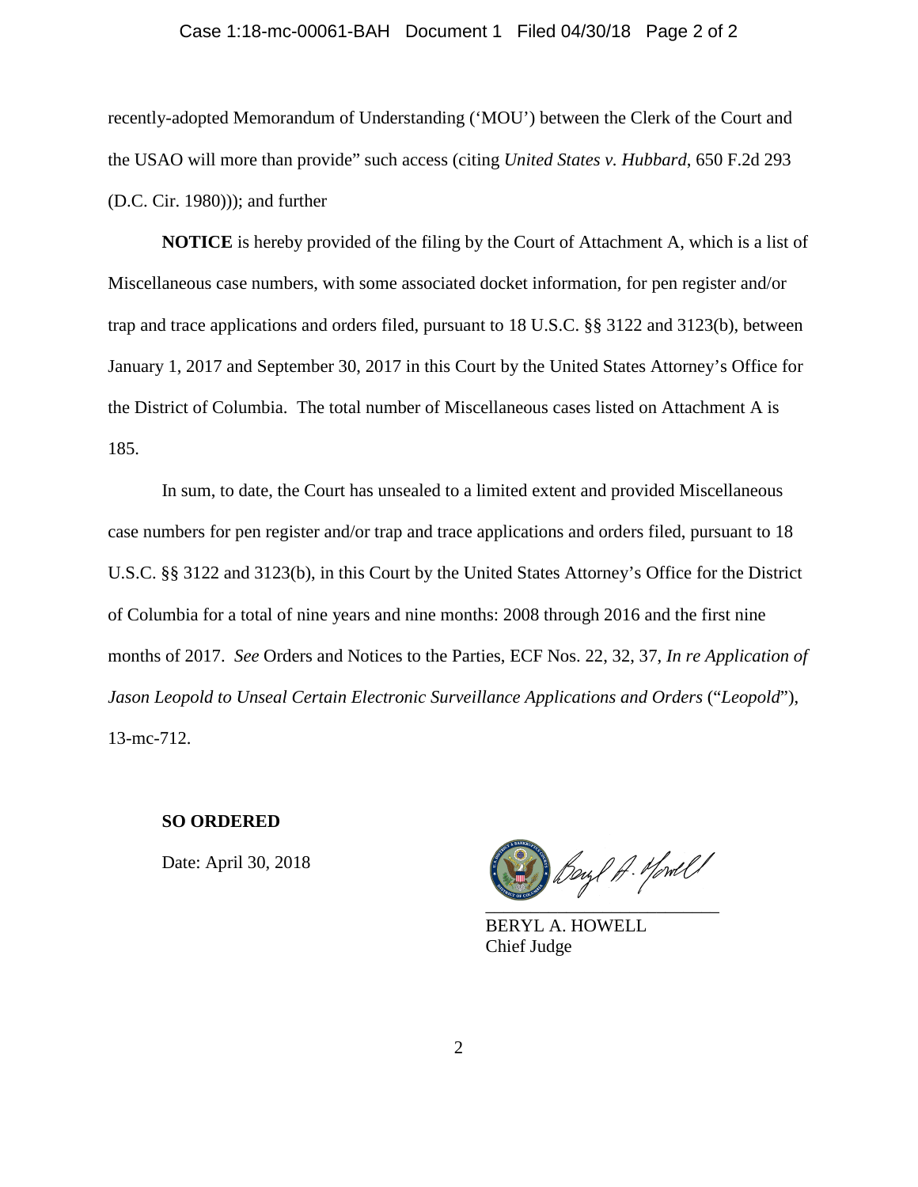recently-adopted Memorandum of Understanding ('MOU') between the Clerk of the Court and the USAO will more than provide" such access (citing *United States v. Hubbard*, 650 F.2d 293 (D.C. Cir. 1980))); and further

**NOTICE** is hereby provided of the filing by the Court of Attachment A, which is a list of Miscellaneous case numbers, with some associated docket information, for pen register and/or trap and trace applications and orders filed, pursuant to 18 U.S.C. §§ 3122 and 3123(b), between January 1, 2017 and September 30, 2017 in this Court by the United States Attorney's Office for the District of Columbia. The total number of Miscellaneous cases listed on Attachment A is 185.

In sum, to date, the Court has unsealed to a limited extent and provided Miscellaneous case numbers for pen register and/or trap and trace applications and orders filed, pursuant to 18 U.S.C. §§ 3122 and 3123(b), in this Court by the United States Attorney's Office for the District of Columbia for a total of nine years and nine months: 2008 through 2016 and the first nine months of 2017. *See* Orders and Notices to the Parties, ECF Nos. 22, 32, 37, *In re Application of Jason Leopold to Unseal Certain Electronic Surveillance Applications and Orders* ("*Leopold*"), 13-mc-712.

**SO ORDERED**

Date: April 30, 2018

BERYL A. HOWELL
Chief Judge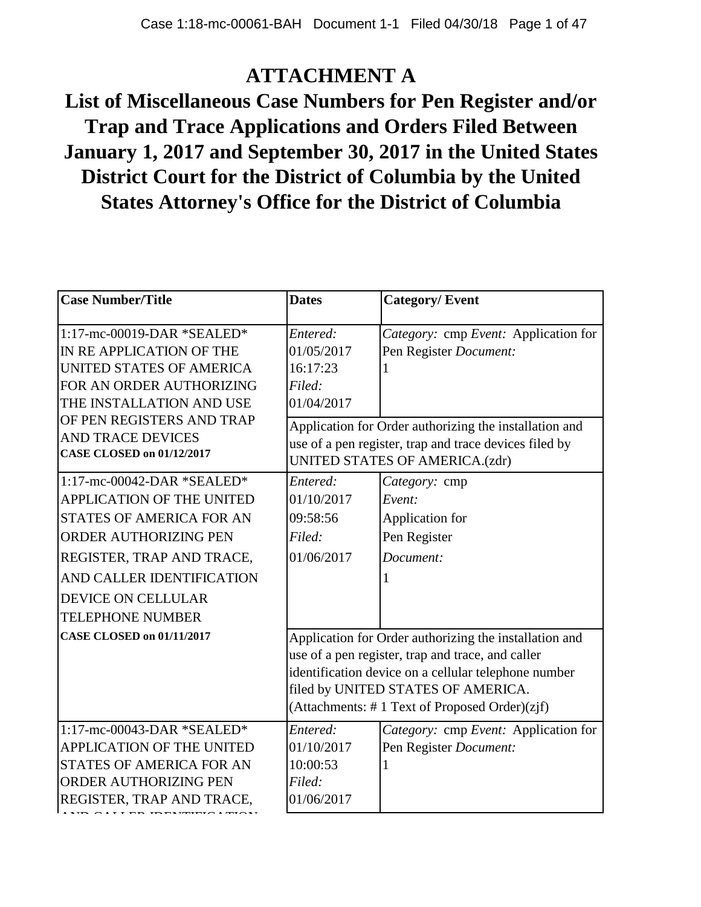# ATTACHMENT A

## List of Miscellaneous Case Numbers for Pen Register and/or Trap and Trace Applications and Orders Filed Between January 1, 2017 and September 30, 2017 in the United States District Court for the District of Columbia by the United States Attorney's Office for the District of Columbia

| Case Number/Title | Dates | Category/ Event |
|---|---|---|
| 1:17-mc-00019-DAR *SEALED* IN RE APPLICATION OF THE UNITED STATES OF AMERICA FOR AN ORDER AUTHORIZING THE INSTALLATION AND USE OF PEN REGISTERS AND TRAP AND TRACE DEVICES **CASE CLOSED on 01/12/2017** | *Entered:* 01/05/2017 16:17:23 *Filed:* 01/04/2017 | *Category:* cmp *Event:* Application for Pen Register *Document:* 1 |
| | Application for Order authorizing the installation and use of a pen register, trap and trace devices filed by UNITED STATES OF AMERICA.(zdr) | |
| 1:17-mc-00042-DAR *SEALED* APPLICATION OF THE UNITED STATES OF AMERICA FOR AN ORDER AUTHORIZING PEN REGISTER, TRAP AND TRACE, AND CALLER IDENTIFICATION DEVICE ON CELLULAR TELEPHONE NUMBER **CASE CLOSED on 01/11/2017** | *Entered:* 01/10/2017 09:58:56 *Filed:* 01/06/2017 | *Category:* cmp *Event:* Application for Pen Register *Document:* 1 |
| | Application for Order authorizing the installation and use of a pen register, trap and trace, and caller identification device on a cellular telephone number filed by UNITED STATES OF AMERICA. (Attachments: # 1 Text of Proposed Order)(zjf) | |
| 1:17-mc-00043-DAR *SEALED* APPLICATION OF THE UNITED STATES OF AMERICA FOR AN ORDER AUTHORIZING PEN REGISTER, TRAP AND TRACE, AND CALLER IDENTIFICATION | *Entered:* 01/10/2017 10:00:53 *Filed:* 01/06/2017 | *Category:* cmp *Event:* Application for Pen Register *Document:* 1 |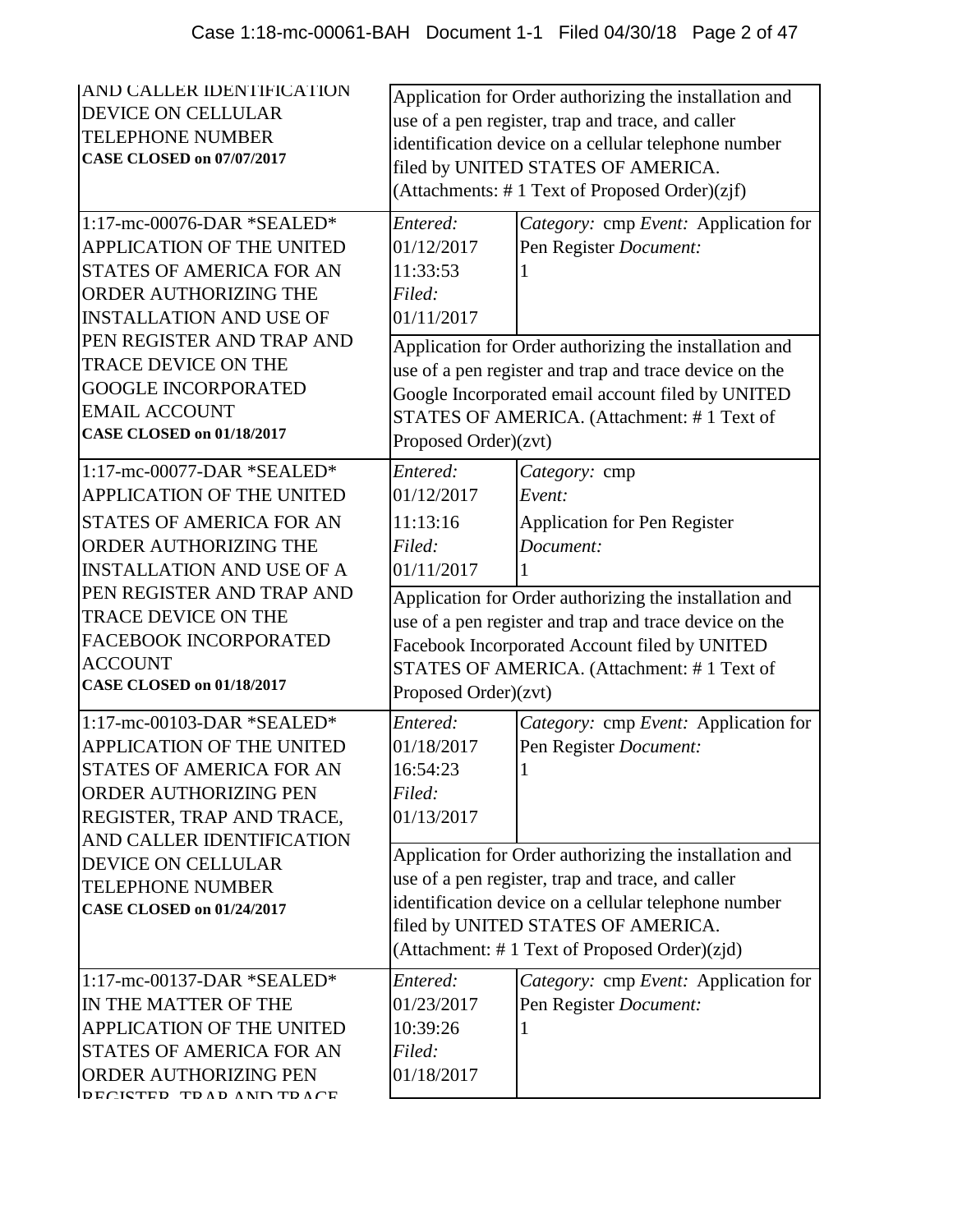| Case | Entry | Details |
|---|---|---|
| AND CALLER IDENTIFICATION DEVICE ON CELLULAR TELEPHONE NUMBER **CASE CLOSED on 07/07/2017** | Application for Order authorizing the installation and use of a pen register, trap and trace, and caller identification device on a cellular telephone number filed by UNITED STATES OF AMERICA. (Attachments: # 1 Text of Proposed Order)(zjf) | |
| 1:17-mc-00076-DAR *SEALED* APPLICATION OF THE UNITED STATES OF AMERICA FOR AN ORDER AUTHORIZING THE INSTALLATION AND USE OF PEN REGISTER AND TRAP AND TRACE DEVICE ON THE GOOGLE INCORPORATED EMAIL ACCOUNT **CASE CLOSED on 01/18/2017** | *Entered:* 01/12/2017 11:33:53 *Filed:* 01/11/2017 | *Category:* cmp *Event:* Application for Pen Register *Document:* 1 |
| | Application for Order authorizing the installation and use of a pen register and trap and trace device on the Google Incorporated email account filed by UNITED STATES OF AMERICA. (Attachment: # 1 Text of Proposed Order)(zvt) | |
| 1:17-mc-00077-DAR *SEALED* APPLICATION OF THE UNITED STATES OF AMERICA FOR AN ORDER AUTHORIZING THE INSTALLATION AND USE OF A PEN REGISTER AND TRAP AND TRACE DEVICE ON THE FACEBOOK INCORPORATED ACCOUNT **CASE CLOSED on 01/18/2017** | *Entered:* 01/12/2017 11:13:16 *Filed:* 01/11/2017 | *Category:* cmp *Event:* Application for Pen Register *Document:* 1 |
| | Application for Order authorizing the installation and use of a pen register and trap and trace device on the Facebook Incorporated Account filed by UNITED STATES OF AMERICA. (Attachment: # 1 Text of Proposed Order)(zvt) | |
| 1:17-mc-00103-DAR *SEALED* APPLICATION OF THE UNITED STATES OF AMERICA FOR AN ORDER AUTHORIZING PEN REGISTER, TRAP AND TRACE, AND CALLER IDENTIFICATION DEVICE ON CELLULAR TELEPHONE NUMBER **CASE CLOSED on 01/24/2017** | *Entered:* 01/18/2017 16:54:23 *Filed:* 01/13/2017 | *Category:* cmp *Event:* Application for Pen Register *Document:* 1 |
| | Application for Order authorizing the installation and use of a pen register, trap and trace, and caller identification device on a cellular telephone number filed by UNITED STATES OF AMERICA. (Attachment: # 1 Text of Proposed Order)(zjd) | |
| 1:17-mc-00137-DAR *SEALED* IN THE MATTER OF THE APPLICATION OF THE UNITED STATES OF AMERICA FOR AN ORDER AUTHORIZING PEN REGISTER, TRAP AND TRACE | *Entered:* 01/23/2017 10:39:26 *Filed:* 01/18/2017 | *Category:* cmp *Event:* Application for Pen Register *Document:* 1 |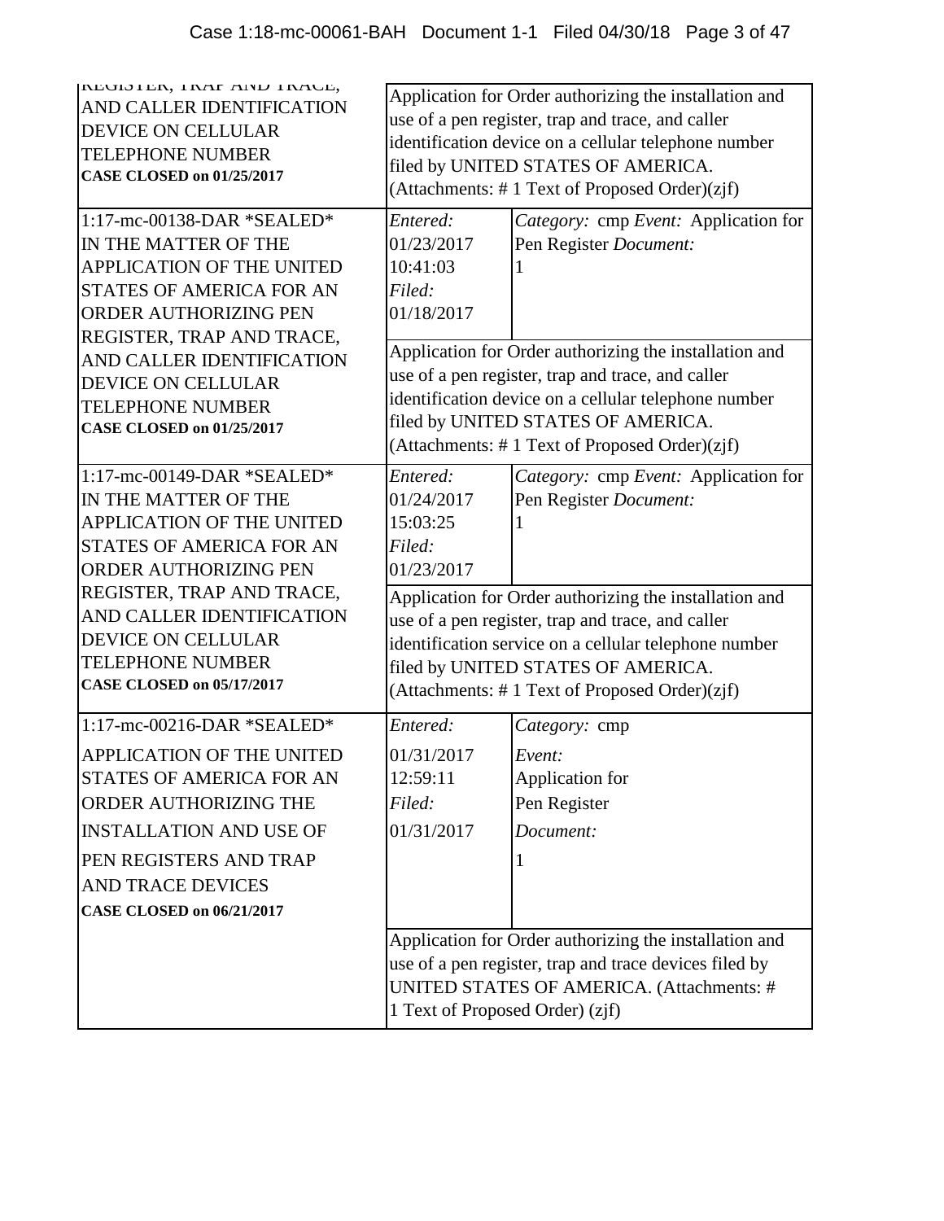| | | |
|---|---|---|
| REGISTER, TRAP AND TRACE, AND CALLER IDENTIFICATION DEVICE ON CELLULAR TELEPHONE NUMBER **CASE CLOSED on 01/25/2017** | Application for Order authorizing the installation and use of a pen register, trap and trace, and caller identification device on a cellular telephone number filed by UNITED STATES OF AMERICA. (Attachments: # 1 Text of Proposed Order)(zjf) | |
| 1:17-mc-00138-DAR *SEALED* IN THE MATTER OF THE APPLICATION OF THE UNITED STATES OF AMERICA FOR AN ORDER AUTHORIZING PEN REGISTER, TRAP AND TRACE, AND CALLER IDENTIFICATION DEVICE ON CELLULAR TELEPHONE NUMBER **CASE CLOSED on 01/25/2017** | *Entered:* 01/23/2017 10:41:03 *Filed:* 01/18/2017 | *Category:* cmp *Event:* Application for Pen Register *Document:* 1 |
| | Application for Order authorizing the installation and use of a pen register, trap and trace, and caller identification device on a cellular telephone number filed by UNITED STATES OF AMERICA. (Attachments: # 1 Text of Proposed Order)(zjf) | |
| 1:17-mc-00149-DAR *SEALED* IN THE MATTER OF THE APPLICATION OF THE UNITED STATES OF AMERICA FOR AN ORDER AUTHORIZING PEN REGISTER, TRAP AND TRACE, AND CALLER IDENTIFICATION DEVICE ON CELLULAR TELEPHONE NUMBER **CASE CLOSED on 05/17/2017** | *Entered:* 01/24/2017 15:03:25 *Filed:* 01/23/2017 | *Category:* cmp *Event:* Application for Pen Register *Document:* 1 |
| | Application for Order authorizing the installation and use of a pen register, trap and trace, and caller identification service on a cellular telephone number filed by UNITED STATES OF AMERICA. (Attachments: # 1 Text of Proposed Order)(zjf) | |
| 1:17-mc-00216-DAR *SEALED* APPLICATION OF THE UNITED STATES OF AMERICA FOR AN ORDER AUTHORIZING THE INSTALLATION AND USE OF PEN REGISTERS AND TRAP AND TRACE DEVICES **CASE CLOSED on 06/21/2017** | *Entered:* 01/31/2017 12:59:11 *Filed:* 01/31/2017 | *Category:* cmp *Event:* Application for Pen Register *Document:* 1 |
| | Application for Order authorizing the installation and use of a pen register, trap and trace devices filed by UNITED STATES OF AMERICA. (Attachments: # 1 Text of Proposed Order) (zjf) | |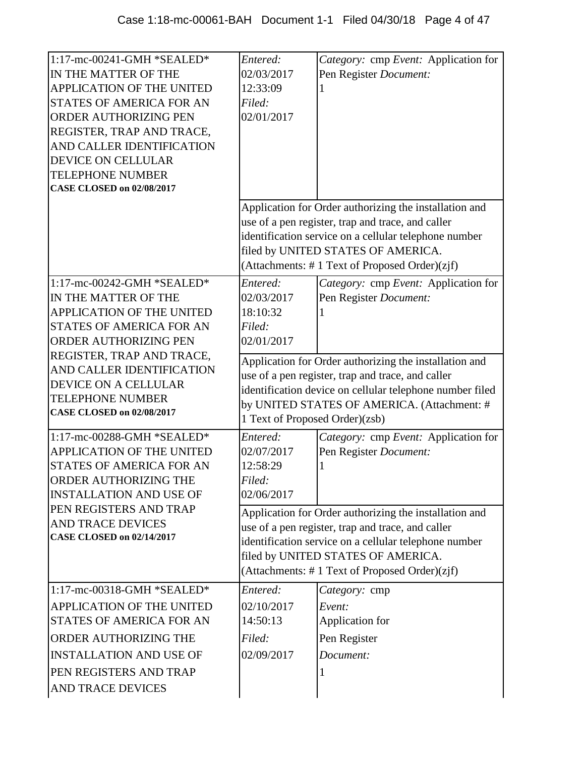| Case | Dates | Details |
| --- | --- | --- |
| 1:17-mc-00241-GMH *SEALED* IN THE MATTER OF THE APPLICATION OF THE UNITED STATES OF AMERICA FOR AN ORDER AUTHORIZING PEN REGISTER, TRAP AND TRACE, AND CALLER IDENTIFICATION DEVICE ON CELLULAR TELEPHONE NUMBER **CASE CLOSED on 02/08/2017** | *Entered:* 02/03/2017 12:33:09 *Filed:* 02/01/2017 | *Category:* cmp *Event:* Application for Pen Register *Document:* 1 |
| | Application for Order authorizing the installation and use of a pen register, trap and trace, and caller identification service on a cellular telephone number filed by UNITED STATES OF AMERICA. (Attachments: # 1 Text of Proposed Order)(zjf) | |
| 1:17-mc-00242-GMH *SEALED* IN THE MATTER OF THE APPLICATION OF THE UNITED STATES OF AMERICA FOR AN ORDER AUTHORIZING PEN REGISTER, TRAP AND TRACE, AND CALLER IDENTIFICATION DEVICE ON A CELLULAR TELEPHONE NUMBER **CASE CLOSED on 02/08/2017** | *Entered:* 02/03/2017 18:10:32 *Filed:* 02/01/2017 | *Category:* cmp *Event:* Application for Pen Register *Document:* 1 |
| | Application for Order authorizing the installation and use of a pen register, trap and trace, and caller identification device on cellular telephone number filed by UNITED STATES OF AMERICA. (Attachment: # 1 Text of Proposed Order)(zsb) | |
| 1:17-mc-00288-GMH *SEALED* APPLICATION OF THE UNITED STATES OF AMERICA FOR AN ORDER AUTHORIZING THE INSTALLATION AND USE OF PEN REGISTERS AND TRAP AND TRACE DEVICES **CASE CLOSED on 02/14/2017** | *Entered:* 02/07/2017 12:58:29 *Filed:* 02/06/2017 | *Category:* cmp *Event:* Application for Pen Register *Document:* 1 |
| | Application for Order authorizing the installation and use of a pen register, trap and trace, and caller identification service on a cellular telephone number filed by UNITED STATES OF AMERICA. (Attachments: # 1 Text of Proposed Order)(zjf) | |
| 1:17-mc-00318-GMH *SEALED* APPLICATION OF THE UNITED STATES OF AMERICA FOR AN ORDER AUTHORIZING THE INSTALLATION AND USE OF PEN REGISTERS AND TRAP AND TRACE DEVICES | *Entered:* 02/10/2017 14:50:13 *Filed:* 02/09/2017 | *Category:* cmp *Event:* Application for Pen Register *Document:* 1 |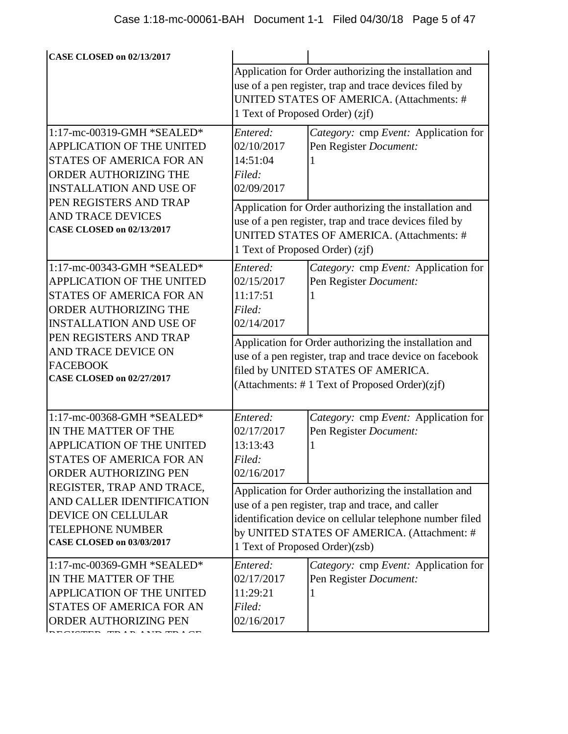| | | |
|---|---|---|
| **CASE CLOSED on 02/13/2017** | | |
| | Application for Order authorizing the installation and use of a pen register, trap and trace devices filed by UNITED STATES OF AMERICA. (Attachments: # 1 Text of Proposed Order) (zjf) | |
| 1:17-mc-00319-GMH *SEALED* APPLICATION OF THE UNITED STATES OF AMERICA FOR AN ORDER AUTHORIZING THE INSTALLATION AND USE OF PEN REGISTERS AND TRAP AND TRACE DEVICES **CASE CLOSED on 02/13/2017** | *Entered:* 02/10/2017 14:51:04 *Filed:* 02/09/2017 | *Category:* cmp *Event:* Application for Pen Register *Document:* 1 |
| | Application for Order authorizing the installation and use of a pen register, trap and trace devices filed by UNITED STATES OF AMERICA. (Attachments: # 1 Text of Proposed Order) (zjf) | |
| 1:17-mc-00343-GMH *SEALED* APPLICATION OF THE UNITED STATES OF AMERICA FOR AN ORDER AUTHORIZING THE INSTALLATION AND USE OF PEN REGISTERS AND TRAP AND TRACE DEVICE ON FACEBOOK **CASE CLOSED on 02/27/2017** | *Entered:* 02/15/2017 11:17:51 *Filed:* 02/14/2017 | *Category:* cmp *Event:* Application for Pen Register *Document:* 1 |
| | Application for Order authorizing the installation and use of a pen register, trap and trace device on facebook filed by UNITED STATES OF AMERICA. (Attachments: # 1 Text of Proposed Order)(zjf) | |
| 1:17-mc-00368-GMH *SEALED* IN THE MATTER OF THE APPLICATION OF THE UNITED STATES OF AMERICA FOR AN ORDER AUTHORIZING PEN REGISTER, TRAP AND TRACE, AND CALLER IDENTIFICATION DEVICE ON CELLULAR TELEPHONE NUMBER **CASE CLOSED on 03/03/2017** | *Entered:* 02/17/2017 13:13:43 *Filed:* 02/16/2017 | *Category:* cmp *Event:* Application for Pen Register *Document:* 1 |
| | Application for Order authorizing the installation and use of a pen register, trap and trace, and caller identification device on cellular telephone number filed by UNITED STATES OF AMERICA. (Attachment: # 1 Text of Proposed Order)(zsb) | |
| 1:17-mc-00369-GMH *SEALED* IN THE MATTER OF THE APPLICATION OF THE UNITED STATES OF AMERICA FOR AN ORDER AUTHORIZING PEN REGISTER, TRAP AND TRACE | *Entered:* 02/17/2017 11:29:21 *Filed:* 02/16/2017 | *Category:* cmp *Event:* Application for Pen Register *Document:* 1 |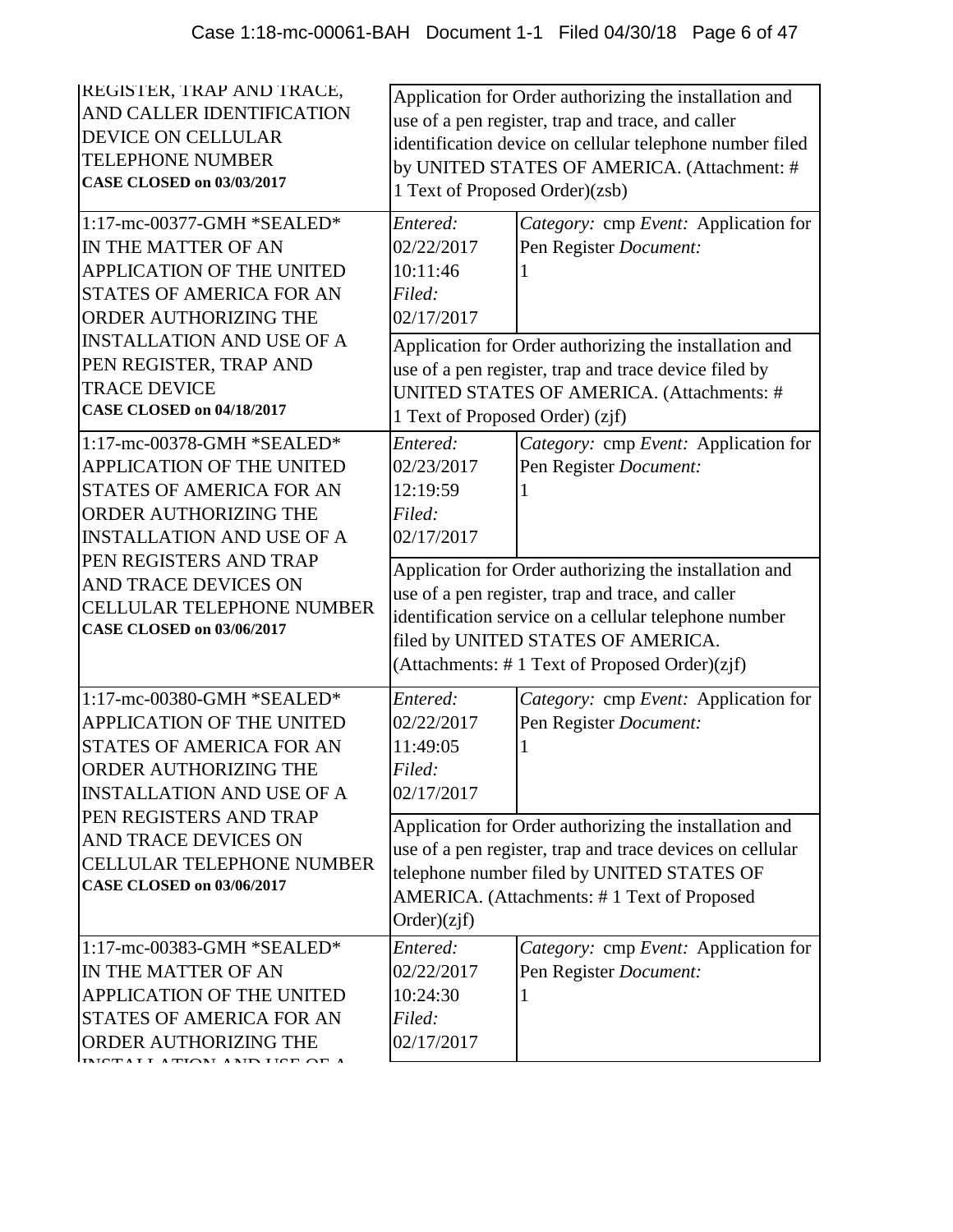| | | |
|---|---|---|
| REGISTER, TRAP AND TRACE, AND CALLER IDENTIFICATION DEVICE ON CELLULAR TELEPHONE NUMBER **CASE CLOSED on 03/03/2017** | Application for Order authorizing the installation and use of a pen register, trap and trace, and caller identification device on cellular telephone number filed by UNITED STATES OF AMERICA. (Attachment: # 1 Text of Proposed Order)(zsb) | |
| 1:17-mc-00377-GMH *SEALED* IN THE MATTER OF AN APPLICATION OF THE UNITED STATES OF AMERICA FOR AN ORDER AUTHORIZING THE INSTALLATION AND USE OF A PEN REGISTER, TRAP AND TRACE DEVICE **CASE CLOSED on 04/18/2017** | *Entered:* 02/22/2017 10:11:46 *Filed:* 02/17/2017 | *Category:* cmp *Event:* Application for Pen Register *Document:* 1 |
| | Application for Order authorizing the installation and use of a pen register, trap and trace device filed by UNITED STATES OF AMERICA. (Attachments: # 1 Text of Proposed Order) (zjf) | |
| 1:17-mc-00378-GMH *SEALED* APPLICATION OF THE UNITED STATES OF AMERICA FOR AN ORDER AUTHORIZING THE INSTALLATION AND USE OF A PEN REGISTERS AND TRAP AND TRACE DEVICES ON CELLULAR TELEPHONE NUMBER **CASE CLOSED on 03/06/2017** | *Entered:* 02/23/2017 12:19:59 *Filed:* 02/17/2017 | *Category:* cmp *Event:* Application for Pen Register *Document:* 1 |
| | Application for Order authorizing the installation and use of a pen register, trap and trace, and caller identification service on a cellular telephone number filed by UNITED STATES OF AMERICA. (Attachments: # 1 Text of Proposed Order)(zjf) | |
| 1:17-mc-00380-GMH *SEALED* APPLICATION OF THE UNITED STATES OF AMERICA FOR AN ORDER AUTHORIZING THE INSTALLATION AND USE OF A PEN REGISTERS AND TRAP AND TRACE DEVICES ON CELLULAR TELEPHONE NUMBER **CASE CLOSED on 03/06/2017** | *Entered:* 02/22/2017 11:49:05 *Filed:* 02/17/2017 | *Category:* cmp *Event:* Application for Pen Register *Document:* 1 |
| | Application for Order authorizing the installation and use of a pen register, trap and trace devices on cellular telephone number filed by UNITED STATES OF AMERICA. (Attachments: # 1 Text of Proposed Order)(zjf) | |
| 1:17-mc-00383-GMH *SEALED* IN THE MATTER OF AN APPLICATION OF THE UNITED STATES OF AMERICA FOR AN ORDER AUTHORIZING THE INSTALLATION AND USE OF A | *Entered:* 02/22/2017 10:24:30 *Filed:* 02/17/2017 | *Category:* cmp *Event:* Application for Pen Register *Document:* 1 |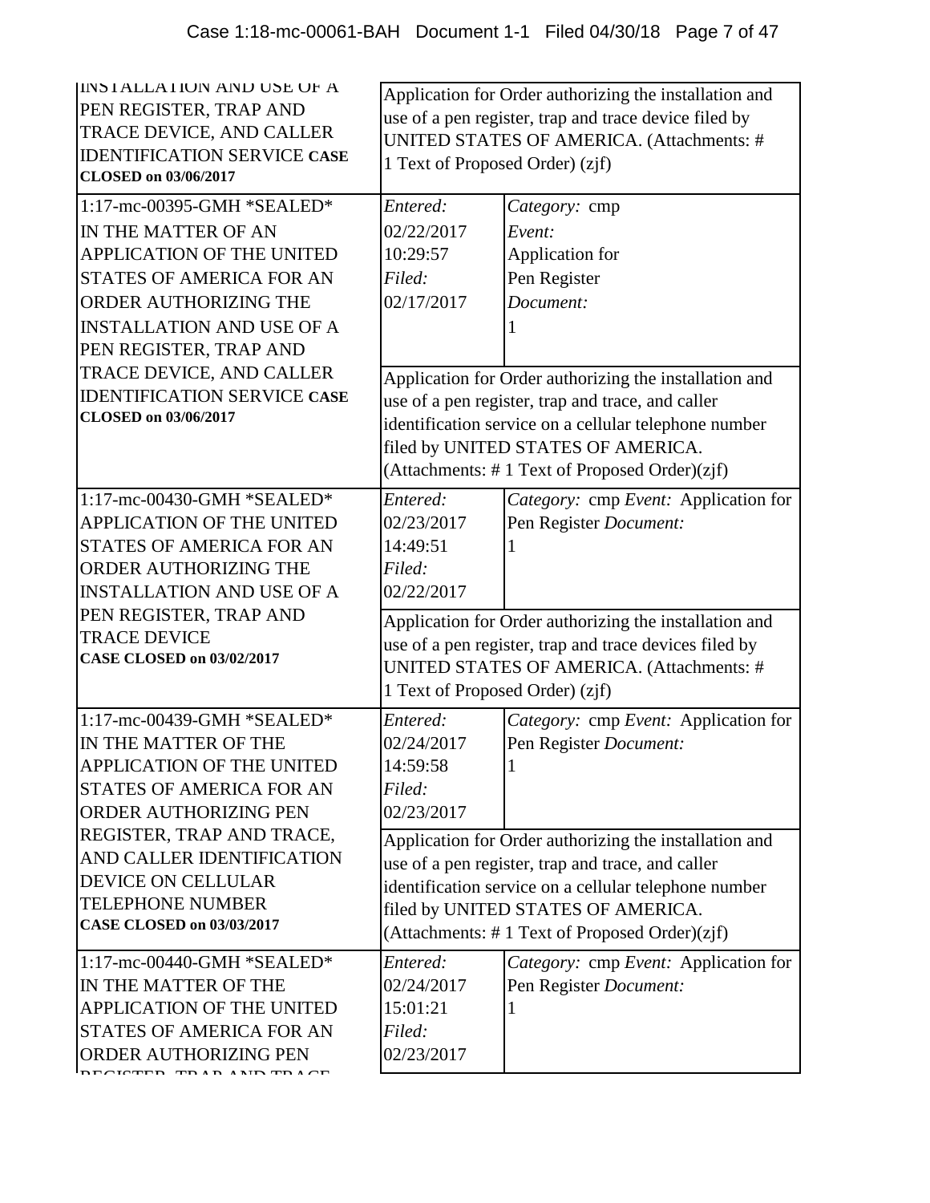| | | |
|---|---|---|
| INSTALLATION AND USE OF A PEN REGISTER, TRAP AND TRACE DEVICE, AND CALLER IDENTIFICATION SERVICE **CASE CLOSED on 03/06/2017** | Application for Order authorizing the installation and use of a pen register, trap and trace device filed by UNITED STATES OF AMERICA. (Attachments: # 1 Text of Proposed Order) (zjf) | |
| 1:17-mc-00395-GMH *SEALED* IN THE MATTER OF AN APPLICATION OF THE UNITED STATES OF AMERICA FOR AN ORDER AUTHORIZING THE INSTALLATION AND USE OF A PEN REGISTER, TRAP AND TRACE DEVICE, AND CALLER IDENTIFICATION SERVICE **CASE CLOSED on 03/06/2017** | *Entered:* 02/22/2017 10:29:57 *Filed:* 02/17/2017 | *Category:* cmp *Event:* Application for Pen Register *Document:* 1 |
| | Application for Order authorizing the installation and use of a pen register, trap and trace, and caller identification service on a cellular telephone number filed by UNITED STATES OF AMERICA. (Attachments: # 1 Text of Proposed Order)(zjf) | |
| 1:17-mc-00430-GMH *SEALED* APPLICATION OF THE UNITED STATES OF AMERICA FOR AN ORDER AUTHORIZING THE INSTALLATION AND USE OF A PEN REGISTER, TRAP AND TRACE DEVICE **CASE CLOSED on 03/02/2017** | *Entered:* 02/23/2017 14:49:51 *Filed:* 02/22/2017 | *Category:* cmp *Event:* Application for Pen Register *Document:* 1 |
| | Application for Order authorizing the installation and use of a pen register, trap and trace devices filed by UNITED STATES OF AMERICA. (Attachments: # 1 Text of Proposed Order) (zjf) | |
| 1:17-mc-00439-GMH *SEALED* IN THE MATTER OF THE APPLICATION OF THE UNITED STATES OF AMERICA FOR AN ORDER AUTHORIZING PEN REGISTER, TRAP AND TRACE, AND CALLER IDENTIFICATION DEVICE ON CELLULAR TELEPHONE NUMBER **CASE CLOSED on 03/03/2017** | *Entered:* 02/24/2017 14:59:58 *Filed:* 02/23/2017 | *Category:* cmp *Event:* Application for Pen Register *Document:* 1 |
| | Application for Order authorizing the installation and use of a pen register, trap and trace, and caller identification service on a cellular telephone number filed by UNITED STATES OF AMERICA. (Attachments: # 1 Text of Proposed Order)(zjf) | |
| 1:17-mc-00440-GMH *SEALED* IN THE MATTER OF THE APPLICATION OF THE UNITED STATES OF AMERICA FOR AN ORDER AUTHORIZING PEN REGISTER, TRAP AND TRACE | *Entered:* 02/24/2017 15:01:21 *Filed:* 02/23/2017 | *Category:* cmp *Event:* Application for Pen Register *Document:* 1 |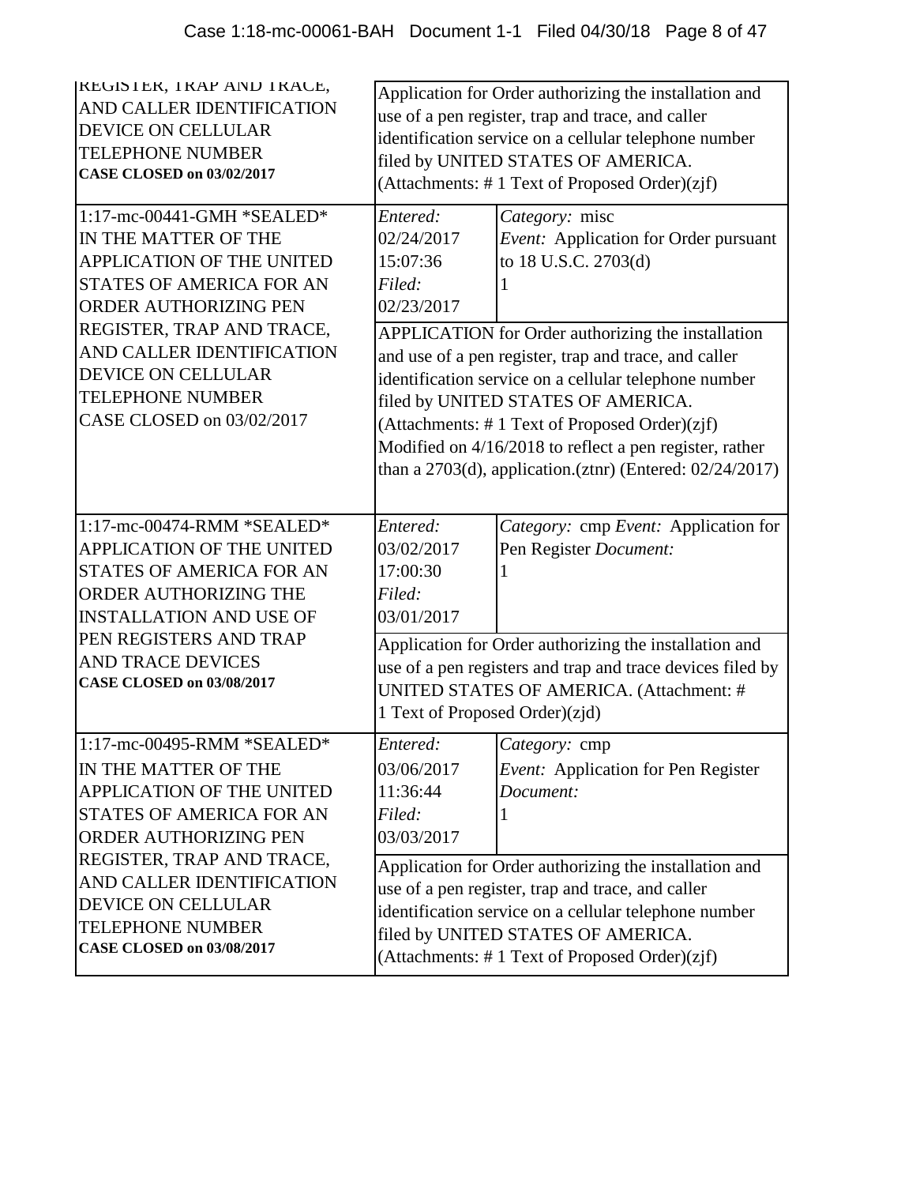| | | |
|---|---|---|
| REGISTER, TRAP AND TRACE, AND CALLER IDENTIFICATION DEVICE ON CELLULAR TELEPHONE NUMBER **CASE CLOSED on 03/02/2017** | Application for Order authorizing the installation and use of a pen register, trap and trace, and caller identification service on a cellular telephone number filed by UNITED STATES OF AMERICA. (Attachments: # 1 Text of Proposed Order)(zjf) | |
| 1:17-mc-00441-GMH *SEALED* IN THE MATTER OF THE APPLICATION OF THE UNITED STATES OF AMERICA FOR AN ORDER AUTHORIZING PEN REGISTER, TRAP AND TRACE, AND CALLER IDENTIFICATION DEVICE ON CELLULAR TELEPHONE NUMBER CASE CLOSED on 03/02/2017 | *Entered:* 02/24/2017 15:07:36 *Filed:* 02/23/2017 | *Category:* misc *Event:* Application for Order pursuant to 18 U.S.C. 2703(d) 1 |
| | APPLICATION for Order authorizing the installation and use of a pen register, trap and trace, and caller identification service on a cellular telephone number filed by UNITED STATES OF AMERICA. (Attachments: # 1 Text of Proposed Order)(zjf) Modified on 4/16/2018 to reflect a pen register, rather than a 2703(d), application.(ztnr) (Entered: 02/24/2017) | |
| 1:17-mc-00474-RMM *SEALED* APPLICATION OF THE UNITED STATES OF AMERICA FOR AN ORDER AUTHORIZING THE INSTALLATION AND USE OF PEN REGISTERS AND TRAP AND TRACE DEVICES **CASE CLOSED on 03/08/2017** | *Entered:* 03/02/2017 17:00:30 *Filed:* 03/01/2017 | *Category:* cmp *Event:* Application for Pen Register *Document:* 1 |
| | Application for Order authorizing the installation and use of a pen registers and trap and trace devices filed by UNITED STATES OF AMERICA. (Attachment: # 1 Text of Proposed Order)(zjd) | |
| 1:17-mc-00495-RMM *SEALED* IN THE MATTER OF THE APPLICATION OF THE UNITED STATES OF AMERICA FOR AN ORDER AUTHORIZING PEN REGISTER, TRAP AND TRACE, AND CALLER IDENTIFICATION DEVICE ON CELLULAR TELEPHONE NUMBER **CASE CLOSED on 03/08/2017** | *Entered:* 03/06/2017 11:36:44 *Filed:* 03/03/2017 | *Category:* cmp *Event:* Application for Pen Register *Document:* 1 |
| | Application for Order authorizing the installation and use of a pen register, trap and trace, and caller identification service on a cellular telephone number filed by UNITED STATES OF AMERICA. (Attachments: # 1 Text of Proposed Order)(zjf) | |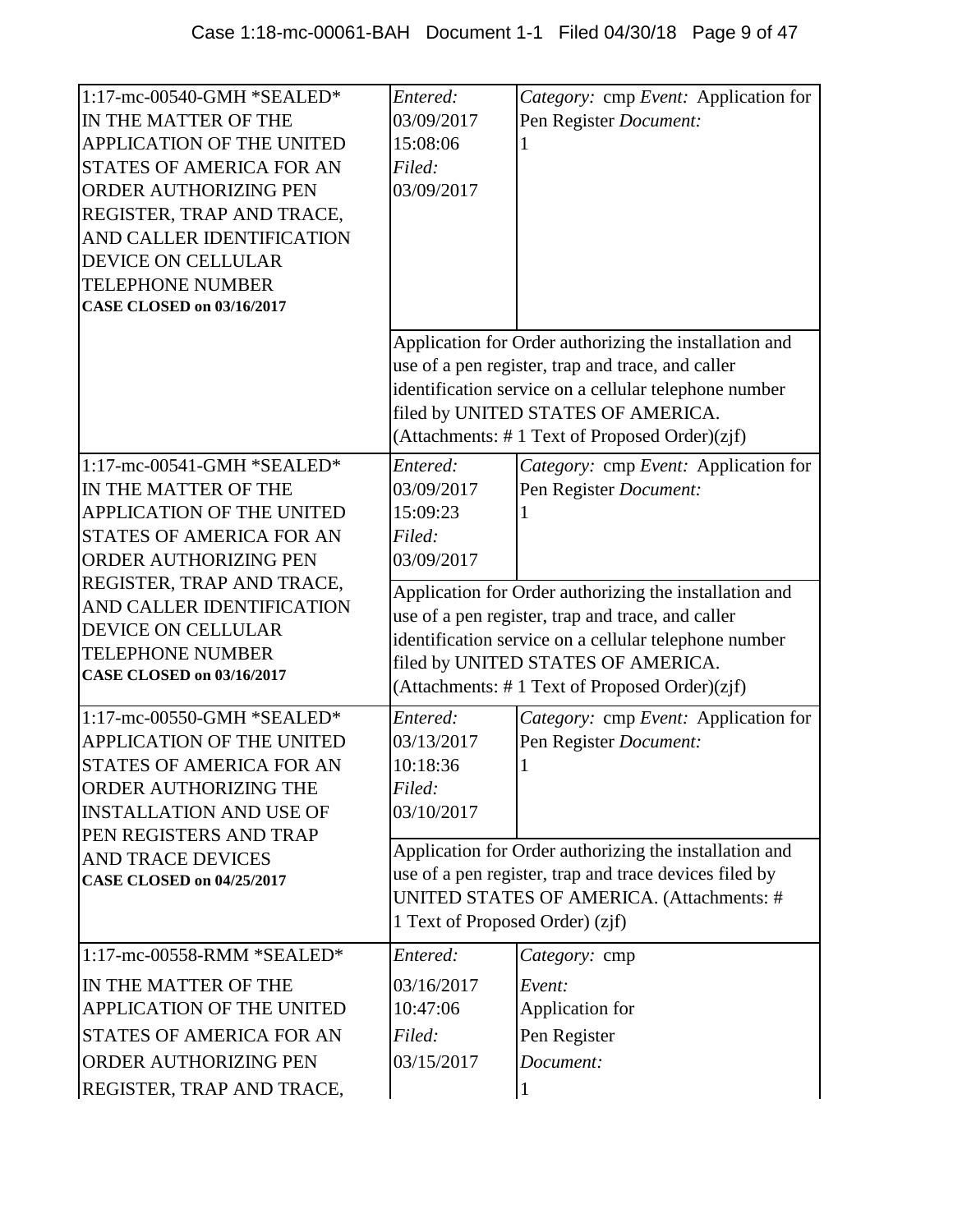| Case | Entry | Details |
|---|---|---|
| 1:17-mc-00540-GMH *SEALED* IN THE MATTER OF THE APPLICATION OF THE UNITED STATES OF AMERICA FOR AN ORDER AUTHORIZING PEN REGISTER, TRAP AND TRACE, AND CALLER IDENTIFICATION DEVICE ON CELLULAR TELEPHONE NUMBER **CASE CLOSED on 03/16/2017** | *Entered:* 03/09/2017 15:08:06 *Filed:* 03/09/2017 | *Category:* cmp *Event:* Application for Pen Register *Document:* 1 |
| | Application for Order authorizing the installation and use of a pen register, trap and trace, and caller identification service on a cellular telephone number filed by UNITED STATES OF AMERICA. (Attachments: # 1 Text of Proposed Order)(zjf) | |
| 1:17-mc-00541-GMH *SEALED* IN THE MATTER OF THE APPLICATION OF THE UNITED STATES OF AMERICA FOR AN ORDER AUTHORIZING PEN REGISTER, TRAP AND TRACE, AND CALLER IDENTIFICATION DEVICE ON CELLULAR TELEPHONE NUMBER **CASE CLOSED on 03/16/2017** | *Entered:* 03/09/2017 15:09:23 *Filed:* 03/09/2017 | *Category:* cmp *Event:* Application for Pen Register *Document:* 1 |
| | Application for Order authorizing the installation and use of a pen register, trap and trace, and caller identification service on a cellular telephone number filed by UNITED STATES OF AMERICA. (Attachments: # 1 Text of Proposed Order)(zjf) | |
| 1:17-mc-00550-GMH *SEALED* APPLICATION OF THE UNITED STATES OF AMERICA FOR AN ORDER AUTHORIZING THE INSTALLATION AND USE OF PEN REGISTERS AND TRAP AND TRACE DEVICES **CASE CLOSED on 04/25/2017** | *Entered:* 03/13/2017 10:18:36 *Filed:* 03/10/2017 | *Category:* cmp *Event:* Application for Pen Register *Document:* 1 |
| | Application for Order authorizing the installation and use of a pen register, trap and trace devices filed by UNITED STATES OF AMERICA. (Attachments: # 1 Text of Proposed Order) (zjf) | |
| 1:17-mc-00558-RMM *SEALED* IN THE MATTER OF THE APPLICATION OF THE UNITED STATES OF AMERICA FOR AN ORDER AUTHORIZING PEN REGISTER, TRAP AND TRACE, | *Entered:* 03/16/2017 10:47:06 *Filed:* 03/15/2017 | *Category:* cmp *Event:* Application for Pen Register *Document:* 1 |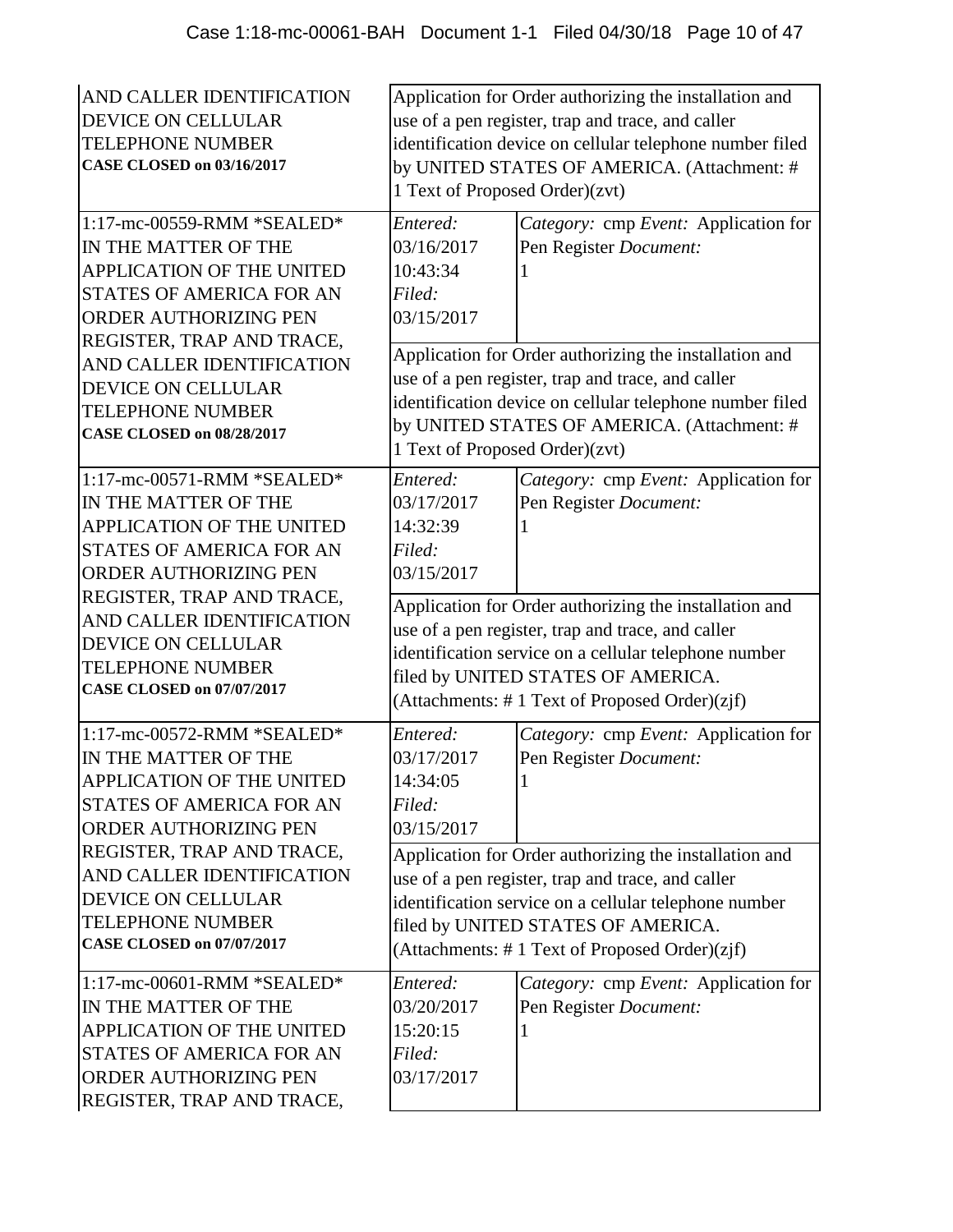| | | |
|---|---|---|
| AND CALLER IDENTIFICATION DEVICE ON CELLULAR TELEPHONE NUMBER **CASE CLOSED on 03/16/2017** | Application for Order authorizing the installation and use of a pen register, trap and trace, and caller identification device on cellular telephone number filed by UNITED STATES OF AMERICA. (Attachment: # 1 Text of Proposed Order)(zvt) | |
| 1:17-mc-00559-RMM *SEALED* IN THE MATTER OF THE APPLICATION OF THE UNITED STATES OF AMERICA FOR AN ORDER AUTHORIZING PEN REGISTER, TRAP AND TRACE, AND CALLER IDENTIFICATION DEVICE ON CELLULAR TELEPHONE NUMBER **CASE CLOSED on 08/28/2017** | *Entered:* 03/16/2017 10:43:34 *Filed:* 03/15/2017 | *Category:* cmp *Event:* Application for Pen Register *Document:* 1 |
| | Application for Order authorizing the installation and use of a pen register, trap and trace, and caller identification device on cellular telephone number filed by UNITED STATES OF AMERICA. (Attachment: # 1 Text of Proposed Order)(zvt) | |
| 1:17-mc-00571-RMM *SEALED* IN THE MATTER OF THE APPLICATION OF THE UNITED STATES OF AMERICA FOR AN ORDER AUTHORIZING PEN REGISTER, TRAP AND TRACE, AND CALLER IDENTIFICATION DEVICE ON CELLULAR TELEPHONE NUMBER **CASE CLOSED on 07/07/2017** | *Entered:* 03/17/2017 14:32:39 *Filed:* 03/15/2017 | *Category:* cmp *Event:* Application for Pen Register *Document:* 1 |
| | Application for Order authorizing the installation and use of a pen register, trap and trace, and caller identification service on a cellular telephone number filed by UNITED STATES OF AMERICA. (Attachments: # 1 Text of Proposed Order)(zjf) | |
| 1:17-mc-00572-RMM *SEALED* IN THE MATTER OF THE APPLICATION OF THE UNITED STATES OF AMERICA FOR AN ORDER AUTHORIZING PEN REGISTER, TRAP AND TRACE, AND CALLER IDENTIFICATION DEVICE ON CELLULAR TELEPHONE NUMBER **CASE CLOSED on 07/07/2017** | *Entered:* 03/17/2017 14:34:05 *Filed:* 03/15/2017 | *Category:* cmp *Event:* Application for Pen Register *Document:* 1 |
| | Application for Order authorizing the installation and use of a pen register, trap and trace, and caller identification service on a cellular telephone number filed by UNITED STATES OF AMERICA. (Attachments: # 1 Text of Proposed Order)(zjf) | |
| 1:17-mc-00601-RMM *SEALED* IN THE MATTER OF THE APPLICATION OF THE UNITED STATES OF AMERICA FOR AN ORDER AUTHORIZING PEN REGISTER, TRAP AND TRACE, | *Entered:* 03/20/2017 15:20:15 *Filed:* 03/17/2017 | *Category:* cmp *Event:* Application for Pen Register *Document:* 1 |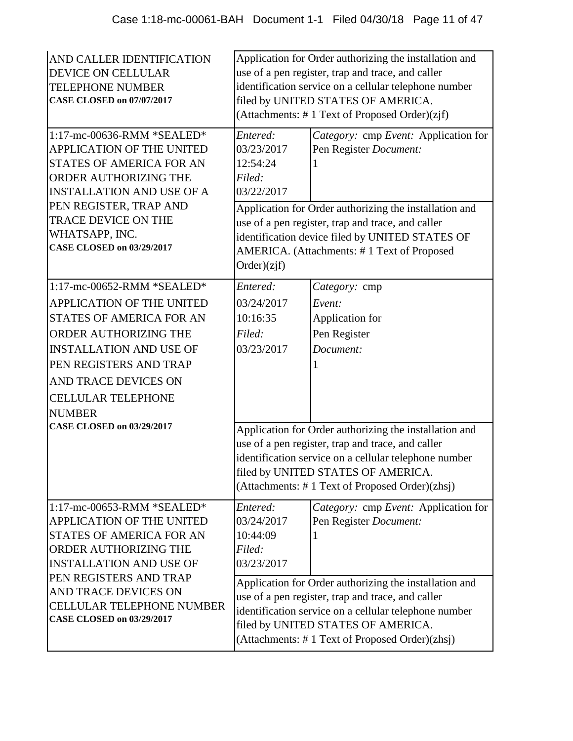| | | |
|---|---|---|
| AND CALLER IDENTIFICATION DEVICE ON CELLULAR TELEPHONE NUMBER **CASE CLOSED on 07/07/2017** | Application for Order authorizing the installation and use of a pen register, trap and trace, and caller identification service on a cellular telephone number filed by UNITED STATES OF AMERICA. (Attachments: # 1 Text of Proposed Order)(zjf) | |
| 1:17-mc-00636-RMM *SEALED* APPLICATION OF THE UNITED STATES OF AMERICA FOR AN ORDER AUTHORIZING THE INSTALLATION AND USE OF A PEN REGISTER, TRAP AND TRACE DEVICE ON THE WHATSAPP, INC. **CASE CLOSED on 03/29/2017** | *Entered:* 03/23/2017 12:54:24 *Filed:* 03/22/2017 | *Category:* cmp *Event:* Application for Pen Register *Document:* 1 |
| | Application for Order authorizing the installation and use of a pen register, trap and trace, and caller identification device filed by UNITED STATES OF AMERICA. (Attachments: # 1 Text of Proposed Order)(zjf) | |
| 1:17-mc-00652-RMM *SEALED* APPLICATION OF THE UNITED STATES OF AMERICA FOR AN ORDER AUTHORIZING THE INSTALLATION AND USE OF PEN REGISTERS AND TRAP AND TRACE DEVICES ON CELLULAR TELEPHONE NUMBER **CASE CLOSED on 03/29/2017** | *Entered:* 03/24/2017 10:16:35 *Filed:* 03/23/2017 | *Category:* cmp *Event:* Application for Pen Register *Document:* 1 |
| | Application for Order authorizing the installation and use of a pen register, trap and trace, and caller identification service on a cellular telephone number filed by UNITED STATES OF AMERICA. (Attachments: # 1 Text of Proposed Order)(zhsj) | |
| 1:17-mc-00653-RMM *SEALED* APPLICATION OF THE UNITED STATES OF AMERICA FOR AN ORDER AUTHORIZING THE INSTALLATION AND USE OF PEN REGISTERS AND TRAP AND TRACE DEVICES ON CELLULAR TELEPHONE NUMBER **CASE CLOSED on 03/29/2017** | *Entered:* 03/24/2017 10:44:09 *Filed:* 03/23/2017 | *Category:* cmp *Event:* Application for Pen Register *Document:* 1 |
| | Application for Order authorizing the installation and use of a pen register, trap and trace, and caller identification service on a cellular telephone number filed by UNITED STATES OF AMERICA. (Attachments: # 1 Text of Proposed Order)(zhsj) | |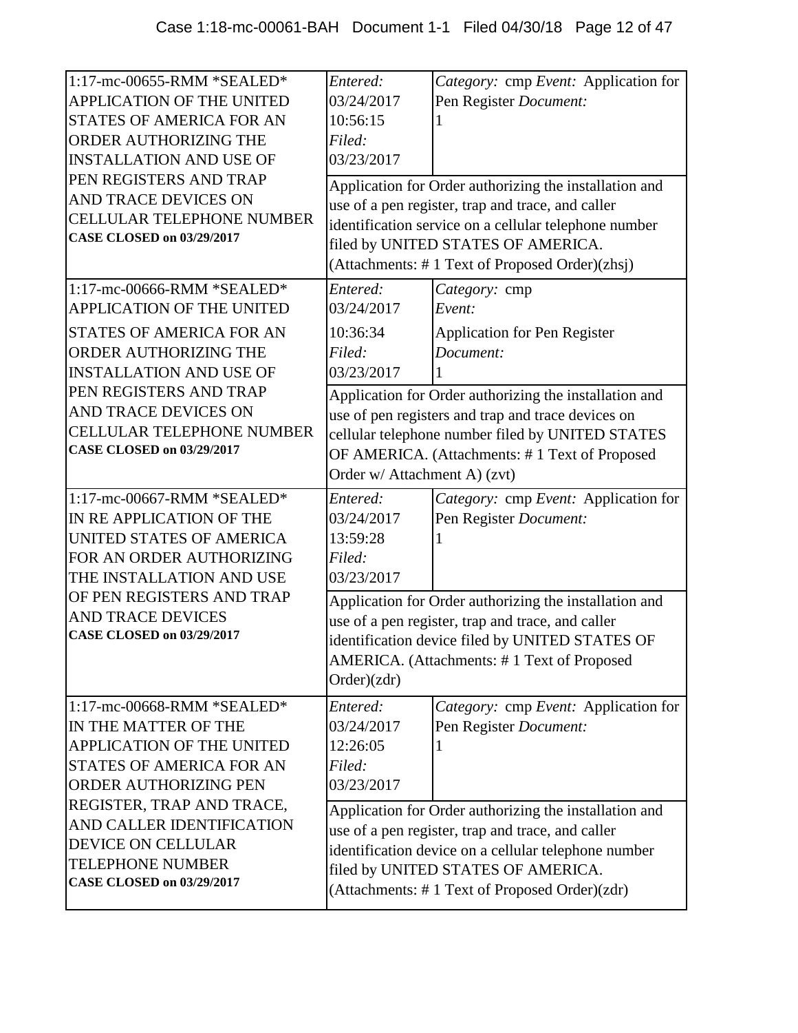| Case | Entry Info | Details |
|---|---|---|
| 1:17-mc-00655-RMM *SEALED* APPLICATION OF THE UNITED STATES OF AMERICA FOR AN ORDER AUTHORIZING THE INSTALLATION AND USE OF PEN REGISTERS AND TRAP AND TRACE DEVICES ON CELLULAR TELEPHONE NUMBER **CASE CLOSED on 03/29/2017** | *Entered:* 03/24/2017 10:56:15 *Filed:* 03/23/2017 | *Category:* cmp *Event:* Application for Pen Register *Document:* 1 |
| | Application for Order authorizing the installation and use of a pen register, trap and trace, and caller identification service on a cellular telephone number filed by UNITED STATES OF AMERICA. (Attachments: # 1 Text of Proposed Order)(zhsj) | |
| 1:17-mc-00666-RMM *SEALED* APPLICATION OF THE UNITED STATES OF AMERICA FOR AN ORDER AUTHORIZING THE INSTALLATION AND USE OF PEN REGISTERS AND TRAP AND TRACE DEVICES ON CELLULAR TELEPHONE NUMBER **CASE CLOSED on 03/29/2017** | *Entered:* 03/24/2017 10:36:34 *Filed:* 03/23/2017 | *Category:* cmp *Event:* Application for Pen Register *Document:* 1 |
| | Application for Order authorizing the installation and use of pen registers and trap and trace devices on cellular telephone number filed by UNITED STATES OF AMERICA. (Attachments: # 1 Text of Proposed Order w/ Attachment A) (zvt) | |
| 1:17-mc-00667-RMM *SEALED* IN RE APPLICATION OF THE UNITED STATES OF AMERICA FOR AN ORDER AUTHORIZING THE INSTALLATION AND USE OF PEN REGISTERS AND TRAP AND TRACE DEVICES **CASE CLOSED on 03/29/2017** | *Entered:* 03/24/2017 13:59:28 *Filed:* 03/23/2017 | *Category:* cmp *Event:* Application for Pen Register *Document:* 1 |
| | Application for Order authorizing the installation and use of a pen register, trap and trace, and caller identification device filed by UNITED STATES OF AMERICA. (Attachments: # 1 Text of Proposed Order)(zdr) | |
| 1:17-mc-00668-RMM *SEALED* IN THE MATTER OF THE APPLICATION OF THE UNITED STATES OF AMERICA FOR AN ORDER AUTHORIZING PEN REGISTER, TRAP AND TRACE, AND CALLER IDENTIFICATION DEVICE ON CELLULAR TELEPHONE NUMBER **CASE CLOSED on 03/29/2017** | *Entered:* 03/24/2017 12:26:05 *Filed:* 03/23/2017 | *Category:* cmp *Event:* Application for Pen Register *Document:* 1 |
| | Application for Order authorizing the installation and use of a pen register, trap and trace, and caller identification device on a cellular telephone number filed by UNITED STATES OF AMERICA. (Attachments: # 1 Text of Proposed Order)(zdr) | |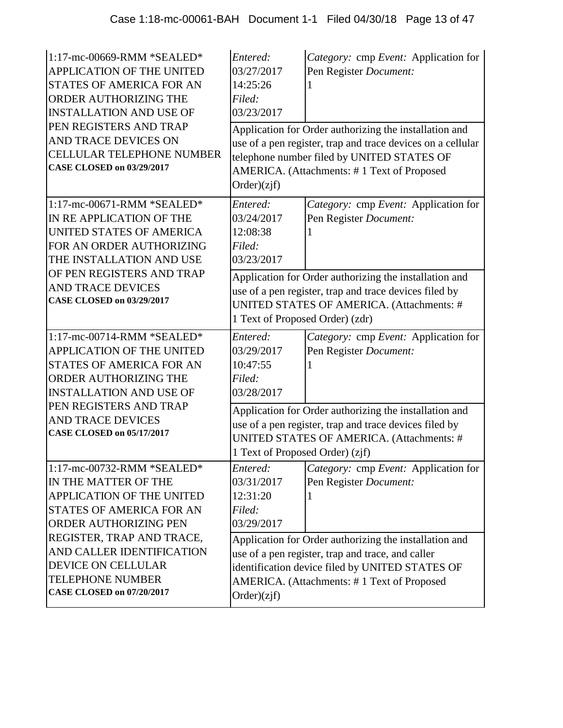| Case | Dates | Details |
| --- | --- | --- |
| 1:17-mc-00669-RMM *SEALED* APPLICATION OF THE UNITED STATES OF AMERICA FOR AN ORDER AUTHORIZING THE INSTALLATION AND USE OF PEN REGISTERS AND TRAP AND TRACE DEVICES ON CELLULAR TELEPHONE NUMBER **CASE CLOSED on 03/29/2017** | *Entered:* 03/27/2017 14:25:26 *Filed:* 03/23/2017 | *Category:* cmp *Event:* Application for Pen Register *Document:* 1<br>Application for Order authorizing the installation and use of a pen register, trap and trace devices on a cellular telephone number filed by UNITED STATES OF AMERICA. (Attachments: # 1 Text of Proposed Order)(zjf) |
| 1:17-mc-00671-RMM *SEALED* IN RE APPLICATION OF THE UNITED STATES OF AMERICA FOR AN ORDER AUTHORIZING THE INSTALLATION AND USE OF PEN REGISTERS AND TRAP AND TRACE DEVICES **CASE CLOSED on 03/29/2017** | *Entered:* 03/24/2017 12:08:38 *Filed:* 03/23/2017 | *Category:* cmp *Event:* Application for Pen Register *Document:* 1<br>Application for Order authorizing the installation and use of a pen register, trap and trace devices filed by UNITED STATES OF AMERICA. (Attachments: # 1 Text of Proposed Order) (zdr) |
| 1:17-mc-00714-RMM *SEALED* APPLICATION OF THE UNITED STATES OF AMERICA FOR AN ORDER AUTHORIZING THE INSTALLATION AND USE OF PEN REGISTERS AND TRAP AND TRACE DEVICES **CASE CLOSED on 05/17/2017** | *Entered:* 03/29/2017 10:47:55 *Filed:* 03/28/2017 | *Category:* cmp *Event:* Application for Pen Register *Document:* 1<br>Application for Order authorizing the installation and use of a pen register, trap and trace devices filed by UNITED STATES OF AMERICA. (Attachments: # 1 Text of Proposed Order) (zjf) |
| 1:17-mc-00732-RMM *SEALED* IN THE MATTER OF THE APPLICATION OF THE UNITED STATES OF AMERICA FOR AN ORDER AUTHORIZING PEN REGISTER, TRAP AND TRACE, AND CALLER IDENTIFICATION DEVICE ON CELLULAR TELEPHONE NUMBER **CASE CLOSED on 07/20/2017** | *Entered:* 03/31/2017 12:31:20 *Filed:* 03/29/2017 | *Category:* cmp *Event:* Application for Pen Register *Document:* 1<br>Application for Order authorizing the installation and use of a pen register, trap and trace, and caller identification device filed by UNITED STATES OF AMERICA. (Attachments: # 1 Text of Proposed Order)(zjf) |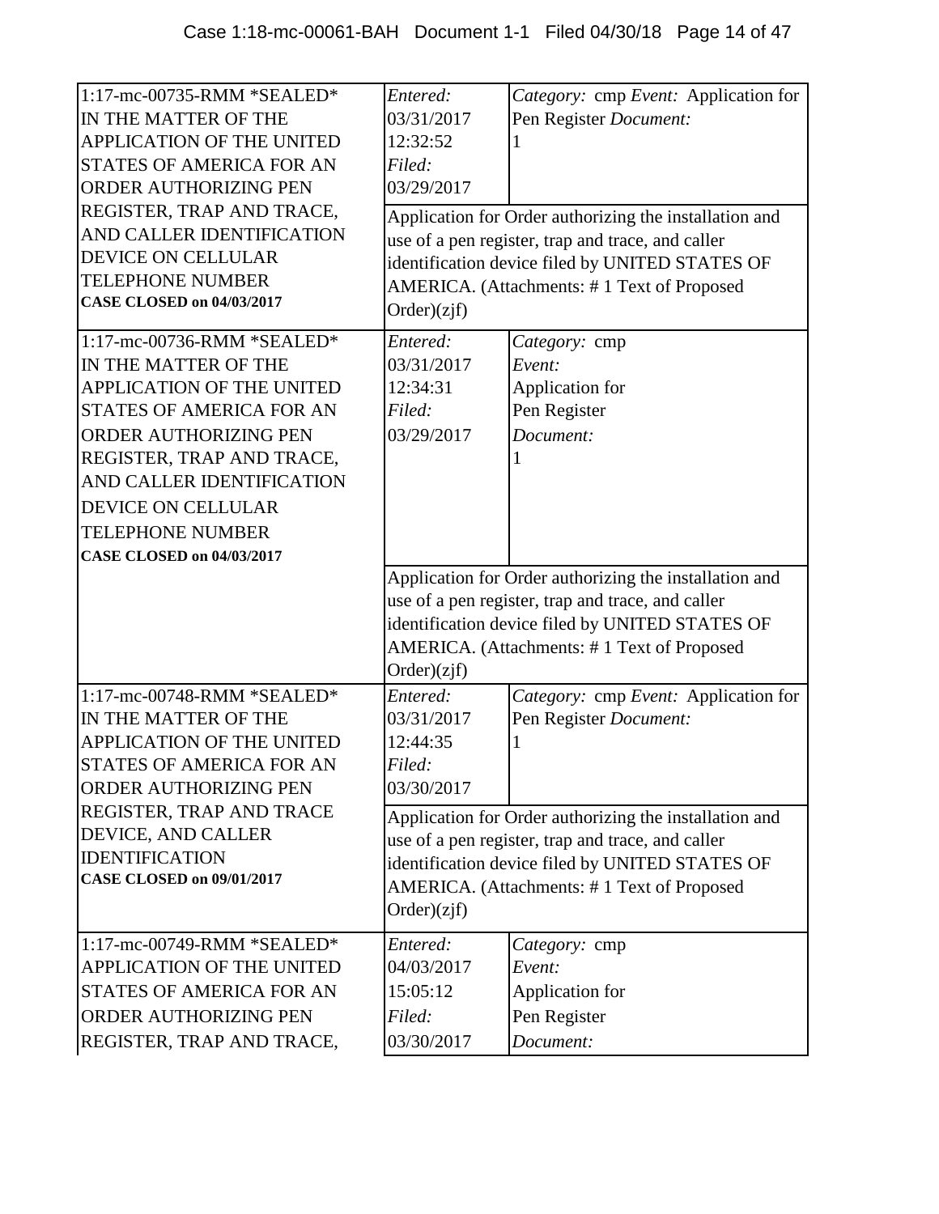| Case | Dates | Details |
|---|---|---|
| 1:17-mc-00735-RMM *SEALED* IN THE MATTER OF THE APPLICATION OF THE UNITED STATES OF AMERICA FOR AN ORDER AUTHORIZING PEN REGISTER, TRAP AND TRACE, AND CALLER IDENTIFICATION DEVICE ON CELLULAR TELEPHONE NUMBER **CASE CLOSED on 04/03/2017** | *Entered:* 03/31/2017 12:32:52 *Filed:* 03/29/2017 | *Category:* cmp *Event:* Application for Pen Register *Document:* 1 |
| | Application for Order authorizing the installation and use of a pen register, trap and trace, and caller identification device filed by UNITED STATES OF AMERICA. (Attachments: # 1 Text of Proposed Order)(zjf) | |
| 1:17-mc-00736-RMM *SEALED* IN THE MATTER OF THE APPLICATION OF THE UNITED STATES OF AMERICA FOR AN ORDER AUTHORIZING PEN REGISTER, TRAP AND TRACE, AND CALLER IDENTIFICATION DEVICE ON CELLULAR TELEPHONE NUMBER **CASE CLOSED on 04/03/2017** | *Entered:* 03/31/2017 12:34:31 *Filed:* 03/29/2017 | *Category:* cmp *Event:* Application for Pen Register *Document:* 1 |
| | Application for Order authorizing the installation and use of a pen register, trap and trace, and caller identification device filed by UNITED STATES OF AMERICA. (Attachments: # 1 Text of Proposed Order)(zjf) | |
| 1:17-mc-00748-RMM *SEALED* IN THE MATTER OF THE APPLICATION OF THE UNITED STATES OF AMERICA FOR AN ORDER AUTHORIZING PEN REGISTER, TRAP AND TRACE DEVICE, AND CALLER IDENTIFICATION **CASE CLOSED on 09/01/2017** | *Entered:* 03/31/2017 12:44:35 *Filed:* 03/30/2017 | *Category:* cmp *Event:* Application for Pen Register *Document:* 1 |
| | Application for Order authorizing the installation and use of a pen register, trap and trace, and caller identification device filed by UNITED STATES OF AMERICA. (Attachments: # 1 Text of Proposed Order)(zjf) | |
| 1:17-mc-00749-RMM *SEALED* APPLICATION OF THE UNITED STATES OF AMERICA FOR AN ORDER AUTHORIZING PEN REGISTER, TRAP AND TRACE, | *Entered:* 04/03/2017 15:05:12 *Filed:* 03/30/2017 | *Category:* cmp *Event:* Application for Pen Register *Document:* |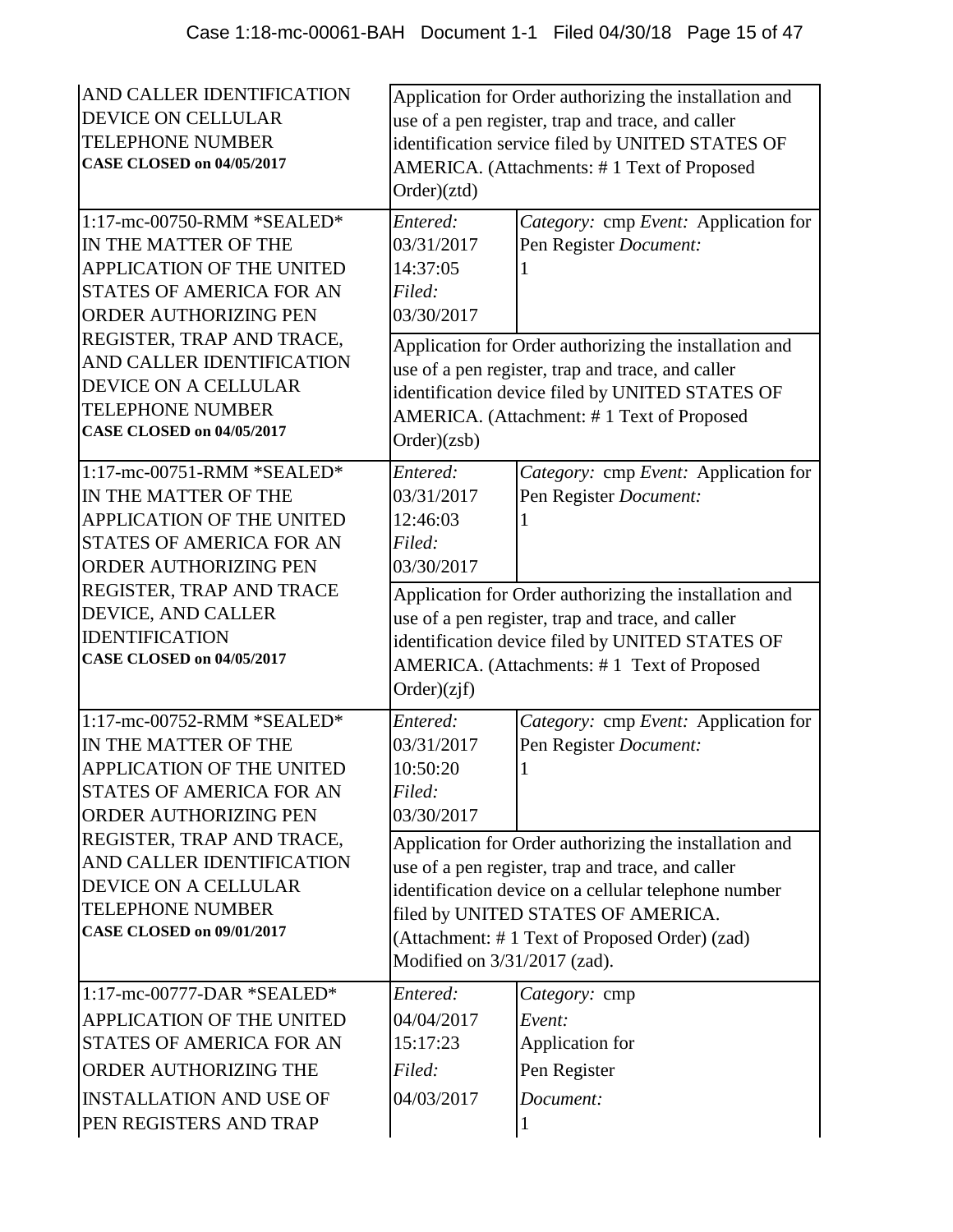| | | |
|---|---|---|
| AND CALLER IDENTIFICATION DEVICE ON CELLULAR TELEPHONE NUMBER **CASE CLOSED on 04/05/2017** | Application for Order authorizing the installation and use of a pen register, trap and trace, and caller identification service filed by UNITED STATES OF AMERICA. (Attachments: # 1 Text of Proposed Order)(ztd) | |
| 1:17-mc-00750-RMM *SEALED* IN THE MATTER OF THE APPLICATION OF THE UNITED STATES OF AMERICA FOR AN ORDER AUTHORIZING PEN REGISTER, TRAP AND TRACE, AND CALLER IDENTIFICATION DEVICE ON A CELLULAR TELEPHONE NUMBER **CASE CLOSED on 04/05/2017** | *Entered:* 03/31/2017 14:37:05 *Filed:* 03/30/2017 | *Category:* cmp *Event:* Application for Pen Register *Document:* 1 |
| | Application for Order authorizing the installation and use of a pen register, trap and trace, and caller identification device filed by UNITED STATES OF AMERICA. (Attachment: # 1 Text of Proposed Order)(zsb) | |
| 1:17-mc-00751-RMM *SEALED* IN THE MATTER OF THE APPLICATION OF THE UNITED STATES OF AMERICA FOR AN ORDER AUTHORIZING PEN REGISTER, TRAP AND TRACE DEVICE, AND CALLER IDENTIFICATION **CASE CLOSED on 04/05/2017** | *Entered:* 03/31/2017 12:46:03 *Filed:* 03/30/2017 | *Category:* cmp *Event:* Application for Pen Register *Document:* 1 |
| | Application for Order authorizing the installation and use of a pen register, trap and trace, and caller identification device filed by UNITED STATES OF AMERICA. (Attachments: # 1 Text of Proposed Order)(zjf) | |
| 1:17-mc-00752-RMM *SEALED* IN THE MATTER OF THE APPLICATION OF THE UNITED STATES OF AMERICA FOR AN ORDER AUTHORIZING PEN REGISTER, TRAP AND TRACE, AND CALLER IDENTIFICATION DEVICE ON A CELLULAR TELEPHONE NUMBER **CASE CLOSED on 09/01/2017** | *Entered:* 03/31/2017 10:50:20 *Filed:* 03/30/2017 | *Category:* cmp *Event:* Application for Pen Register *Document:* 1 |
| | Application for Order authorizing the installation and use of a pen register, trap and trace, and caller identification device on a cellular telephone number filed by UNITED STATES OF AMERICA. (Attachment: # 1 Text of Proposed Order) (zad) Modified on 3/31/2017 (zad). | |
| 1:17-mc-00777-DAR *SEALED* APPLICATION OF THE UNITED STATES OF AMERICA FOR AN ORDER AUTHORIZING THE INSTALLATION AND USE OF PEN REGISTERS AND TRAP | *Entered:* 04/04/2017 15:17:23 *Filed:* 04/03/2017 | *Category:* cmp *Event:* Application for Pen Register *Document:* 1 |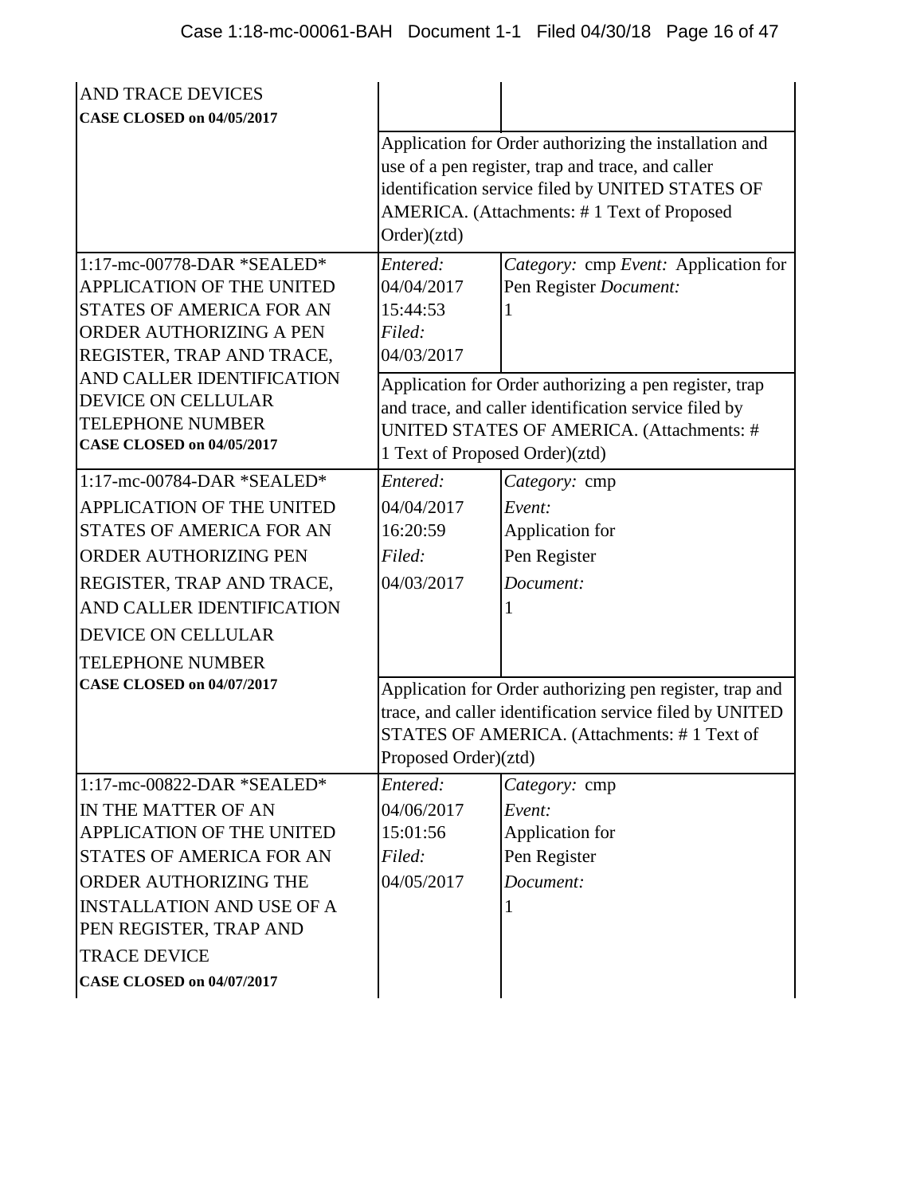| | | |
|---|---|---|
| AND TRACE DEVICES **CASE CLOSED on 04/05/2017** | | |
| | Application for Order authorizing the installation and use of a pen register, trap and trace, and caller identification service filed by UNITED STATES OF AMERICA. (Attachments: # 1 Text of Proposed Order)(ztd) | |
| 1:17-mc-00778-DAR *SEALED* APPLICATION OF THE UNITED STATES OF AMERICA FOR AN ORDER AUTHORIZING A PEN REGISTER, TRAP AND TRACE, AND CALLER IDENTIFICATION DEVICE ON CELLULAR TELEPHONE NUMBER **CASE CLOSED on 04/05/2017** | *Entered:* 04/04/2017 15:44:53 *Filed:* 04/03/2017 | *Category:* cmp *Event:* Application for Pen Register *Document:* 1 |
| | Application for Order authorizing a pen register, trap and trace, and caller identification service filed by UNITED STATES OF AMERICA. (Attachments: # 1 Text of Proposed Order)(ztd) | |
| 1:17-mc-00784-DAR *SEALED* APPLICATION OF THE UNITED STATES OF AMERICA FOR AN ORDER AUTHORIZING PEN REGISTER, TRAP AND TRACE, AND CALLER IDENTIFICATION DEVICE ON CELLULAR TELEPHONE NUMBER **CASE CLOSED on 04/07/2017** | *Entered:* 04/04/2017 16:20:59 *Filed:* 04/03/2017 | *Category:* cmp *Event:* Application for Pen Register *Document:* 1 |
| | Application for Order authorizing pen register, trap and trace, and caller identification service filed by UNITED STATES OF AMERICA. (Attachments: # 1 Text of Proposed Order)(ztd) | |
| 1:17-mc-00822-DAR *SEALED* IN THE MATTER OF AN APPLICATION OF THE UNITED STATES OF AMERICA FOR AN ORDER AUTHORIZING THE INSTALLATION AND USE OF A PEN REGISTER, TRAP AND TRACE DEVICE **CASE CLOSED on 04/07/2017** | *Entered:* 04/06/2017 15:01:56 *Filed:* 04/05/2017 | *Category:* cmp *Event:* Application for Pen Register *Document:* 1 |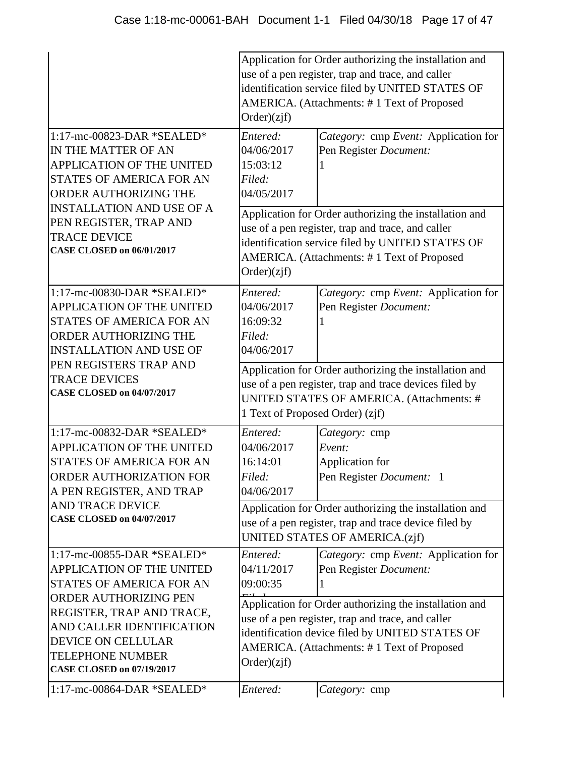| | | |
|---|---|---|
| | Application for Order authorizing the installation and use of a pen register, trap and trace, and caller identification service filed by UNITED STATES OF AMERICA. (Attachments: # 1 Text of Proposed Order)(zjf) | |
| 1:17-mc-00823-DAR *SEALED* IN THE MATTER OF AN APPLICATION OF THE UNITED STATES OF AMERICA FOR AN ORDER AUTHORIZING THE INSTALLATION AND USE OF A PEN REGISTER, TRAP AND TRACE DEVICE **CASE CLOSED on 06/01/2017** | *Entered:* 04/06/2017 15:03:12 *Filed:* 04/05/2017 | *Category:* cmp *Event:* Application for Pen Register *Document:* 1 |
| | Application for Order authorizing the installation and use of a pen register, trap and trace, and caller identification service filed by UNITED STATES OF AMERICA. (Attachments: # 1 Text of Proposed Order)(zjf) | |
| 1:17-mc-00830-DAR *SEALED* APPLICATION OF THE UNITED STATES OF AMERICA FOR AN ORDER AUTHORIZING THE INSTALLATION AND USE OF PEN REGISTERS TRAP AND TRACE DEVICES **CASE CLOSED on 04/07/2017** | *Entered:* 04/06/2017 16:09:32 *Filed:* 04/06/2017 | *Category:* cmp *Event:* Application for Pen Register *Document:* 1 |
| | Application for Order authorizing the installation and use of a pen register, trap and trace devices filed by UNITED STATES OF AMERICA. (Attachments: # 1 Text of Proposed Order) (zjf) | |
| 1:17-mc-00832-DAR *SEALED* APPLICATION OF THE UNITED STATES OF AMERICA FOR AN ORDER AUTHORIZATION FOR A PEN REGISTER, AND TRAP AND TRACE DEVICE **CASE CLOSED on 04/07/2017** | *Entered:* 04/06/2017 16:14:01 *Filed:* 04/06/2017 | *Category:* cmp *Event:* Application for Pen Register *Document:* 1 |
| | Application for Order authorizing the installation and use of a pen register, trap and trace device filed by UNITED STATES OF AMERICA.(zjf) | |
| 1:17-mc-00855-DAR *SEALED* APPLICATION OF THE UNITED STATES OF AMERICA FOR AN ORDER AUTHORIZING PEN REGISTER, TRAP AND TRACE, AND CALLER IDENTIFICATION DEVICE ON CELLULAR TELEPHONE NUMBER **CASE CLOSED on 07/19/2017** | *Entered:* 04/11/2017 09:00:35 | *Category:* cmp *Event:* Application for Pen Register *Document:* 1 |
| | Application for Order authorizing the installation and use of a pen register, trap and trace, and caller identification device filed by UNITED STATES OF AMERICA. (Attachments: # 1 Text of Proposed Order)(zjf) | |
| 1:17-mc-00864-DAR *SEALED* | *Entered:* | *Category:* cmp |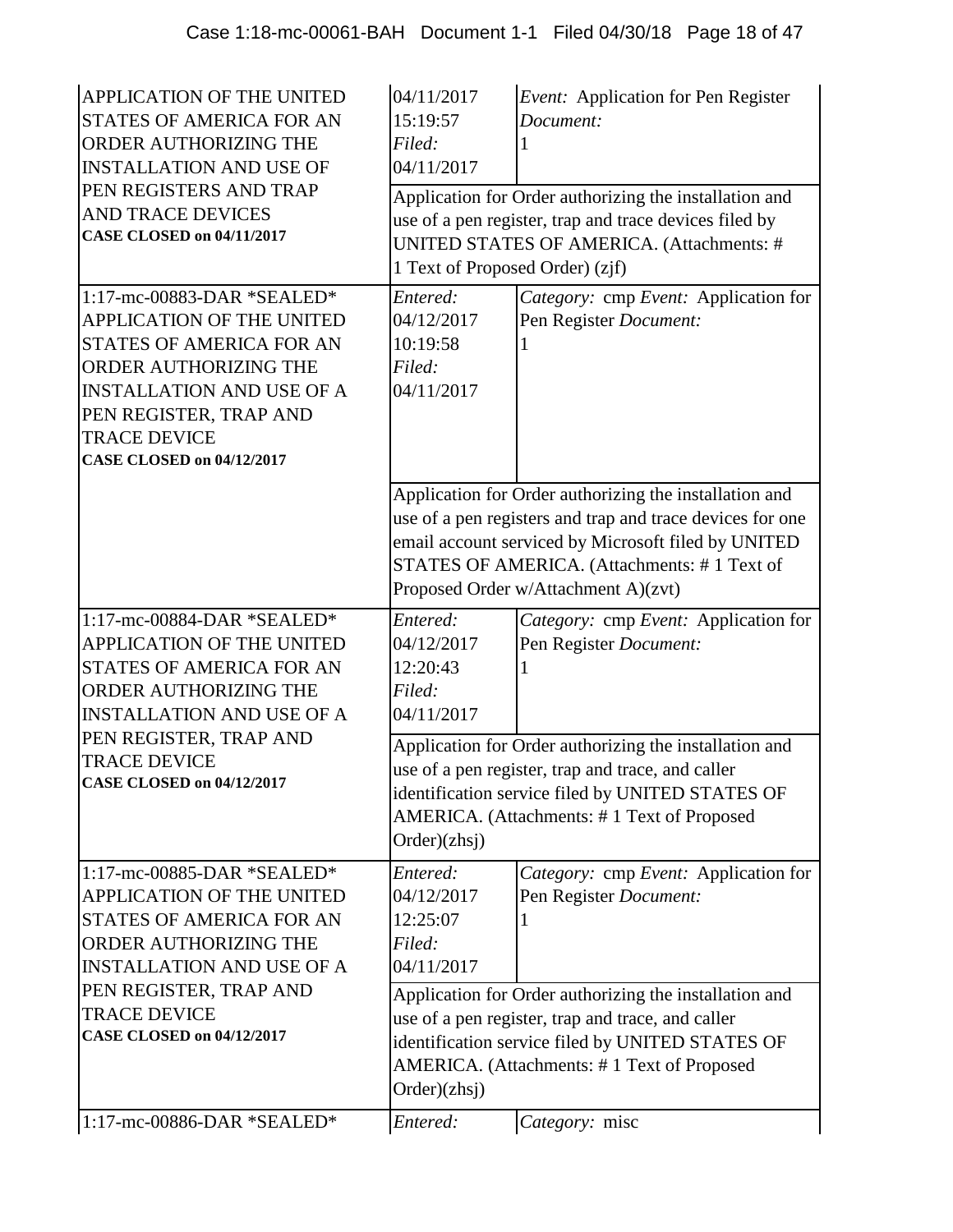| | | |
|---|---|---|
| APPLICATION OF THE UNITED STATES OF AMERICA FOR AN ORDER AUTHORIZING THE INSTALLATION AND USE OF PEN REGISTERS AND TRAP AND TRACE DEVICES **CASE CLOSED on 04/11/2017** | 04/11/2017 15:19:57 *Filed:* 04/11/2017 | *Event:* Application for Pen Register *Document:* 1 |
| | Application for Order authorizing the installation and use of a pen register, trap and trace devices filed by UNITED STATES OF AMERICA. (Attachments: # 1 Text of Proposed Order) (zjf) | |
| 1:17-mc-00883-DAR *SEALED* APPLICATION OF THE UNITED STATES OF AMERICA FOR AN ORDER AUTHORIZING THE INSTALLATION AND USE OF A PEN REGISTER, TRAP AND TRACE DEVICE **CASE CLOSED on 04/12/2017** | *Entered:* 04/12/2017 10:19:58 *Filed:* 04/11/2017 | *Category:* cmp *Event:* Application for Pen Register *Document:* 1 |
| | Application for Order authorizing the installation and use of a pen registers and trap and trace devices for one email account serviced by Microsoft filed by UNITED STATES OF AMERICA. (Attachments: # 1 Text of Proposed Order w/Attachment A)(zvt) | |
| 1:17-mc-00884-DAR *SEALED* APPLICATION OF THE UNITED STATES OF AMERICA FOR AN ORDER AUTHORIZING THE INSTALLATION AND USE OF A PEN REGISTER, TRAP AND TRACE DEVICE **CASE CLOSED on 04/12/2017** | *Entered:* 04/12/2017 12:20:43 *Filed:* 04/11/2017 | *Category:* cmp *Event:* Application for Pen Register *Document:* 1 |
| | Application for Order authorizing the installation and use of a pen register, trap and trace, and caller identification service filed by UNITED STATES OF AMERICA. (Attachments: # 1 Text of Proposed Order)(zhsj) | |
| 1:17-mc-00885-DAR *SEALED* APPLICATION OF THE UNITED STATES OF AMERICA FOR AN ORDER AUTHORIZING THE INSTALLATION AND USE OF A PEN REGISTER, TRAP AND TRACE DEVICE **CASE CLOSED on 04/12/2017** | *Entered:* 04/12/2017 12:25:07 *Filed:* 04/11/2017 | *Category:* cmp *Event:* Application for Pen Register *Document:* 1 |
| | Application for Order authorizing the installation and use of a pen register, trap and trace, and caller identification service filed by UNITED STATES OF AMERICA. (Attachments: # 1 Text of Proposed Order)(zhsj) | |
| 1:17-mc-00886-DAR *SEALED* | *Entered:* | *Category:* misc |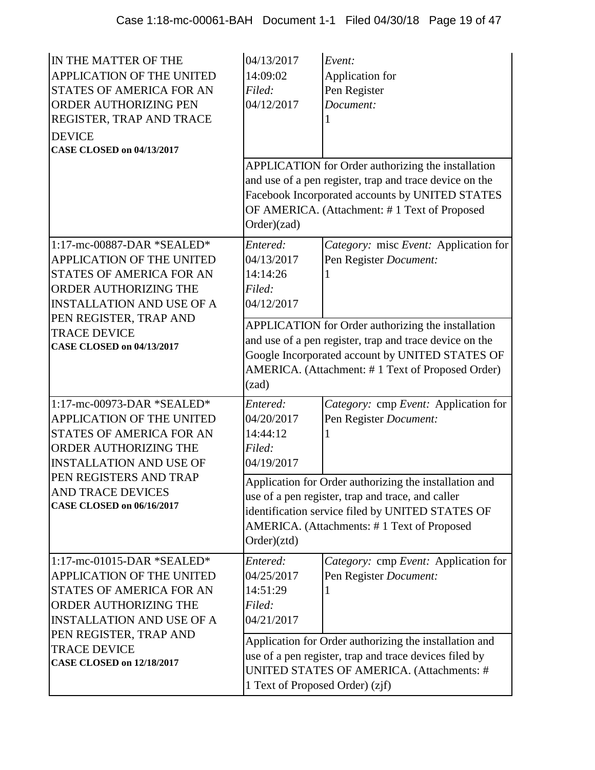| Case | Dates | Details |
|---|---|---|
| IN THE MATTER OF THE APPLICATION OF THE UNITED STATES OF AMERICA FOR AN ORDER AUTHORIZING PEN REGISTER, TRAP AND TRACE DEVICE **CASE CLOSED on 04/13/2017** | 04/13/2017 14:09:02 *Filed:* 04/12/2017 | *Event:* Application for Pen Register *Document:* 1 |
| | APPLICATION for Order authorizing the installation and use of a pen register, trap and trace device on the Facebook Incorporated accounts by UNITED STATES OF AMERICA. (Attachment: # 1 Text of Proposed Order)(zad) | |
| 1:17-mc-00887-DAR *SEALED* APPLICATION OF THE UNITED STATES OF AMERICA FOR AN ORDER AUTHORIZING THE INSTALLATION AND USE OF A PEN REGISTER, TRAP AND TRACE DEVICE **CASE CLOSED on 04/13/2017** | *Entered:* 04/13/2017 14:14:26 *Filed:* 04/12/2017 | *Category:* misc *Event:* Application for Pen Register *Document:* 1 |
| | APPLICATION for Order authorizing the installation and use of a pen register, trap and trace device on the Google Incorporated account by UNITED STATES OF AMERICA. (Attachment: # 1 Text of Proposed Order)(zad) | |
| 1:17-mc-00973-DAR *SEALED* APPLICATION OF THE UNITED STATES OF AMERICA FOR AN ORDER AUTHORIZING THE INSTALLATION AND USE OF PEN REGISTERS AND TRAP AND TRACE DEVICES **CASE CLOSED on 06/16/2017** | *Entered:* 04/20/2017 14:44:12 *Filed:* 04/19/2017 | *Category:* cmp *Event:* Application for Pen Register *Document:* 1 |
| | Application for Order authorizing the installation and use of a pen register, trap and trace, and caller identification service filed by UNITED STATES OF AMERICA. (Attachments: # 1 Text of Proposed Order)(ztd) | |
| 1:17-mc-01015-DAR *SEALED* APPLICATION OF THE UNITED STATES OF AMERICA FOR AN ORDER AUTHORIZING THE INSTALLATION AND USE OF A PEN REGISTER, TRAP AND TRACE DEVICE **CASE CLOSED on 12/18/2017** | *Entered:* 04/25/2017 14:51:29 *Filed:* 04/21/2017 | *Category:* cmp *Event:* Application for Pen Register *Document:* 1 |
| | Application for Order authorizing the installation and use of a pen register, trap and trace devices filed by UNITED STATES OF AMERICA. (Attachments: # 1 Text of Proposed Order) (zjf) | |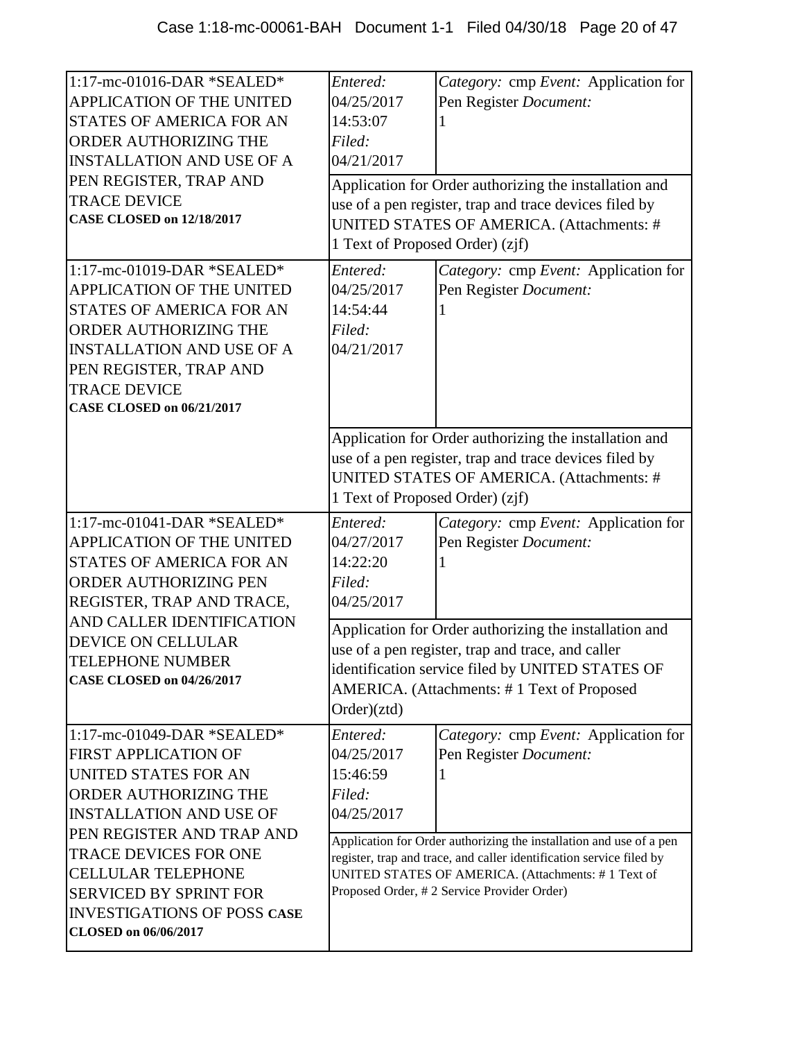| Case | Entry | |
|---|---|---|
| 1:17-mc-01016-DAR *SEALED* APPLICATION OF THE UNITED STATES OF AMERICA FOR AN ORDER AUTHORIZING THE INSTALLATION AND USE OF A PEN REGISTER, TRAP AND TRACE DEVICE **CASE CLOSED on 12/18/2017** | *Entered:* 04/25/2017 14:53:07 *Filed:* 04/21/2017 | *Category:* cmp *Event:* Application for Pen Register *Document:* 1 |
| | Application for Order authorizing the installation and use of a pen register, trap and trace devices filed by UNITED STATES OF AMERICA. (Attachments: # 1 Text of Proposed Order) (zjf) | |
| 1:17-mc-01019-DAR *SEALED* APPLICATION OF THE UNITED STATES OF AMERICA FOR AN ORDER AUTHORIZING THE INSTALLATION AND USE OF A PEN REGISTER, TRAP AND TRACE DEVICE **CASE CLOSED on 06/21/2017** | *Entered:* 04/25/2017 14:54:44 *Filed:* 04/21/2017 | *Category:* cmp *Event:* Application for Pen Register *Document:* 1 |
| | Application for Order authorizing the installation and use of a pen register, trap and trace devices filed by UNITED STATES OF AMERICA. (Attachments: # 1 Text of Proposed Order) (zjf) | |
| 1:17-mc-01041-DAR *SEALED* APPLICATION OF THE UNITED STATES OF AMERICA FOR AN ORDER AUTHORIZING PEN REGISTER, TRAP AND TRACE, AND CALLER IDENTIFICATION DEVICE ON CELLULAR TELEPHONE NUMBER **CASE CLOSED on 04/26/2017** | *Entered:* 04/27/2017 14:22:20 *Filed:* 04/25/2017 | *Category:* cmp *Event:* Application for Pen Register *Document:* 1 |
| | Application for Order authorizing the installation and use of a pen register, trap and trace, and caller identification service filed by UNITED STATES OF AMERICA. (Attachments: # 1 Text of Proposed Order)(ztd) | |
| 1:17-mc-01049-DAR *SEALED* FIRST APPLICATION OF UNITED STATES FOR AN ORDER AUTHORIZING THE INSTALLATION AND USE OF PEN REGISTER AND TRAP AND TRACE DEVICES FOR ONE CELLULAR TELEPHONE SERVICED BY SPRINT FOR INVESTIGATIONS OF POSS **CASE CLOSED on 06/06/2017** | *Entered:* 04/25/2017 15:46:59 *Filed:* 04/25/2017 | *Category:* cmp *Event:* Application for Pen Register *Document:* 1 |
| | Application for Order authorizing the installation and use of a pen register, trap and trace, and caller identification service filed by UNITED STATES OF AMERICA. (Attachments: # 1 Text of Proposed Order, # 2 Service Provider Order) | |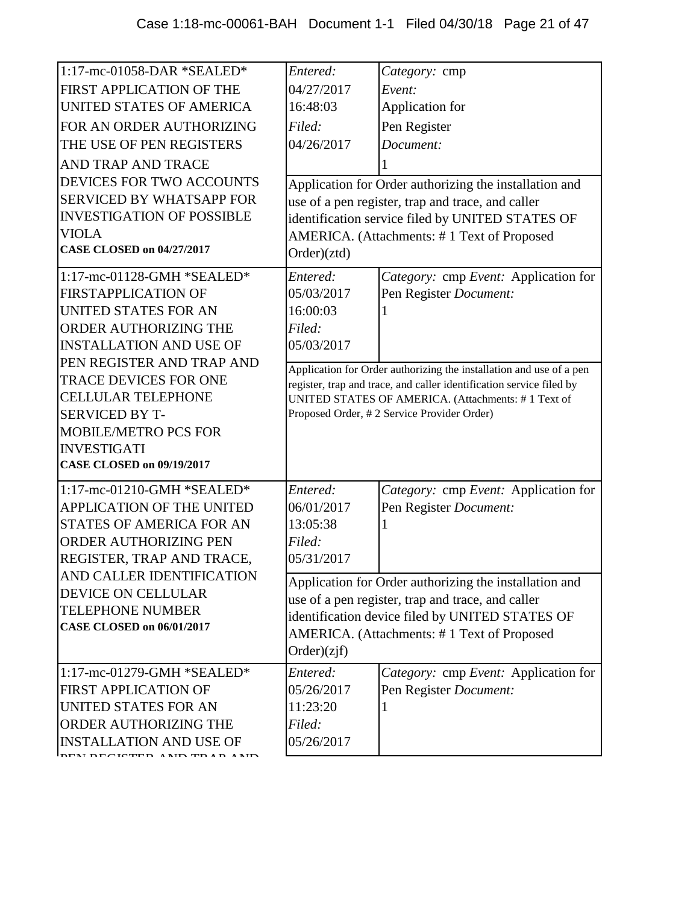| | | |
|---|---|---|
| 1:17-mc-01058-DAR *SEALED* FIRST APPLICATION OF THE UNITED STATES OF AMERICA FOR AN ORDER AUTHORIZING THE USE OF PEN REGISTERS AND TRAP AND TRACE DEVICES FOR TWO ACCOUNTS SERVICED BY WHATSAPP FOR INVESTIGATION OF POSSIBLE VIOLA **CASE CLOSED on 04/27/2017** | *Entered:* 04/27/2017 16:48:03 *Filed:* 04/26/2017 | *Category:* cmp *Event:* Application for Pen Register *Document:* 1 |
| | Application for Order authorizing the installation and use of a pen register, trap and trace, and caller identification service filed by UNITED STATES OF AMERICA. (Attachments: # 1 Text of Proposed Order)(ztd) | |
| 1:17-mc-01128-GMH *SEALED* FIRSTAPPLICATION OF UNITED STATES FOR AN ORDER AUTHORIZING THE INSTALLATION AND USE OF PEN REGISTER AND TRAP AND TRACE DEVICES FOR ONE CELLULAR TELEPHONE SERVICED BY T-MOBILE/METRO PCS FOR INVESTIGATI **CASE CLOSED on 09/19/2017** | *Entered:* 05/03/2017 16:00:03 *Filed:* 05/03/2017 | *Category:* cmp *Event:* Application for Pen Register *Document:* 1 |
| | Application for Order authorizing the installation and use of a pen register, trap and trace, and caller identification service filed by UNITED STATES OF AMERICA. (Attachments: # 1 Text of Proposed Order, # 2 Service Provider Order) | |
| 1:17-mc-01210-GMH *SEALED* APPLICATION OF THE UNITED STATES OF AMERICA FOR AN ORDER AUTHORIZING PEN REGISTER, TRAP AND TRACE, AND CALLER IDENTIFICATION DEVICE ON CELLULAR TELEPHONE NUMBER **CASE CLOSED on 06/01/2017** | *Entered:* 06/01/2017 13:05:38 *Filed:* 05/31/2017 | *Category:* cmp *Event:* Application for Pen Register *Document:* 1 |
| | Application for Order authorizing the installation and use of a pen register, trap and trace, and caller identification device filed by UNITED STATES OF AMERICA. (Attachments: # 1 Text of Proposed Order)(zjf) | |
| 1:17-mc-01279-GMH *SEALED* FIRST APPLICATION OF UNITED STATES FOR AN ORDER AUTHORIZING THE INSTALLATION AND USE OF PEN REGISTER AND TRAP AND | *Entered:* 05/26/2017 11:23:20 *Filed:* 05/26/2017 | *Category:* cmp *Event:* Application for Pen Register *Document:* 1 |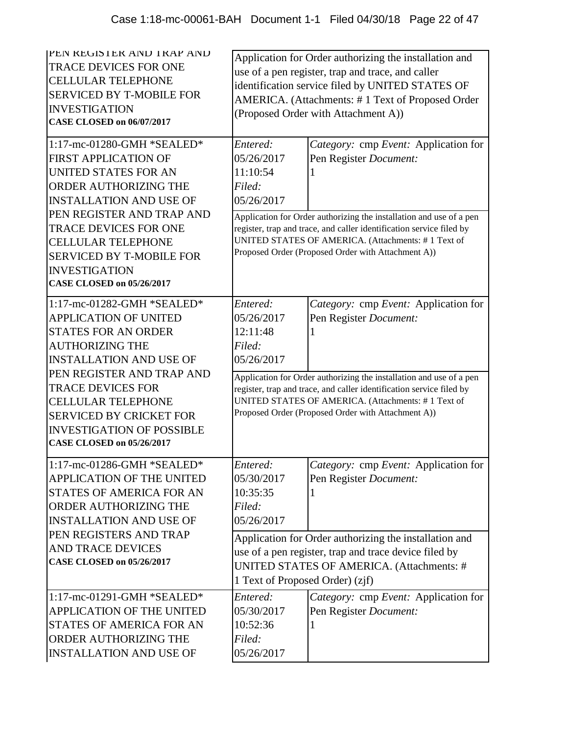| | | |
|---|---|---|
| PEN REGISTER AND TRAP AND TRACE DEVICES FOR ONE CELLULAR TELEPHONE SERVICED BY T-MOBILE FOR INVESTIGATION **CASE CLOSED on 06/07/2017** | Application for Order authorizing the installation and use of a pen register, trap and trace, and caller identification service filed by UNITED STATES OF AMERICA. (Attachments: # 1 Text of Proposed Order (Proposed Order with Attachment A)) | |
| 1:17-mc-01280-GMH *SEALED* FIRST APPLICATION OF UNITED STATES FOR AN ORDER AUTHORIZING THE INSTALLATION AND USE OF PEN REGISTER AND TRAP AND TRACE DEVICES FOR ONE CELLULAR TELEPHONE SERVICED BY T-MOBILE FOR INVESTIGATION **CASE CLOSED on 05/26/2017** | *Entered:* 05/26/2017 11:10:54 *Filed:* 05/26/2017 | *Category:* cmp *Event:* Application for Pen Register *Document:* 1 |
| | Application for Order authorizing the installation and use of a pen register, trap and trace, and caller identification service filed by UNITED STATES OF AMERICA. (Attachments: # 1 Text of Proposed Order (Proposed Order with Attachment A)) | |
| 1:17-mc-01282-GMH *SEALED* APPLICATION OF UNITED STATES FOR AN ORDER AUTHORIZING THE INSTALLATION AND USE OF PEN REGISTER AND TRAP AND TRACE DEVICES FOR CELLULAR TELEPHONE SERVICED BY CRICKET FOR INVESTIGATION OF POSSIBLE **CASE CLOSED on 05/26/2017** | *Entered:* 05/26/2017 12:11:48 *Filed:* 05/26/2017 | *Category:* cmp *Event:* Application for Pen Register *Document:* 1 |
| | Application for Order authorizing the installation and use of a pen register, trap and trace, and caller identification service filed by UNITED STATES OF AMERICA. (Attachments: # 1 Text of Proposed Order (Proposed Order with Attachment A)) | |
| 1:17-mc-01286-GMH *SEALED* APPLICATION OF THE UNITED STATES OF AMERICA FOR AN ORDER AUTHORIZING THE INSTALLATION AND USE OF PEN REGISTERS AND TRAP AND TRACE DEVICES **CASE CLOSED on 05/26/2017** | *Entered:* 05/30/2017 10:35:35 *Filed:* 05/26/2017 | *Category:* cmp *Event:* Application for Pen Register *Document:* 1 |
| | Application for Order authorizing the installation and use of a pen register, trap and trace device filed by UNITED STATES OF AMERICA. (Attachments: # 1 Text of Proposed Order) (zjf) | |
| 1:17-mc-01291-GMH *SEALED* APPLICATION OF THE UNITED STATES OF AMERICA FOR AN ORDER AUTHORIZING THE INSTALLATION AND USE OF | *Entered:* 05/30/2017 10:52:36 *Filed:* 05/26/2017 | *Category:* cmp *Event:* Application for Pen Register *Document:* 1 |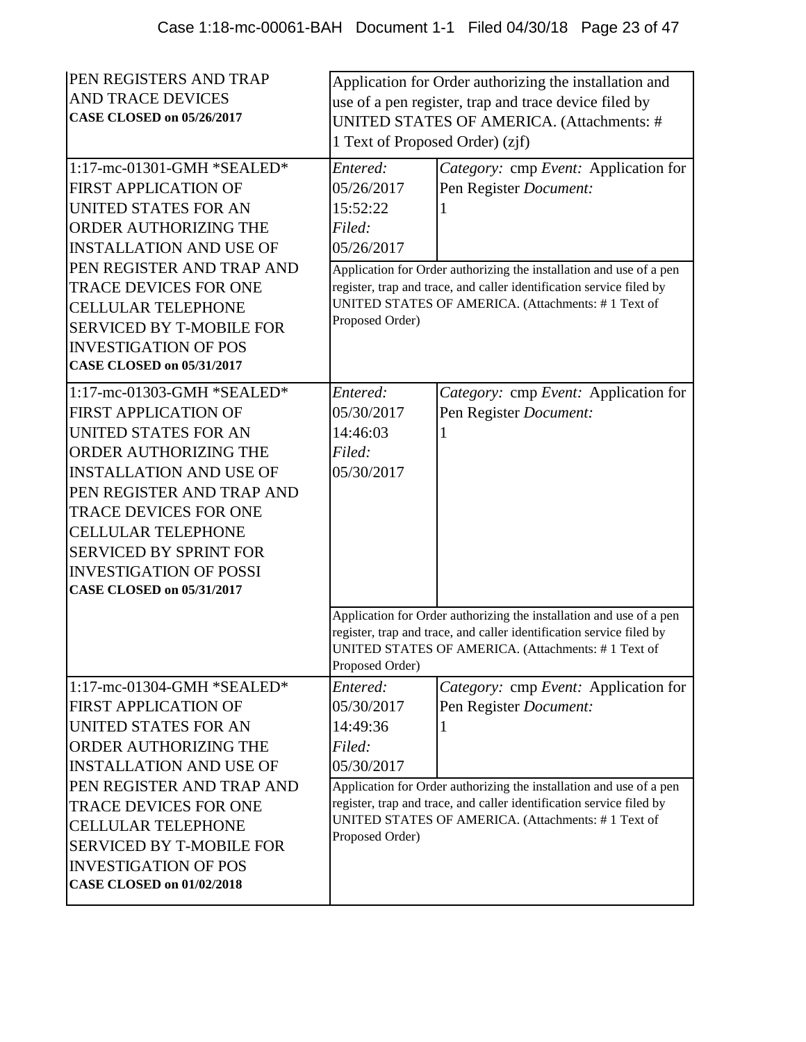| | | |
|---|---|---|
| PEN REGISTERS AND TRAP AND TRACE DEVICES **CASE CLOSED on 05/26/2017** | Application for Order authorizing the installation and use of a pen register, trap and trace device filed by UNITED STATES OF AMERICA. (Attachments: # 1 Text of Proposed Order) (zjf) | |
| 1:17-mc-01301-GMH *SEALED* FIRST APPLICATION OF UNITED STATES FOR AN ORDER AUTHORIZING THE INSTALLATION AND USE OF PEN REGISTER AND TRAP AND TRACE DEVICES FOR ONE CELLULAR TELEPHONE SERVICED BY T-MOBILE FOR INVESTIGATION OF POS **CASE CLOSED on 05/31/2017** | *Entered:* 05/26/2017 15:52:22 *Filed:* 05/26/2017 | *Category:* cmp *Event:* Application for Pen Register *Document:* 1 |
| | Application for Order authorizing the installation and use of a pen register, trap and trace, and caller identification service filed by UNITED STATES OF AMERICA. (Attachments: # 1 Text of Proposed Order) | |
| 1:17-mc-01303-GMH *SEALED* FIRST APPLICATION OF UNITED STATES FOR AN ORDER AUTHORIZING THE INSTALLATION AND USE OF PEN REGISTER AND TRAP AND TRACE DEVICES FOR ONE CELLULAR TELEPHONE SERVICED BY SPRINT FOR INVESTIGATION OF POSSI **CASE CLOSED on 05/31/2017** | *Entered:* 05/30/2017 14:46:03 *Filed:* 05/30/2017 | *Category:* cmp *Event:* Application for Pen Register *Document:* 1 |
| | Application for Order authorizing the installation and use of a pen register, trap and trace, and caller identification service filed by UNITED STATES OF AMERICA. (Attachments: # 1 Text of Proposed Order) | |
| 1:17-mc-01304-GMH *SEALED* FIRST APPLICATION OF UNITED STATES FOR AN ORDER AUTHORIZING THE INSTALLATION AND USE OF PEN REGISTER AND TRAP AND TRACE DEVICES FOR ONE CELLULAR TELEPHONE SERVICED BY T-MOBILE FOR INVESTIGATION OF POS **CASE CLOSED on 01/02/2018** | *Entered:* 05/30/2017 14:49:36 *Filed:* 05/30/2017 | *Category:* cmp *Event:* Application for Pen Register *Document:* 1 |
| | Application for Order authorizing the installation and use of a pen register, trap and trace, and caller identification service filed by UNITED STATES OF AMERICA. (Attachments: # 1 Text of Proposed Order) | |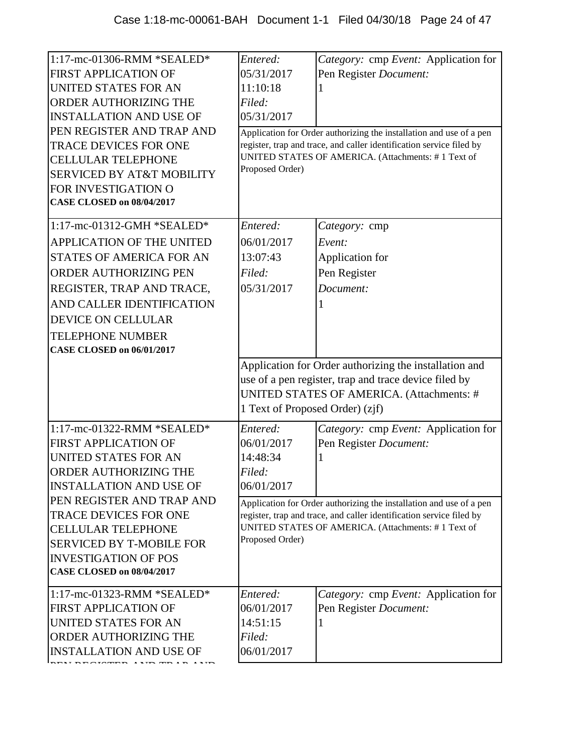| Case | Dates | Details |
| --- | --- | --- |
| 1:17-mc-01306-RMM *SEALED* FIRST APPLICATION OF UNITED STATES FOR AN ORDER AUTHORIZING THE INSTALLATION AND USE OF PEN REGISTER AND TRAP AND TRACE DEVICES FOR ONE CELLULAR TELEPHONE SERVICED BY AT&T MOBILITY FOR INVESTIGATION O **CASE CLOSED on 08/04/2017** | *Entered:* 05/31/2017 11:10:18 *Filed:* 05/31/2017 | *Category:* cmp *Event:* Application for Pen Register *Document:* 1 |
| | Application for Order authorizing the installation and use of a pen register, trap and trace, and caller identification service filed by UNITED STATES OF AMERICA. (Attachments: # 1 Text of Proposed Order) | |
| 1:17-mc-01312-GMH *SEALED* APPLICATION OF THE UNITED STATES OF AMERICA FOR AN ORDER AUTHORIZING PEN REGISTER, TRAP AND TRACE, AND CALLER IDENTIFICATION DEVICE ON CELLULAR TELEPHONE NUMBER **CASE CLOSED on 06/01/2017** | *Entered:* 06/01/2017 13:07:43 *Filed:* 05/31/2017 | *Category:* cmp *Event:* Application for Pen Register *Document:* 1 |
| | Application for Order authorizing the installation and use of a pen register, trap and trace device filed by UNITED STATES OF AMERICA. (Attachments: # 1 Text of Proposed Order) (zjf) | |
| 1:17-mc-01322-RMM *SEALED* FIRST APPLICATION OF UNITED STATES FOR AN ORDER AUTHORIZING THE INSTALLATION AND USE OF PEN REGISTER AND TRAP AND TRACE DEVICES FOR ONE CELLULAR TELEPHONE SERVICED BY T-MOBILE FOR INVESTIGATION OF POS **CASE CLOSED on 08/04/2017** | *Entered:* 06/01/2017 14:48:34 *Filed:* 06/01/2017 | *Category:* cmp *Event:* Application for Pen Register *Document:* 1 |
| | Application for Order authorizing the installation and use of a pen register, trap and trace, and caller identification service filed by UNITED STATES OF AMERICA. (Attachments: # 1 Text of Proposed Order) | |
| 1:17-mc-01323-RMM *SEALED* FIRST APPLICATION OF UNITED STATES FOR AN ORDER AUTHORIZING THE INSTALLATION AND USE OF PEN REGISTER AND TRAP AND | *Entered:* 06/01/2017 14:51:15 *Filed:* 06/01/2017 | *Category:* cmp *Event:* Application for Pen Register *Document:* 1 |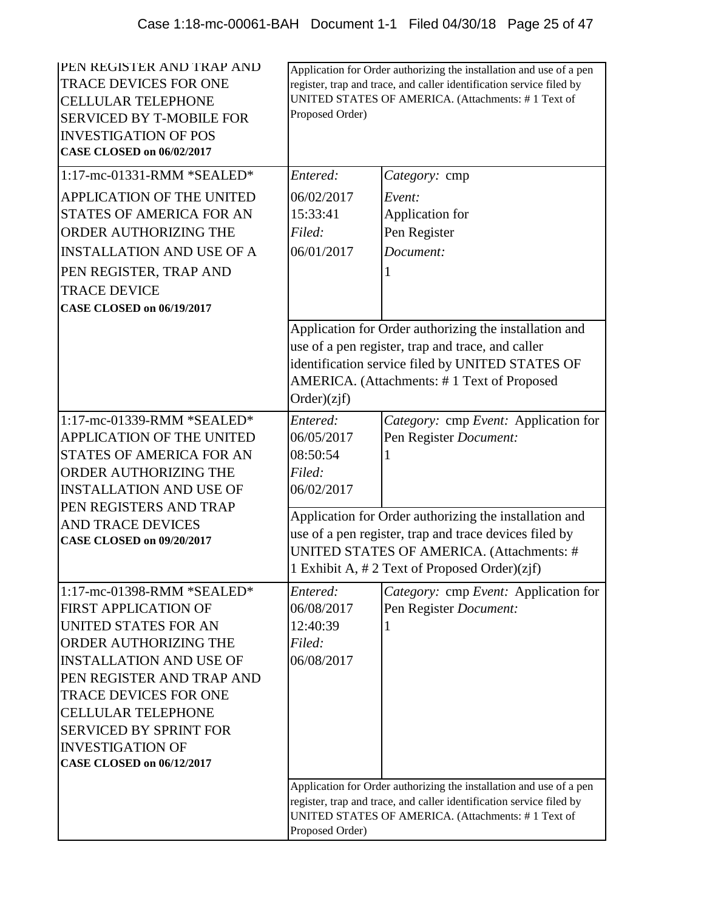| | | |
|---|---|---|
| PEN REGISTER AND TRAP AND TRACE DEVICES FOR ONE CELLULAR TELEPHONE SERVICED BY T-MOBILE FOR INVESTIGATION OF POS **CASE CLOSED on 06/02/2017** | Application for Order authorizing the installation and use of a pen register, trap and trace, and caller identification service filed by UNITED STATES OF AMERICA. (Attachments: # 1 Text of Proposed Order) | |
| 1:17-mc-01331-RMM *SEALED* APPLICATION OF THE UNITED STATES OF AMERICA FOR AN ORDER AUTHORIZING THE INSTALLATION AND USE OF A PEN REGISTER, TRAP AND TRACE DEVICE **CASE CLOSED on 06/19/2017** | *Entered:* 06/02/2017 15:33:41 *Filed:* 06/01/2017 | *Category:* cmp *Event:* Application for Pen Register *Document:* 1 |
| | Application for Order authorizing the installation and use of a pen register, trap and trace, and caller identification service filed by UNITED STATES OF AMERICA. (Attachments: # 1 Text of Proposed Order)(zjf) | |
| 1:17-mc-01339-RMM *SEALED* APPLICATION OF THE UNITED STATES OF AMERICA FOR AN ORDER AUTHORIZING THE INSTALLATION AND USE OF PEN REGISTERS AND TRAP AND TRACE DEVICES **CASE CLOSED on 09/20/2017** | *Entered:* 06/05/2017 08:50:54 *Filed:* 06/02/2017 | *Category:* cmp *Event:* Application for Pen Register *Document:* 1 |
| | Application for Order authorizing the installation and use of a pen register, trap and trace devices filed by UNITED STATES OF AMERICA. (Attachments: # 1 Exhibit A, # 2 Text of Proposed Order)(zjf) | |
| 1:17-mc-01398-RMM *SEALED* FIRST APPLICATION OF UNITED STATES FOR AN ORDER AUTHORIZING THE INSTALLATION AND USE OF PEN REGISTER AND TRAP AND TRACE DEVICES FOR ONE CELLULAR TELEPHONE SERVICED BY SPRINT FOR INVESTIGATION OF **CASE CLOSED on 06/12/2017** | *Entered:* 06/08/2017 12:40:39 *Filed:* 06/08/2017 | *Category:* cmp *Event:* Application for Pen Register *Document:* 1 |
| | Application for Order authorizing the installation and use of a pen register, trap and trace, and caller identification service filed by UNITED STATES OF AMERICA. (Attachments: # 1 Text of Proposed Order) | |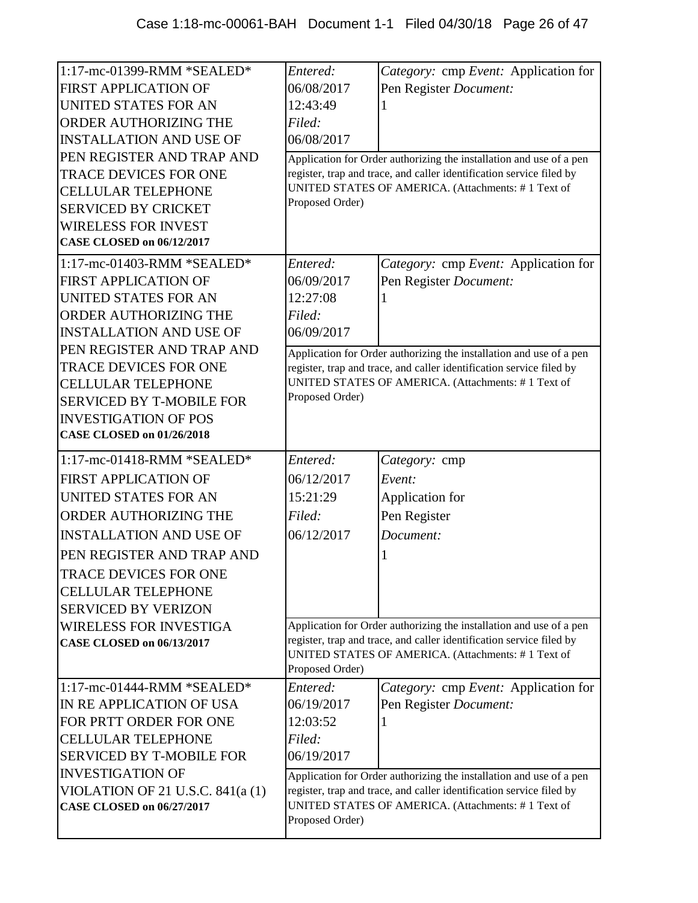| Case | Entry | Details |
| --- | --- | --- |
| 1:17-mc-01399-RMM *SEALED* FIRST APPLICATION OF UNITED STATES FOR AN ORDER AUTHORIZING THE INSTALLATION AND USE OF PEN REGISTER AND TRAP AND TRACE DEVICES FOR ONE CELLULAR TELEPHONE SERVICED BY CRICKET WIRELESS FOR INVEST **CASE CLOSED on 06/12/2017** | *Entered:* 06/08/2017 12:43:49 *Filed:* 06/08/2017 | *Category:* cmp *Event:* Application for Pen Register *Document:* 1 |
| | Application for Order authorizing the installation and use of a pen register, trap and trace, and caller identification service filed by UNITED STATES OF AMERICA. (Attachments: # 1 Text of Proposed Order) | |
| 1:17-mc-01403-RMM *SEALED* FIRST APPLICATION OF UNITED STATES FOR AN ORDER AUTHORIZING THE INSTALLATION AND USE OF PEN REGISTER AND TRAP AND TRACE DEVICES FOR ONE CELLULAR TELEPHONE SERVICED BY T-MOBILE FOR INVESTIGATION OF POS **CASE CLOSED on 01/26/2018** | *Entered:* 06/09/2017 12:27:08 *Filed:* 06/09/2017 | *Category:* cmp *Event:* Application for Pen Register *Document:* 1 |
| | Application for Order authorizing the installation and use of a pen register, trap and trace, and caller identification service filed by UNITED STATES OF AMERICA. (Attachments: # 1 Text of Proposed Order) | |
| 1:17-mc-01418-RMM *SEALED* FIRST APPLICATION OF UNITED STATES FOR AN ORDER AUTHORIZING THE INSTALLATION AND USE OF PEN REGISTER AND TRAP AND TRACE DEVICES FOR ONE CELLULAR TELEPHONE SERVICED BY VERIZON WIRELESS FOR INVESTIGA **CASE CLOSED on 06/13/2017** | *Entered:* 06/12/2017 15:21:29 *Filed:* 06/12/2017 | *Category:* cmp *Event:* Application for Pen Register *Document:* 1 |
| | Application for Order authorizing the installation and use of a pen register, trap and trace, and caller identification service filed by UNITED STATES OF AMERICA. (Attachments: # 1 Text of Proposed Order) | |
| 1:17-mc-01444-RMM *SEALED* IN RE APPLICATION OF USA FOR PRTT ORDER FOR ONE CELLULAR TELEPHONE SERVICED BY T-MOBILE FOR INVESTIGATION OF VIOLATION OF 21 U.S.C. 841(a (1) **CASE CLOSED on 06/27/2017** | *Entered:* 06/19/2017 12:03:52 *Filed:* 06/19/2017 | *Category:* cmp *Event:* Application for Pen Register *Document:* 1 |
| | Application for Order authorizing the installation and use of a pen register, trap and trace, and caller identification service filed by UNITED STATES OF AMERICA. (Attachments: # 1 Text of Proposed Order) | |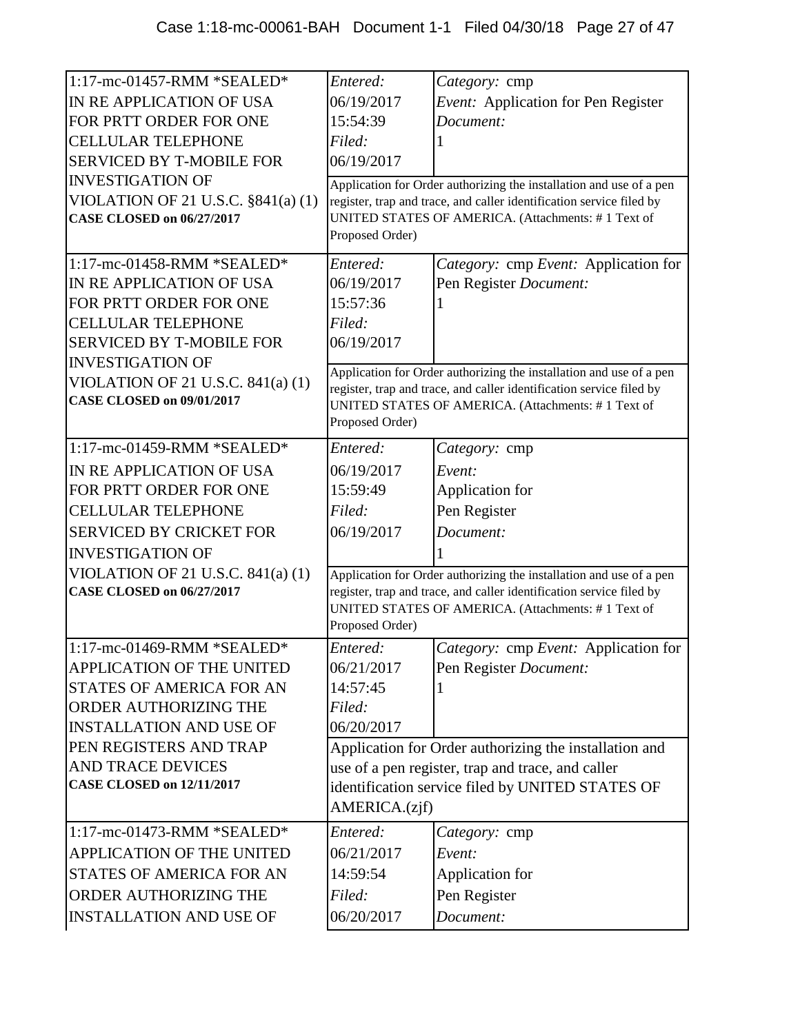| | | |
|---|---|---|
| 1:17-mc-01457-RMM *SEALED* IN RE APPLICATION OF USA FOR PRTT ORDER FOR ONE CELLULAR TELEPHONE SERVICED BY T-MOBILE FOR INVESTIGATION OF VIOLATION OF 21 U.S.C. §841(a) (1) **CASE CLOSED on 06/27/2017** | *Entered:* 06/19/2017 15:54:39 *Filed:* 06/19/2017 | *Category:* cmp *Event:* Application for Pen Register *Document:* 1 |
| | Application for Order authorizing the installation and use of a pen register, trap and trace, and caller identification service filed by UNITED STATES OF AMERICA. (Attachments: # 1 Text of Proposed Order) | |
| 1:17-mc-01458-RMM *SEALED* IN RE APPLICATION OF USA FOR PRTT ORDER FOR ONE CELLULAR TELEPHONE SERVICED BY T-MOBILE FOR INVESTIGATION OF VIOLATION OF 21 U.S.C. 841(a) (1) **CASE CLOSED on 09/01/2017** | *Entered:* 06/19/2017 15:57:36 *Filed:* 06/19/2017 | *Category:* cmp *Event:* Application for Pen Register *Document:* 1 |
| | Application for Order authorizing the installation and use of a pen register, trap and trace, and caller identification service filed by UNITED STATES OF AMERICA. (Attachments: # 1 Text of Proposed Order) | |
| 1:17-mc-01459-RMM *SEALED* IN RE APPLICATION OF USA FOR PRTT ORDER FOR ONE CELLULAR TELEPHONE SERVICED BY CRICKET FOR INVESTIGATION OF VIOLATION OF 21 U.S.C. 841(a) (1) **CASE CLOSED on 06/27/2017** | *Entered:* 06/19/2017 15:59:49 *Filed:* 06/19/2017 | *Category:* cmp *Event:* Application for Pen Register *Document:* 1 |
| | Application for Order authorizing the installation and use of a pen register, trap and trace, and caller identification service filed by UNITED STATES OF AMERICA. (Attachments: # 1 Text of Proposed Order) | |
| 1:17-mc-01469-RMM *SEALED* APPLICATION OF THE UNITED STATES OF AMERICA FOR AN ORDER AUTHORIZING THE INSTALLATION AND USE OF PEN REGISTERS AND TRAP AND TRACE DEVICES **CASE CLOSED on 12/11/2017** | *Entered:* 06/21/2017 14:57:45 *Filed:* 06/20/2017 | *Category:* cmp *Event:* Application for Pen Register *Document:* 1 |
| | Application for Order authorizing the installation and use of a pen register, trap and trace, and caller identification service filed by UNITED STATES OF AMERICA.(zjf) | |
| 1:17-mc-01473-RMM *SEALED* APPLICATION OF THE UNITED STATES OF AMERICA FOR AN ORDER AUTHORIZING THE INSTALLATION AND USE OF | *Entered:* 06/21/2017 14:59:54 *Filed:* 06/20/2017 | *Category:* cmp *Event:* Application for Pen Register *Document:* |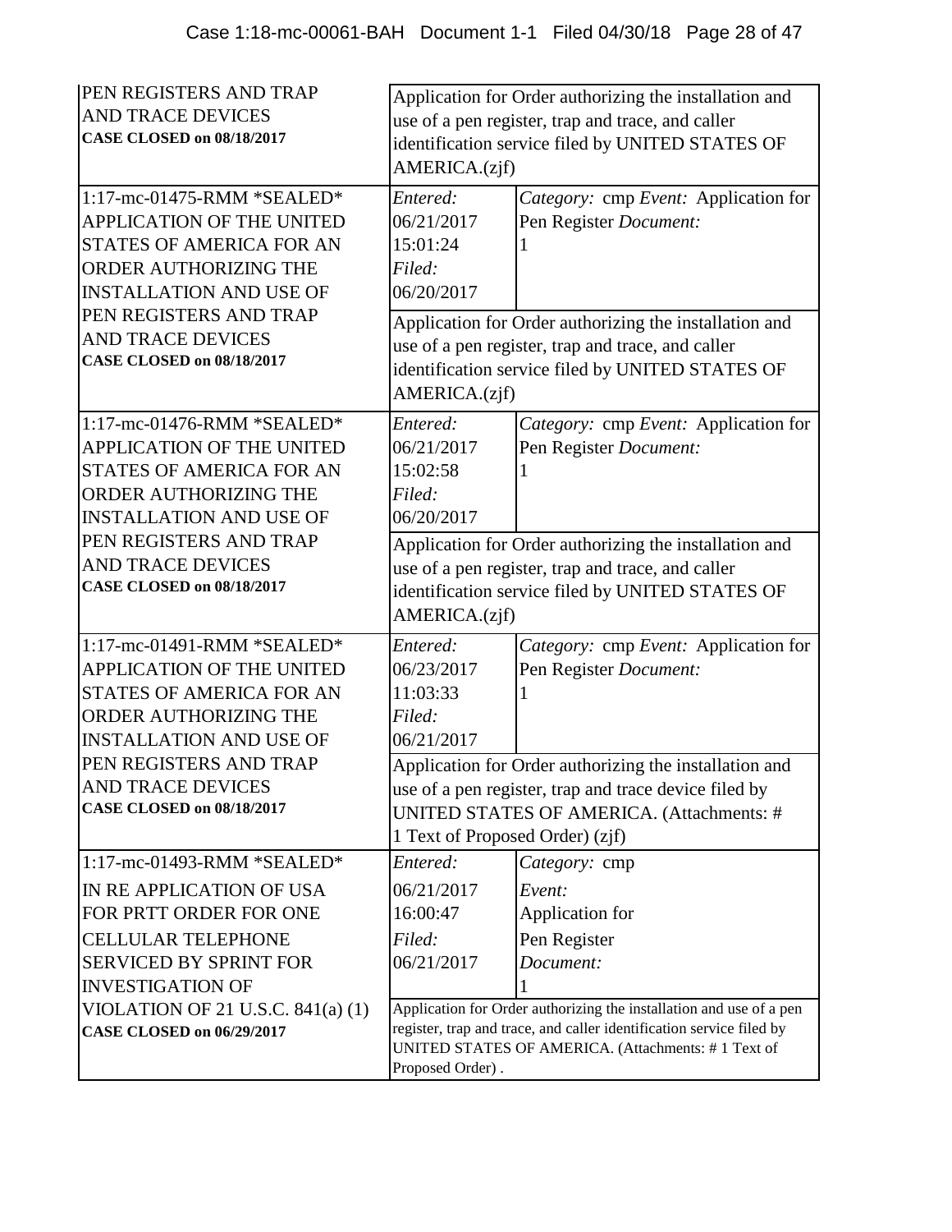| Case | Details | |
|---|---|---|
| PEN REGISTERS AND TRAP AND TRACE DEVICES **CASE CLOSED on 08/18/2017** | Application for Order authorizing the installation and use of a pen register, trap and trace, and caller identification service filed by UNITED STATES OF AMERICA.(zjf) | |
| 1:17-mc-01475-RMM *SEALED* APPLICATION OF THE UNITED STATES OF AMERICA FOR AN ORDER AUTHORIZING THE INSTALLATION AND USE OF PEN REGISTERS AND TRAP AND TRACE DEVICES **CASE CLOSED on 08/18/2017** | *Entered:* 06/21/2017 15:01:24 *Filed:* 06/20/2017 | *Category:* cmp *Event:* Application for Pen Register *Document:* 1 |
| | Application for Order authorizing the installation and use of a pen register, trap and trace, and caller identification service filed by UNITED STATES OF AMERICA.(zjf) | |
| 1:17-mc-01476-RMM *SEALED* APPLICATION OF THE UNITED STATES OF AMERICA FOR AN ORDER AUTHORIZING THE INSTALLATION AND USE OF PEN REGISTERS AND TRAP AND TRACE DEVICES **CASE CLOSED on 08/18/2017** | *Entered:* 06/21/2017 15:02:58 *Filed:* 06/20/2017 | *Category:* cmp *Event:* Application for Pen Register *Document:* 1 |
| | Application for Order authorizing the installation and use of a pen register, trap and trace, and caller identification service filed by UNITED STATES OF AMERICA.(zjf) | |
| 1:17-mc-01491-RMM *SEALED* APPLICATION OF THE UNITED STATES OF AMERICA FOR AN ORDER AUTHORIZING THE INSTALLATION AND USE OF PEN REGISTERS AND TRAP AND TRACE DEVICES **CASE CLOSED on 08/18/2017** | *Entered:* 06/23/2017 11:03:33 *Filed:* 06/21/2017 | *Category:* cmp *Event:* Application for Pen Register *Document:* 1 |
| | Application for Order authorizing the installation and use of a pen register, trap and trace device filed by UNITED STATES OF AMERICA. (Attachments: # 1 Text of Proposed Order) (zjf) | |
| 1:17-mc-01493-RMM *SEALED* IN RE APPLICATION OF USA FOR PRTT ORDER FOR ONE CELLULAR TELEPHONE SERVICED BY SPRINT FOR INVESTIGATION OF VIOLATION OF 21 U.S.C. 841(a) (1) **CASE CLOSED on 06/29/2017** | *Entered:* 06/21/2017 16:00:47 *Filed:* 06/21/2017 | *Category:* cmp *Event:* Application for Pen Register *Document:* 1 |
| | Application for Order authorizing the installation and use of a pen register, trap and trace, and caller identification service filed by UNITED STATES OF AMERICA. (Attachments: # 1 Text of Proposed Order) . | |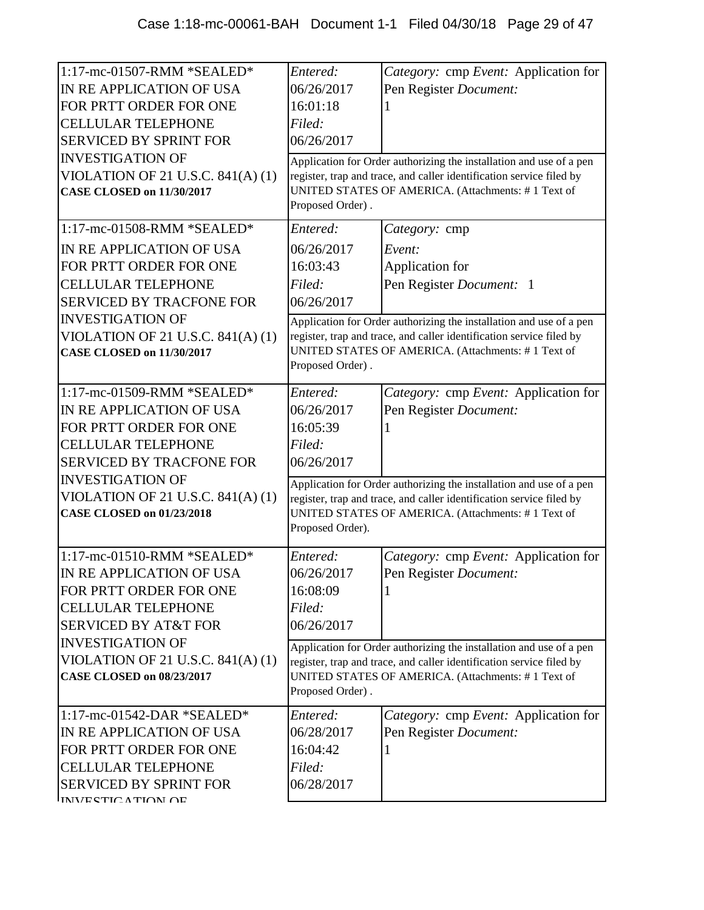| | | |
|---|---|---|
| 1:17-mc-01507-RMM *SEALED* IN RE APPLICATION OF USA FOR PRTT ORDER FOR ONE CELLULAR TELEPHONE SERVICED BY SPRINT FOR INVESTIGATION OF VIOLATION OF 21 U.S.C. 841(A) (1) **CASE CLOSED on 11/30/2017** | *Entered:* 06/26/2017 16:01:18 *Filed:* 06/26/2017 | *Category:* cmp *Event:* Application for Pen Register *Document:* 1 |
| | Application for Order authorizing the installation and use of a pen register, trap and trace, and caller identification service filed by UNITED STATES OF AMERICA. (Attachments: # 1 Text of Proposed Order) . | |
| 1:17-mc-01508-RMM *SEALED* IN RE APPLICATION OF USA FOR PRTT ORDER FOR ONE CELLULAR TELEPHONE SERVICED BY TRACFONE FOR INVESTIGATION OF VIOLATION OF 21 U.S.C. 841(A) (1) **CASE CLOSED on 11/30/2017** | *Entered:* 06/26/2017 16:03:43 *Filed:* 06/26/2017 | *Category:* cmp *Event:* Application for Pen Register *Document:* 1 |
| | Application for Order authorizing the installation and use of a pen register, trap and trace, and caller identification service filed by UNITED STATES OF AMERICA. (Attachments: # 1 Text of Proposed Order) . | |
| 1:17-mc-01509-RMM *SEALED* IN RE APPLICATION OF USA FOR PRTT ORDER FOR ONE CELLULAR TELEPHONE SERVICED BY TRACFONE FOR INVESTIGATION OF VIOLATION OF 21 U.S.C. 841(A) (1) **CASE CLOSED on 01/23/2018** | *Entered:* 06/26/2017 16:05:39 *Filed:* 06/26/2017 | *Category:* cmp *Event:* Application for Pen Register *Document:* 1 |
| | Application for Order authorizing the installation and use of a pen register, trap and trace, and caller identification service filed by UNITED STATES OF AMERICA. (Attachments: # 1 Text of Proposed Order). | |
| 1:17-mc-01510-RMM *SEALED* IN RE APPLICATION OF USA FOR PRTT ORDER FOR ONE CELLULAR TELEPHONE SERVICED BY AT&T FOR INVESTIGATION OF VIOLATION OF 21 U.S.C. 841(A) (1) **CASE CLOSED on 08/23/2017** | *Entered:* 06/26/2017 16:08:09 *Filed:* 06/26/2017 | *Category:* cmp *Event:* Application for Pen Register *Document:* 1 |
| | Application for Order authorizing the installation and use of a pen register, trap and trace, and caller identification service filed by UNITED STATES OF AMERICA. (Attachments: # 1 Text of Proposed Order) . | |
| 1:17-mc-01542-DAR *SEALED* IN RE APPLICATION OF USA FOR PRTT ORDER FOR ONE CELLULAR TELEPHONE SERVICED BY SPRINT FOR INVESTIGATION OF | *Entered:* 06/28/2017 16:04:42 *Filed:* 06/28/2017 | *Category:* cmp *Event:* Application for Pen Register *Document:* 1 |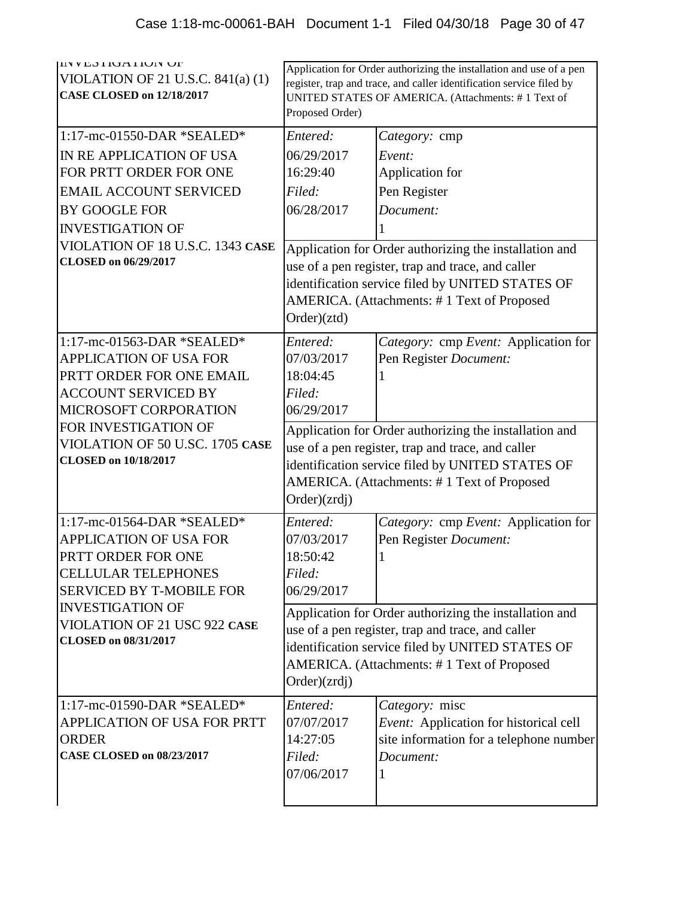| Case | Details | |
| --- | --- | --- |
| INVESTIGATION OF VIOLATION OF 21 U.S.C. 841(a) (1) **CASE CLOSED on 12/18/2017** | Application for Order authorizing the installation and use of a pen register, trap and trace, and caller identification service filed by UNITED STATES OF AMERICA. (Attachments: # 1 Text of Proposed Order) | |
| 1:17-mc-01550-DAR *SEALED* IN RE APPLICATION OF USA FOR PRTT ORDER FOR ONE EMAIL ACCOUNT SERVICED BY GOOGLE FOR INVESTIGATION OF VIOLATION OF 18 U.S.C. 1343 **CASE CLOSED on 06/29/2017** | *Entered:* 06/29/2017 16:29:40 *Filed:* 06/28/2017 | *Category:* cmp *Event:* Application for Pen Register *Document:* 1 |
| | Application for Order authorizing the installation and use of a pen register, trap and trace, and caller identification service filed by UNITED STATES OF AMERICA. (Attachments: # 1 Text of Proposed Order)(ztd) | |
| 1:17-mc-01563-DAR *SEALED* APPLICATION OF USA FOR PRTT ORDER FOR ONE EMAIL ACCOUNT SERVICED BY MICROSOFT CORPORATION FOR INVESTIGATION OF VIOLATION OF 50 U.SC. 1705 **CASE CLOSED on 10/18/2017** | *Entered:* 07/03/2017 18:04:45 *Filed:* 06/29/2017 | *Category:* cmp *Event:* Application for Pen Register *Document:* 1 |
| | Application for Order authorizing the installation and use of a pen register, trap and trace, and caller identification service filed by UNITED STATES OF AMERICA. (Attachments: # 1 Text of Proposed Order)(zrdj) | |
| 1:17-mc-01564-DAR *SEALED* APPLICATION OF USA FOR PRTT ORDER FOR ONE CELLULAR TELEPHONES SERVICED BY T-MOBILE FOR INVESTIGATION OF VIOLATION OF 21 USC 922 **CASE CLOSED on 08/31/2017** | *Entered:* 07/03/2017 18:50:42 *Filed:* 06/29/2017 | *Category:* cmp *Event:* Application for Pen Register *Document:* 1 |
| | Application for Order authorizing the installation and use of a pen register, trap and trace, and caller identification service filed by UNITED STATES OF AMERICA. (Attachments: # 1 Text of Proposed Order)(zrdj) | |
| 1:17-mc-01590-DAR *SEALED* APPLICATION OF USA FOR PRTT ORDER **CASE CLOSED on 08/23/2017** | *Entered:* 07/07/2017 14:27:05 *Filed:* 07/06/2017 | *Category:* misc *Event:* Application for historical cell site information for a telephone number *Document:* 1 |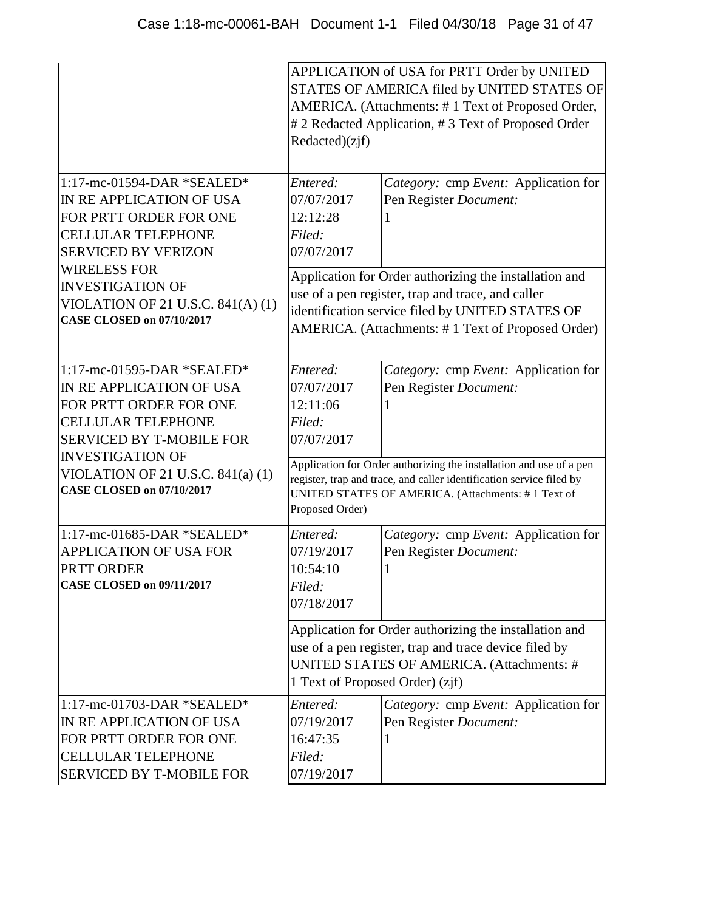| | | |
|---|---|---|
| | APPLICATION of USA for PRTT Order by UNITED STATES OF AMERICA filed by UNITED STATES OF AMERICA. (Attachments: # 1 Text of Proposed Order, # 2 Redacted Application, # 3 Text of Proposed Order Redacted)(zjf) | |
| 1:17-mc-01594-DAR *SEALED* IN RE APPLICATION OF USA FOR PRTT ORDER FOR ONE CELLULAR TELEPHONE SERVICED BY VERIZON WIRELESS FOR INVESTIGATION OF VIOLATION OF 21 U.S.C. 841(A) (1) **CASE CLOSED on 07/10/2017** | *Entered:* 07/07/2017 12:12:28 *Filed:* 07/07/2017 | *Category:* cmp *Event:* Application for Pen Register *Document:* 1 |
| | Application for Order authorizing the installation and use of a pen register, trap and trace, and caller identification service filed by UNITED STATES OF AMERICA. (Attachments: # 1 Text of Proposed Order) | |
| 1:17-mc-01595-DAR *SEALED* IN RE APPLICATION OF USA FOR PRTT ORDER FOR ONE CELLULAR TELEPHONE SERVICED BY T-MOBILE FOR INVESTIGATION OF VIOLATION OF 21 U.S.C. 841(a) (1) **CASE CLOSED on 07/10/2017** | *Entered:* 07/07/2017 12:11:06 *Filed:* 07/07/2017 | *Category:* cmp *Event:* Application for Pen Register *Document:* 1 |
| | Application for Order authorizing the installation and use of a pen register, trap and trace, and caller identification service filed by UNITED STATES OF AMERICA. (Attachments: # 1 Text of Proposed Order) | |
| 1:17-mc-01685-DAR *SEALED* APPLICATION OF USA FOR PRTT ORDER **CASE CLOSED on 09/11/2017** | *Entered:* 07/19/2017 10:54:10 *Filed:* 07/18/2017 | *Category:* cmp *Event:* Application for Pen Register *Document:* 1 |
| | Application for Order authorizing the installation and use of a pen register, trap and trace device filed by UNITED STATES OF AMERICA. (Attachments: # 1 Text of Proposed Order) (zjf) | |
| 1:17-mc-01703-DAR *SEALED* IN RE APPLICATION OF USA FOR PRTT ORDER FOR ONE CELLULAR TELEPHONE SERVICED BY T-MOBILE FOR | *Entered:* 07/19/2017 16:47:35 *Filed:* 07/19/2017 | *Category:* cmp *Event:* Application for Pen Register *Document:* 1 |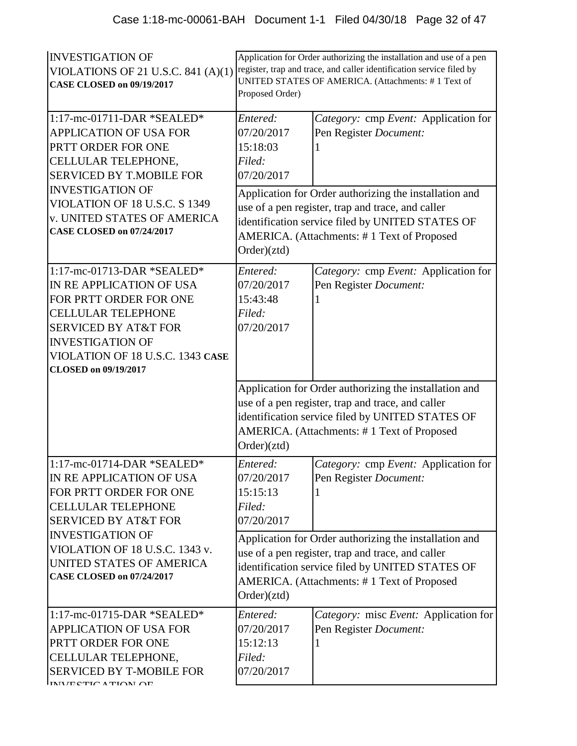| Case | Entry | Details |
| --- | --- | --- |
| INVESTIGATION OF VIOLATIONS OF 21 U.S.C. 841 (A)(1) **CASE CLOSED on 09/19/2017** | Application for Order authorizing the installation and use of a pen register, trap and trace, and caller identification service filed by UNITED STATES OF AMERICA. (Attachments: # 1 Text of Proposed Order) | |
| 1:17-mc-01711-DAR *SEALED* APPLICATION OF USA FOR PRTT ORDER FOR ONE CELLULAR TELEPHONE, SERVICED BY T.MOBILE FOR INVESTIGATION OF VIOLATION OF 18 U.S.C. S 1349 v. UNITED STATES OF AMERICA **CASE CLOSED on 07/24/2017** | *Entered:* 07/20/2017 15:18:03 *Filed:* 07/20/2017 | *Category:* cmp *Event:* Application for Pen Register *Document:* 1 |
| | Application for Order authorizing the installation and use of a pen register, trap and trace, and caller identification service filed by UNITED STATES OF AMERICA. (Attachments: # 1 Text of Proposed Order)(ztd) | |
| 1:17-mc-01713-DAR *SEALED* IN RE APPLICATION OF USA FOR PRTT ORDER FOR ONE CELLULAR TELEPHONE SERVICED BY AT&T FOR INVESTIGATION OF VIOLATION OF 18 U.S.C. 1343 **CASE CLOSED on 09/19/2017** | *Entered:* 07/20/2017 15:43:48 *Filed:* 07/20/2017 | *Category:* cmp *Event:* Application for Pen Register *Document:* 1 |
| | Application for Order authorizing the installation and use of a pen register, trap and trace, and caller identification service filed by UNITED STATES OF AMERICA. (Attachments: # 1 Text of Proposed Order)(ztd) | |
| 1:17-mc-01714-DAR *SEALED* IN RE APPLICATION OF USA FOR PRTT ORDER FOR ONE CELLULAR TELEPHONE SERVICED BY AT&T FOR INVESTIGATION OF VIOLATION OF 18 U.S.C. 1343 v. UNITED STATES OF AMERICA **CASE CLOSED on 07/24/2017** | *Entered:* 07/20/2017 15:15:13 *Filed:* 07/20/2017 | *Category:* cmp *Event:* Application for Pen Register *Document:* 1 |
| | Application for Order authorizing the installation and use of a pen register, trap and trace, and caller identification service filed by UNITED STATES OF AMERICA. (Attachments: # 1 Text of Proposed Order)(ztd) | |
| 1:17-mc-01715-DAR *SEALED* APPLICATION OF USA FOR PRTT ORDER FOR ONE CELLULAR TELEPHONE, SERVICED BY T-MOBILE FOR INVESTIGATION OF | *Entered:* 07/20/2017 15:12:13 *Filed:* 07/20/2017 | *Category:* misc *Event:* Application for Pen Register *Document:* 1 |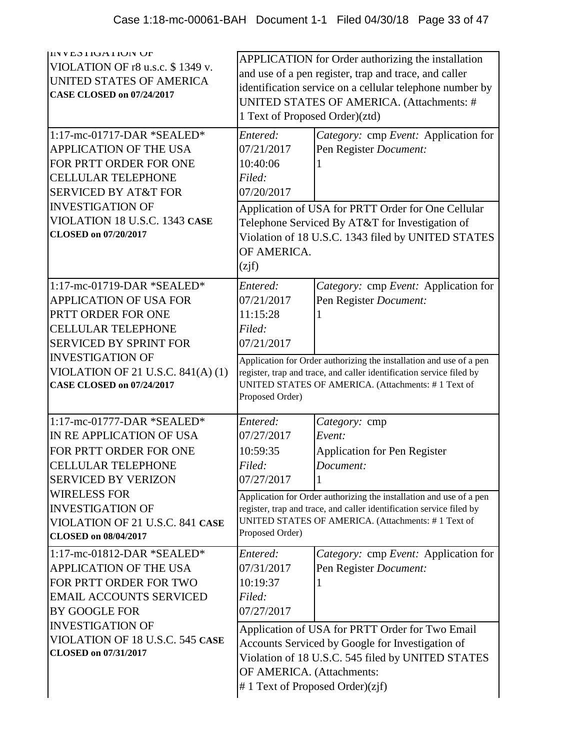| | | |
|---|---|---|
| INVESTIGATION OF VIOLATION OF r8 u.s.c. $ 1349 v. UNITED STATES OF AMERICA **CASE CLOSED on 07/24/2017** | APPLICATION for Order authorizing the installation and use of a pen register, trap and trace, and caller identification service on a cellular telephone number by UNITED STATES OF AMERICA. (Attachments: # 1 Text of Proposed Order)(ztd) | |
| 1:17-mc-01717-DAR *SEALED* APPLICATION OF THE USA FOR PRTT ORDER FOR ONE CELLULAR TELEPHONE SERVICED BY AT&T FOR INVESTIGATION OF VIOLATION 18 U.S.C. 1343 **CASE CLOSED on 07/20/2017** | *Entered:* 07/21/2017 10:40:06 *Filed:* 07/20/2017 | *Category:* cmp *Event:* Application for Pen Register *Document:* 1 |
| | Application of USA for PRTT Order for One Cellular Telephone Serviced By AT&T for Investigation of Violation of 18 U.S.C. 1343 filed by UNITED STATES OF AMERICA. (zjf) | |
| 1:17-mc-01719-DAR *SEALED* APPLICATION OF USA FOR PRTT ORDER FOR ONE CELLULAR TELEPHONE SERVICED BY SPRINT FOR INVESTIGATION OF VIOLATION OF 21 U.S.C. 841(A) (1) **CASE CLOSED on 07/24/2017** | *Entered:* 07/21/2017 11:15:28 *Filed:* 07/21/2017 | *Category:* cmp *Event:* Application for Pen Register *Document:* 1 |
| | Application for Order authorizing the installation and use of a pen register, trap and trace, and caller identification service filed by UNITED STATES OF AMERICA. (Attachments: # 1 Text of Proposed Order) | |
| 1:17-mc-01777-DAR *SEALED* IN RE APPLICATION OF USA FOR PRTT ORDER FOR ONE CELLULAR TELEPHONE SERVICED BY VERIZON WIRELESS FOR INVESTIGATION OF VIOLATION OF 21 U.S.C. 841 **CASE CLOSED on 08/04/2017** | *Entered:* 07/27/2017 10:59:35 *Filed:* 07/27/2017 | *Category:* cmp *Event:* Application for Pen Register *Document:* 1 |
| | Application for Order authorizing the installation and use of a pen register, trap and trace, and caller identification service filed by UNITED STATES OF AMERICA. (Attachments: # 1 Text of Proposed Order) | |
| 1:17-mc-01812-DAR *SEALED* APPLICATION OF THE USA FOR PRTT ORDER FOR TWO EMAIL ACCOUNTS SERVICED BY GOOGLE FOR INVESTIGATION OF VIOLATION OF 18 U.S.C. 545 **CASE CLOSED on 07/31/2017** | *Entered:* 07/31/2017 10:19:37 *Filed:* 07/27/2017 | *Category:* cmp *Event:* Application for Pen Register *Document:* 1 |
| | Application of USA for PRTT Order for Two Email Accounts Serviced by Google for Investigation of Violation of 18 U.S.C. 545 filed by UNITED STATES OF AMERICA. (Attachments: # 1 Text of Proposed Order)(zjf) | |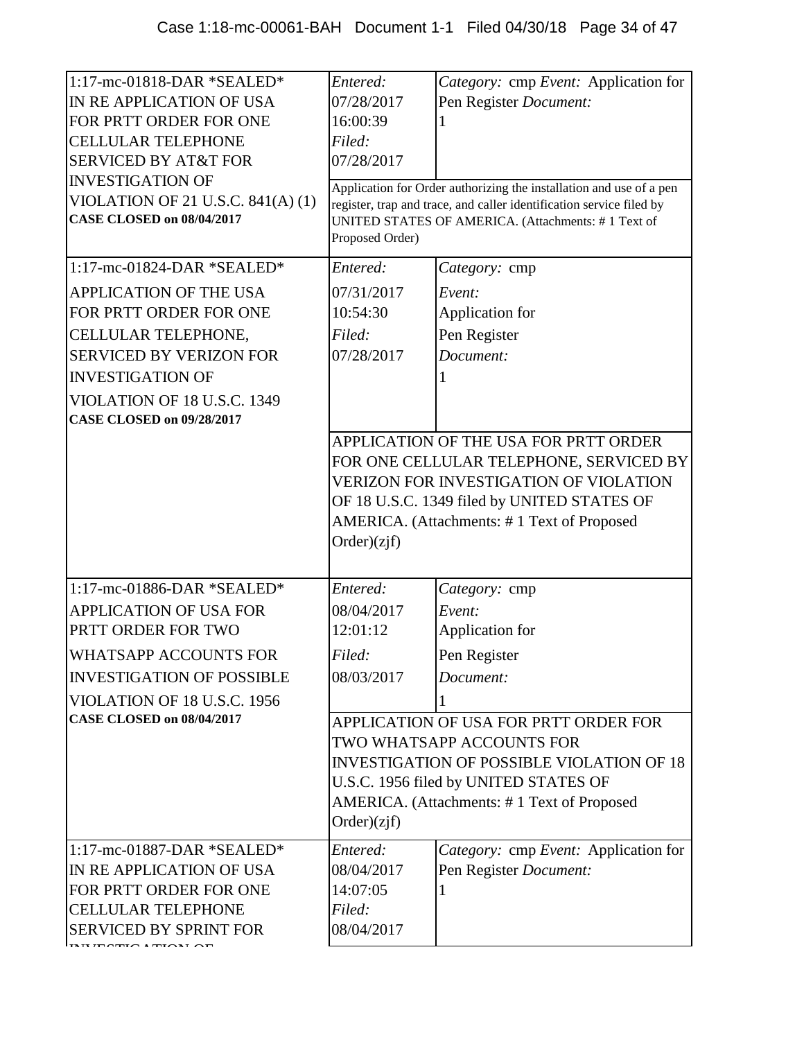| | | |
|---|---|---|
| 1:17-mc-01818-DAR *SEALED* IN RE APPLICATION OF USA FOR PRTT ORDER FOR ONE CELLULAR TELEPHONE SERVICED BY AT&T FOR INVESTIGATION OF VIOLATION OF 21 U.S.C. 841(A) (1) **CASE CLOSED on 08/04/2017** | *Entered:* 07/28/2017 16:00:39 *Filed:* 07/28/2017 | *Category:* cmp *Event:* Application for Pen Register *Document:* 1 |
| | Application for Order authorizing the installation and use of a pen register, trap and trace, and caller identification service filed by UNITED STATES OF AMERICA. (Attachments: # 1 Text of Proposed Order) | |
| 1:17-mc-01824-DAR *SEALED* APPLICATION OF THE USA FOR PRTT ORDER FOR ONE CELLULAR TELEPHONE, SERVICED BY VERIZON FOR INVESTIGATION OF VIOLATION OF 18 U.S.C. 1349 **CASE CLOSED on 09/28/2017** | *Entered:* 07/31/2017 10:54:30 *Filed:* 07/28/2017 | *Category:* cmp *Event:* Application for Pen Register *Document:* 1 |
| | APPLICATION OF THE USA FOR PRTT ORDER FOR ONE CELLULAR TELEPHONE, SERVICED BY VERIZON FOR INVESTIGATION OF VIOLATION OF 18 U.S.C. 1349 filed by UNITED STATES OF AMERICA. (Attachments: # 1 Text of Proposed Order)(zjf) | |
| 1:17-mc-01886-DAR *SEALED* APPLICATION OF USA FOR PRTT ORDER FOR TWO WHATSAPP ACCOUNTS FOR INVESTIGATION OF POSSIBLE VIOLATION OF 18 U.S.C. 1956 **CASE CLOSED on 08/04/2017** | *Entered:* 08/04/2017 12:01:12 *Filed:* 08/03/2017 | *Category:* cmp *Event:* Application for Pen Register *Document:* 1 |
| | APPLICATION OF USA FOR PRTT ORDER FOR TWO WHATSAPP ACCOUNTS FOR INVESTIGATION OF POSSIBLE VIOLATION OF 18 U.S.C. 1956 filed by UNITED STATES OF AMERICA. (Attachments: # 1 Text of Proposed Order)(zjf) | |
| 1:17-mc-01887-DAR *SEALED* IN RE APPLICATION OF USA FOR PRTT ORDER FOR ONE CELLULAR TELEPHONE SERVICED BY SPRINT FOR INVESTIGATION OF | *Entered:* 08/04/2017 14:07:05 *Filed:* 08/04/2017 | *Category:* cmp *Event:* Application for Pen Register *Document:* 1 |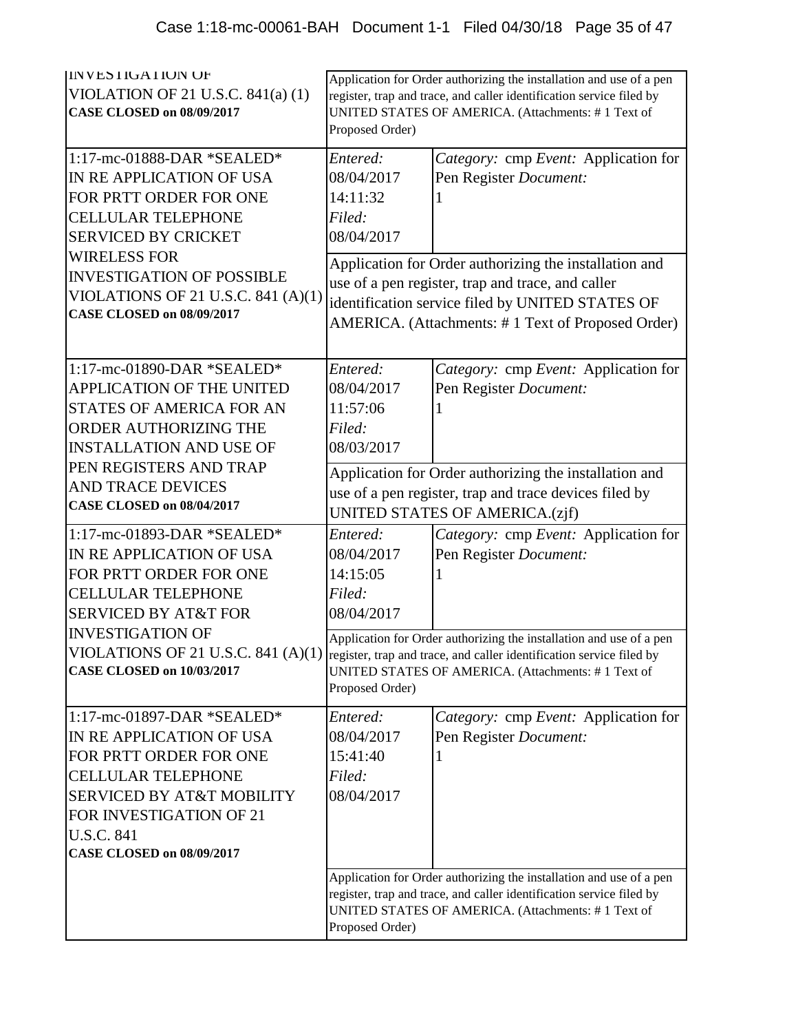| Case | Entry | Details |
|---|---|---|
| INVESTIGATION OF VIOLATION OF 21 U.S.C. 841(a) (1) **CASE CLOSED on 08/09/2017** | | Application for Order authorizing the installation and use of a pen register, trap and trace, and caller identification service filed by UNITED STATES OF AMERICA. (Attachments: # 1 Text of Proposed Order) |
| 1:17-mc-01888-DAR *SEALED* IN RE APPLICATION OF USA FOR PRTT ORDER FOR ONE CELLULAR TELEPHONE SERVICED BY CRICKET WIRELESS FOR INVESTIGATION OF POSSIBLE VIOLATIONS OF 21 U.S.C. 841 (A)(1) **CASE CLOSED on 08/09/2017** | *Entered:* 08/04/2017 14:11:32 *Filed:* 08/04/2017 | *Category:* cmp *Event:* Application for Pen Register *Document:* 1 |
| | | Application for Order authorizing the installation and use of a pen register, trap and trace, and caller identification service filed by UNITED STATES OF AMERICA. (Attachments: # 1 Text of Proposed Order) |
| 1:17-mc-01890-DAR *SEALED* APPLICATION OF THE UNITED STATES OF AMERICA FOR AN ORDER AUTHORIZING THE INSTALLATION AND USE OF PEN REGISTERS AND TRAP AND TRACE DEVICES **CASE CLOSED on 08/04/2017** | *Entered:* 08/04/2017 11:57:06 *Filed:* 08/03/2017 | *Category:* cmp *Event:* Application for Pen Register *Document:* 1 |
| | | Application for Order authorizing the installation and use of a pen register, trap and trace devices filed by UNITED STATES OF AMERICA.(zjf) |
| 1:17-mc-01893-DAR *SEALED* IN RE APPLICATION OF USA FOR PRTT ORDER FOR ONE CELLULAR TELEPHONE SERVICED BY AT&T FOR INVESTIGATION OF VIOLATIONS OF 21 U.S.C. 841 (A)(1) **CASE CLOSED on 10/03/2017** | *Entered:* 08/04/2017 14:15:05 *Filed:* 08/04/2017 | *Category:* cmp *Event:* Application for Pen Register *Document:* 1 |
| | | Application for Order authorizing the installation and use of a pen register, trap and trace, and caller identification service filed by UNITED STATES OF AMERICA. (Attachments: # 1 Text of Proposed Order) |
| 1:17-mc-01897-DAR *SEALED* IN RE APPLICATION OF USA FOR PRTT ORDER FOR ONE CELLULAR TELEPHONE SERVICED BY AT&T MOBILITY FOR INVESTIGATION OF 21 U.S.C. 841 **CASE CLOSED on 08/09/2017** | *Entered:* 08/04/2017 15:41:40 *Filed:* 08/04/2017 | *Category:* cmp *Event:* Application for Pen Register *Document:* 1 |
| | | Application for Order authorizing the installation and use of a pen register, trap and trace, and caller identification service filed by UNITED STATES OF AMERICA. (Attachments: # 1 Text of Proposed Order) |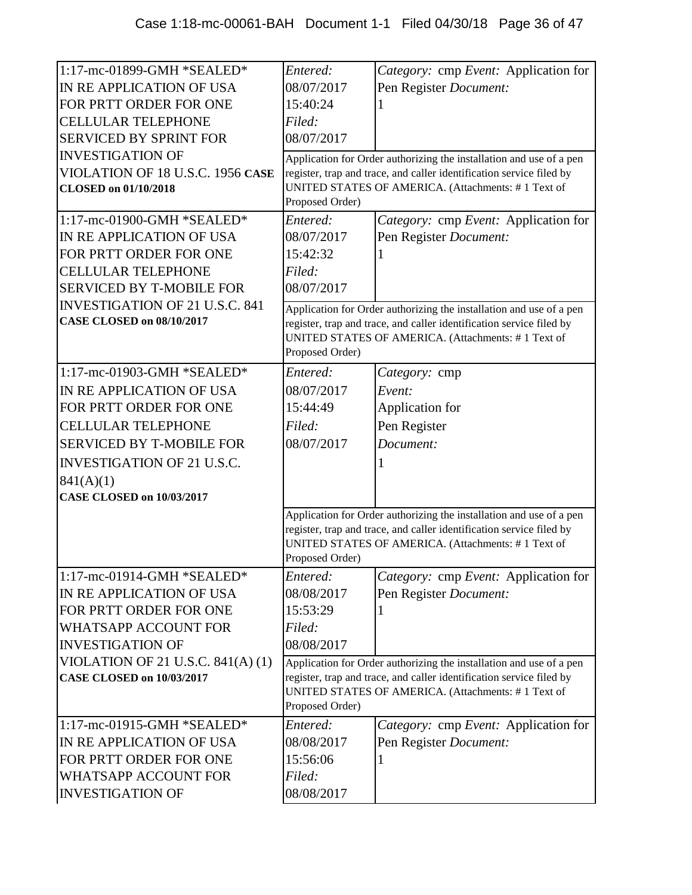| Case | Entry | Details |
| --- | --- | --- |
| 1:17-mc-01899-GMH *SEALED* IN RE APPLICATION OF USA FOR PRTT ORDER FOR ONE CELLULAR TELEPHONE SERVICED BY SPRINT FOR INVESTIGATION OF VIOLATION OF 18 U.S.C. 1956 **CASE CLOSED on 01/10/2018** | *Entered:* 08/07/2017 15:40:24 *Filed:* 08/07/2017 | *Category:* cmp *Event:* Application for Pen Register *Document:* 1 |
| | Application for Order authorizing the installation and use of a pen register, trap and trace, and caller identification service filed by UNITED STATES OF AMERICA. (Attachments: # 1 Text of Proposed Order) | |
| 1:17-mc-01900-GMH *SEALED* IN RE APPLICATION OF USA FOR PRTT ORDER FOR ONE CELLULAR TELEPHONE SERVICED BY T-MOBILE FOR INVESTIGATION OF 21 U.S.C. 841 **CASE CLOSED on 08/10/2017** | *Entered:* 08/07/2017 15:42:32 *Filed:* 08/07/2017 | *Category:* cmp *Event:* Application for Pen Register *Document:* 1 |
| | Application for Order authorizing the installation and use of a pen register, trap and trace, and caller identification service filed by UNITED STATES OF AMERICA. (Attachments: # 1 Text of Proposed Order) | |
| 1:17-mc-01903-GMH *SEALED* IN RE APPLICATION OF USA FOR PRTT ORDER FOR ONE CELLULAR TELEPHONE SERVICED BY T-MOBILE FOR INVESTIGATION OF 21 U.S.C. 841(A)(1) **CASE CLOSED on 10/03/2017** | *Entered:* 08/07/2017 15:44:49 *Filed:* 08/07/2017 | *Category:* cmp *Event:* Application for Pen Register *Document:* 1 |
| | Application for Order authorizing the installation and use of a pen register, trap and trace, and caller identification service filed by UNITED STATES OF AMERICA. (Attachments: # 1 Text of Proposed Order) | |
| 1:17-mc-01914-GMH *SEALED* IN RE APPLICATION OF USA FOR PRTT ORDER FOR ONE WHATSAPP ACCOUNT FOR INVESTIGATION OF VIOLATION OF 21 U.S.C. 841(A) (1) **CASE CLOSED on 10/03/2017** | *Entered:* 08/08/2017 15:53:29 *Filed:* 08/08/2017 | *Category:* cmp *Event:* Application for Pen Register *Document:* 1 |
| | Application for Order authorizing the installation and use of a pen register, trap and trace, and caller identification service filed by UNITED STATES OF AMERICA. (Attachments: # 1 Text of Proposed Order) | |
| 1:17-mc-01915-GMH *SEALED* IN RE APPLICATION OF USA FOR PRTT ORDER FOR ONE WHATSAPP ACCOUNT FOR INVESTIGATION OF | *Entered:* 08/08/2017 15:56:06 *Filed:* 08/08/2017 | *Category:* cmp *Event:* Application for Pen Register *Document:* 1 |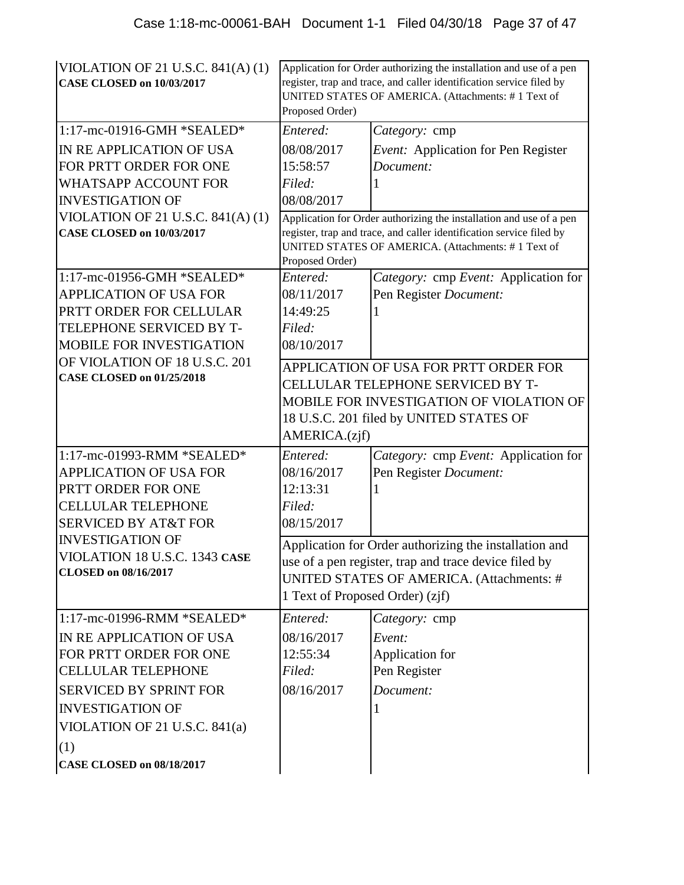| | | |
|---|---|---|
| VIOLATION OF 21 U.S.C. 841(A) (1) **CASE CLOSED on 10/03/2017** | Application for Order authorizing the installation and use of a pen register, trap and trace, and caller identification service filed by UNITED STATES OF AMERICA. (Attachments: # 1 Text of Proposed Order) | |
| 1:17-mc-01916-GMH *SEALED* IN RE APPLICATION OF USA FOR PRTT ORDER FOR ONE WHATSAPP ACCOUNT FOR INVESTIGATION OF VIOLATION OF 21 U.S.C. 841(A) (1) **CASE CLOSED on 10/03/2017** | *Entered:* 08/08/2017 15:58:57 *Filed:* 08/08/2017 | *Category:* cmp *Event:* Application for Pen Register *Document:* 1 |
| | Application for Order authorizing the installation and use of a pen register, trap and trace, and caller identification service filed by UNITED STATES OF AMERICA. (Attachments: # 1 Text of Proposed Order) | |
| 1:17-mc-01956-GMH *SEALED* APPLICATION OF USA FOR PRTT ORDER FOR CELLULAR TELEPHONE SERVICED BY T-MOBILE FOR INVESTIGATION OF VIOLATION OF 18 U.S.C. 201 **CASE CLOSED on 01/25/2018** | *Entered:* 08/11/2017 14:49:25 *Filed:* 08/10/2017 | *Category:* cmp *Event:* Application for Pen Register *Document:* 1 |
| | APPLICATION OF USA FOR PRTT ORDER FOR CELLULAR TELEPHONE SERVICED BY T-MOBILE FOR INVESTIGATION OF VIOLATION OF 18 U.S.C. 201 filed by UNITED STATES OF AMERICA.(zjf) | |
| 1:17-mc-01993-RMM *SEALED* APPLICATION OF USA FOR PRTT ORDER FOR ONE CELLULAR TELEPHONE SERVICED BY AT&T FOR INVESTIGATION OF VIOLATION 18 U.S.C. 1343 **CASE CLOSED on 08/16/2017** | *Entered:* 08/16/2017 12:13:31 *Filed:* 08/15/2017 | *Category:* cmp *Event:* Application for Pen Register *Document:* 1 |
| | Application for Order authorizing the installation and use of a pen register, trap and trace device filed by UNITED STATES OF AMERICA. (Attachments: # 1 Text of Proposed Order) (zjf) | |
| 1:17-mc-01996-RMM *SEALED* IN RE APPLICATION OF USA FOR PRTT ORDER FOR ONE CELLULAR TELEPHONE SERVICED BY SPRINT FOR INVESTIGATION OF VIOLATION OF 21 U.S.C. 841(a) (1) **CASE CLOSED on 08/18/2017** | *Entered:* 08/16/2017 12:55:34 *Filed:* 08/16/2017 | *Category:* cmp *Event:* Application for Pen Register *Document:* 1 |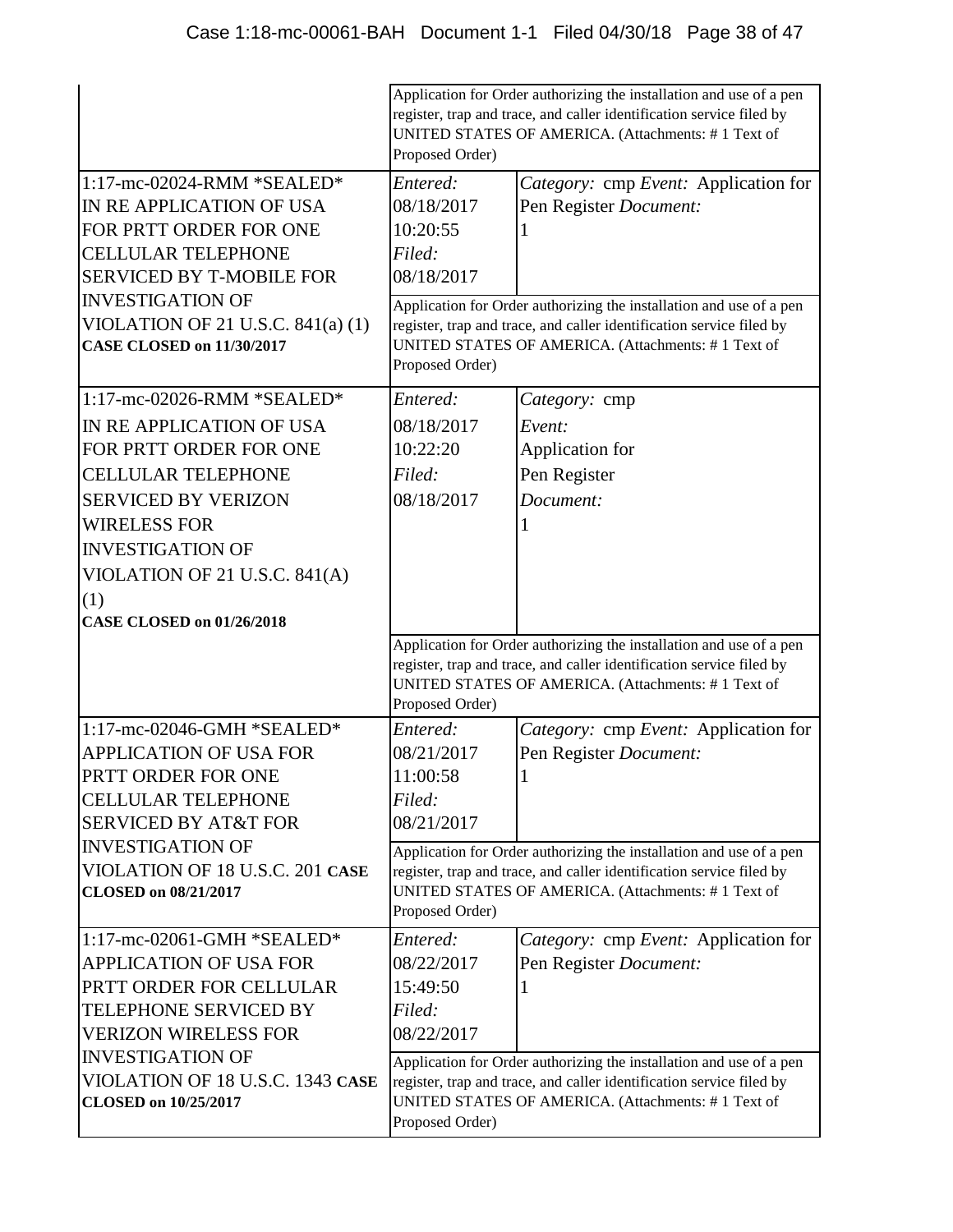| Case | Entry | Details |
|---|---|---|
| | Application for Order authorizing the installation and use of a pen register, trap and trace, and caller identification service filed by UNITED STATES OF AMERICA. (Attachments: # 1 Text of Proposed Order) | |
| 1:17-mc-02024-RMM *SEALED* IN RE APPLICATION OF USA FOR PRTT ORDER FOR ONE CELLULAR TELEPHONE SERVICED BY T-MOBILE FOR INVESTIGATION OF VIOLATION OF 21 U.S.C. 841(a) (1) **CASE CLOSED on 11/30/2017** | *Entered:* 08/18/2017 10:20:55 *Filed:* 08/18/2017 | *Category:* cmp *Event:* Application for Pen Register *Document:* 1 |
| | Application for Order authorizing the installation and use of a pen register, trap and trace, and caller identification service filed by UNITED STATES OF AMERICA. (Attachments: # 1 Text of Proposed Order) | |
| 1:17-mc-02026-RMM *SEALED* IN RE APPLICATION OF USA FOR PRTT ORDER FOR ONE CELLULAR TELEPHONE SERVICED BY VERIZON WIRELESS FOR INVESTIGATION OF VIOLATION OF 21 U.S.C. 841(A) (1) **CASE CLOSED on 01/26/2018** | *Entered:* 08/18/2017 10:22:20 *Filed:* 08/18/2017 | *Category:* cmp *Event:* Application for Pen Register *Document:* 1 |
| | Application for Order authorizing the installation and use of a pen register, trap and trace, and caller identification service filed by UNITED STATES OF AMERICA. (Attachments: # 1 Text of Proposed Order) | |
| 1:17-mc-02046-GMH *SEALED* APPLICATION OF USA FOR PRTT ORDER FOR ONE CELLULAR TELEPHONE SERVICED BY AT&T FOR INVESTIGATION OF VIOLATION OF 18 U.S.C. 201 **CASE CLOSED on 08/21/2017** | *Entered:* 08/21/2017 11:00:58 *Filed:* 08/21/2017 | *Category:* cmp *Event:* Application for Pen Register *Document:* 1 |
| | Application for Order authorizing the installation and use of a pen register, trap and trace, and caller identification service filed by UNITED STATES OF AMERICA. (Attachments: # 1 Text of Proposed Order) | |
| 1:17-mc-02061-GMH *SEALED* APPLICATION OF USA FOR PRTT ORDER FOR CELLULAR TELEPHONE SERVICED BY VERIZON WIRELESS FOR INVESTIGATION OF VIOLATION OF 18 U.S.C. 1343 **CASE CLOSED on 10/25/2017** | *Entered:* 08/22/2017 15:49:50 *Filed:* 08/22/2017 | *Category:* cmp *Event:* Application for Pen Register *Document:* 1 |
| | Application for Order authorizing the installation and use of a pen register, trap and trace, and caller identification service filed by UNITED STATES OF AMERICA. (Attachments: # 1 Text of Proposed Order) | |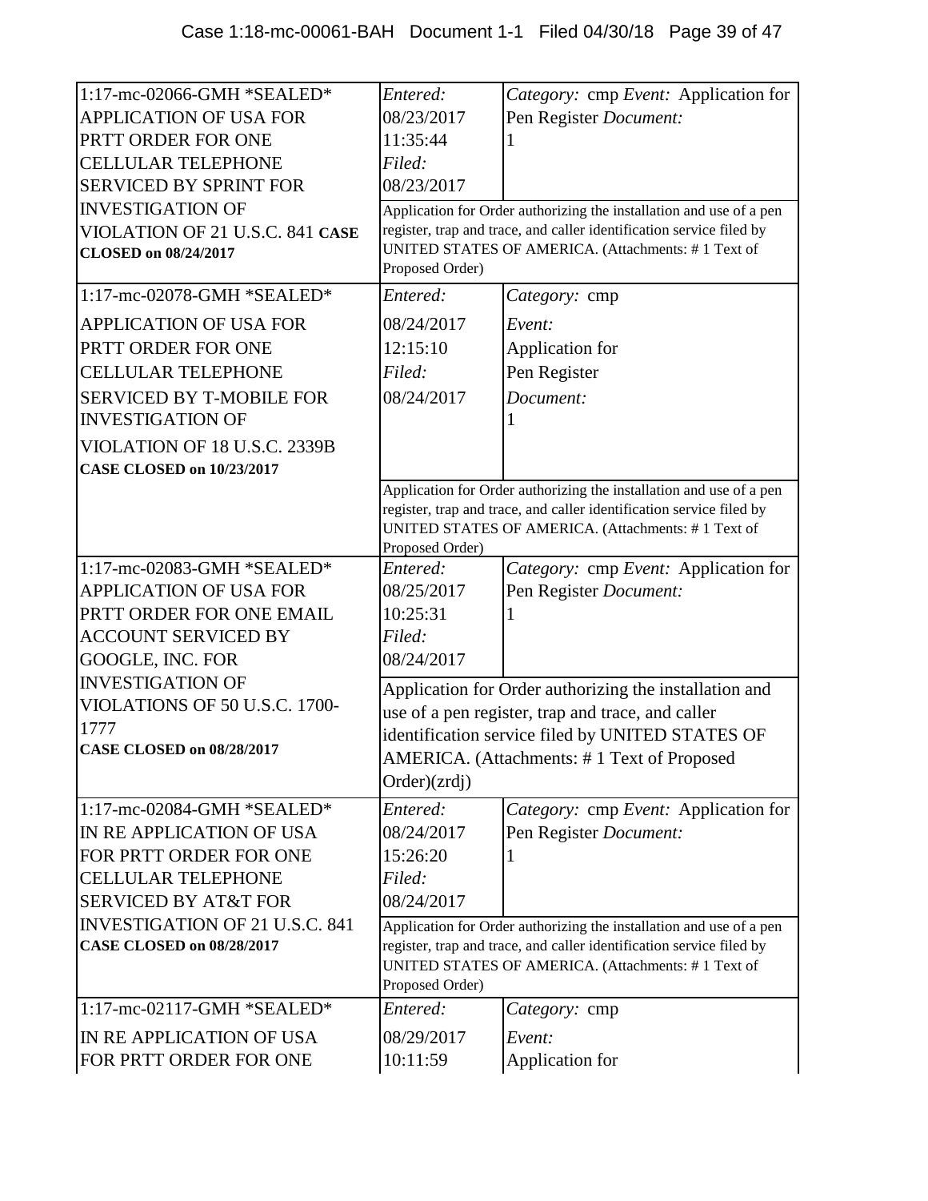| | | |
|---|---|---|
| 1:17-mc-02066-GMH *SEALED* APPLICATION OF USA FOR PRTT ORDER FOR ONE CELLULAR TELEPHONE SERVICED BY SPRINT FOR INVESTIGATION OF VIOLATION OF 21 U.S.C. 841 **CASE CLOSED on 08/24/2017** | *Entered:* 08/23/2017 11:35:44 *Filed:* 08/23/2017 | *Category:* cmp *Event:* Application for Pen Register *Document:* 1 |
| | Application for Order authorizing the installation and use of a pen register, trap and trace, and caller identification service filed by UNITED STATES OF AMERICA. (Attachments: # 1 Text of Proposed Order) | |
| 1:17-mc-02078-GMH *SEALED* APPLICATION OF USA FOR PRTT ORDER FOR ONE CELLULAR TELEPHONE SERVICED BY T-MOBILE FOR INVESTIGATION OF VIOLATION OF 18 U.S.C. 2339B **CASE CLOSED on 10/23/2017** | *Entered:* 08/24/2017 12:15:10 *Filed:* 08/24/2017 | *Category:* cmp *Event:* Application for Pen Register *Document:* 1 |
| | Application for Order authorizing the installation and use of a pen register, trap and trace, and caller identification service filed by UNITED STATES OF AMERICA. (Attachments: # 1 Text of Proposed Order) | |
| 1:17-mc-02083-GMH *SEALED* APPLICATION OF USA FOR PRTT ORDER FOR ONE EMAIL ACCOUNT SERVICED BY GOOGLE, INC. FOR INVESTIGATION OF VIOLATIONS OF 50 U.S.C. 1700-1777 **CASE CLOSED on 08/28/2017** | *Entered:* 08/25/2017 10:25:31 *Filed:* 08/24/2017 | *Category:* cmp *Event:* Application for Pen Register *Document:* 1 |
| | Application for Order authorizing the installation and use of a pen register, trap and trace, and caller identification service filed by UNITED STATES OF AMERICA. (Attachments: # 1 Text of Proposed Order)(zrdj) | |
| 1:17-mc-02084-GMH *SEALED* IN RE APPLICATION OF USA FOR PRTT ORDER FOR ONE CELLULAR TELEPHONE SERVICED BY AT&T FOR INVESTIGATION OF 21 U.S.C. 841 **CASE CLOSED on 08/28/2017** | *Entered:* 08/24/2017 15:26:20 *Filed:* 08/24/2017 | *Category:* cmp *Event:* Application for Pen Register *Document:* 1 |
| | Application for Order authorizing the installation and use of a pen register, trap and trace, and caller identification service filed by UNITED STATES OF AMERICA. (Attachments: # 1 Text of Proposed Order) | |
| 1:17-mc-02117-GMH *SEALED* IN RE APPLICATION OF USA FOR PRTT ORDER FOR ONE | *Entered:* 08/29/2017 10:11:59 | *Category:* cmp *Event:* Application for |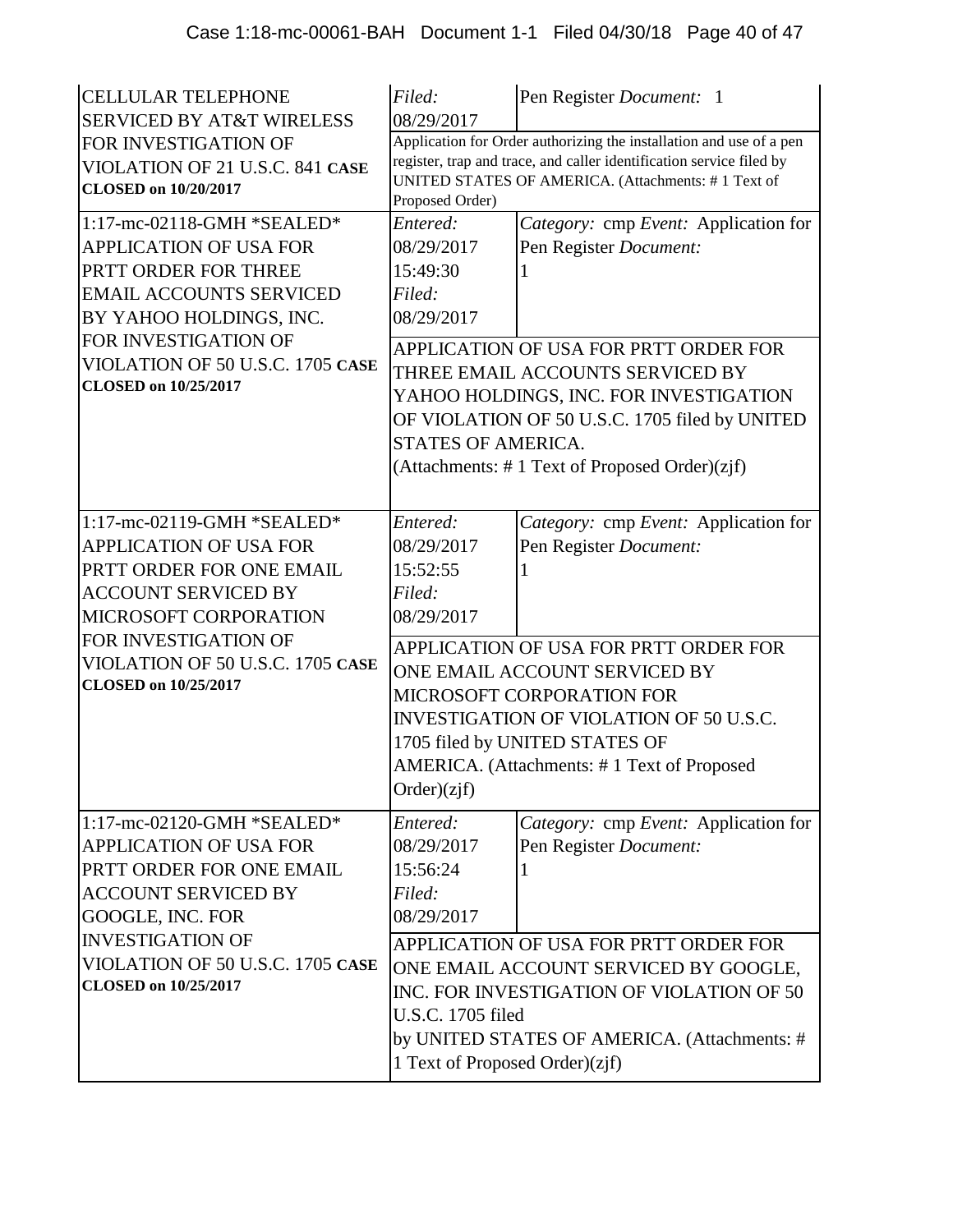| | | |
|---|---|---|
| CELLULAR TELEPHONE SERVICED BY AT&T WIRELESS FOR INVESTIGATION OF VIOLATION OF 21 U.S.C. 841 **CASE CLOSED on 10/20/2017** | *Filed:* 08/29/2017 | Pen Register *Document:* 1 |
| | Application for Order authorizing the installation and use of a pen register, trap and trace, and caller identification service filed by UNITED STATES OF AMERICA. (Attachments: # 1 Text of Proposed Order) | |
| 1:17-mc-02118-GMH *SEALED* APPLICATION OF USA FOR PRTT ORDER FOR THREE EMAIL ACCOUNTS SERVICED BY YAHOO HOLDINGS, INC. FOR INVESTIGATION OF VIOLATION OF 50 U.S.C. 1705 **CASE CLOSED on 10/25/2017** | *Entered:* 08/29/2017 15:49:30 *Filed:* 08/29/2017 | *Category:* cmp *Event:* Application for Pen Register *Document:* 1 |
| | APPLICATION OF USA FOR PRTT ORDER FOR THREE EMAIL ACCOUNTS SERVICED BY YAHOO HOLDINGS, INC. FOR INVESTIGATION OF VIOLATION OF 50 U.S.C. 1705 filed by UNITED STATES OF AMERICA. (Attachments: # 1 Text of Proposed Order)(zjf) | |
| 1:17-mc-02119-GMH *SEALED* APPLICATION OF USA FOR PRTT ORDER FOR ONE EMAIL ACCOUNT SERVICED BY MICROSOFT CORPORATION FOR INVESTIGATION OF VIOLATION OF 50 U.S.C. 1705 **CASE CLOSED on 10/25/2017** | *Entered:* 08/29/2017 15:52:55 *Filed:* 08/29/2017 | *Category:* cmp *Event:* Application for Pen Register *Document:* 1 |
| | APPLICATION OF USA FOR PRTT ORDER FOR ONE EMAIL ACCOUNT SERVICED BY MICROSOFT CORPORATION FOR INVESTIGATION OF VIOLATION OF 50 U.S.C. 1705 filed by UNITED STATES OF AMERICA. (Attachments: # 1 Text of Proposed Order)(zjf) | |
| 1:17-mc-02120-GMH *SEALED* APPLICATION OF USA FOR PRTT ORDER FOR ONE EMAIL ACCOUNT SERVICED BY GOOGLE, INC. FOR INVESTIGATION OF VIOLATION OF 50 U.S.C. 1705 **CASE CLOSED on 10/25/2017** | *Entered:* 08/29/2017 15:56:24 *Filed:* 08/29/2017 | *Category:* cmp *Event:* Application for Pen Register *Document:* 1 |
| | APPLICATION OF USA FOR PRTT ORDER FOR ONE EMAIL ACCOUNT SERVICED BY GOOGLE, INC. FOR INVESTIGATION OF VIOLATION OF 50 U.S.C. 1705 filed by UNITED STATES OF AMERICA. (Attachments: # 1 Text of Proposed Order)(zjf) | |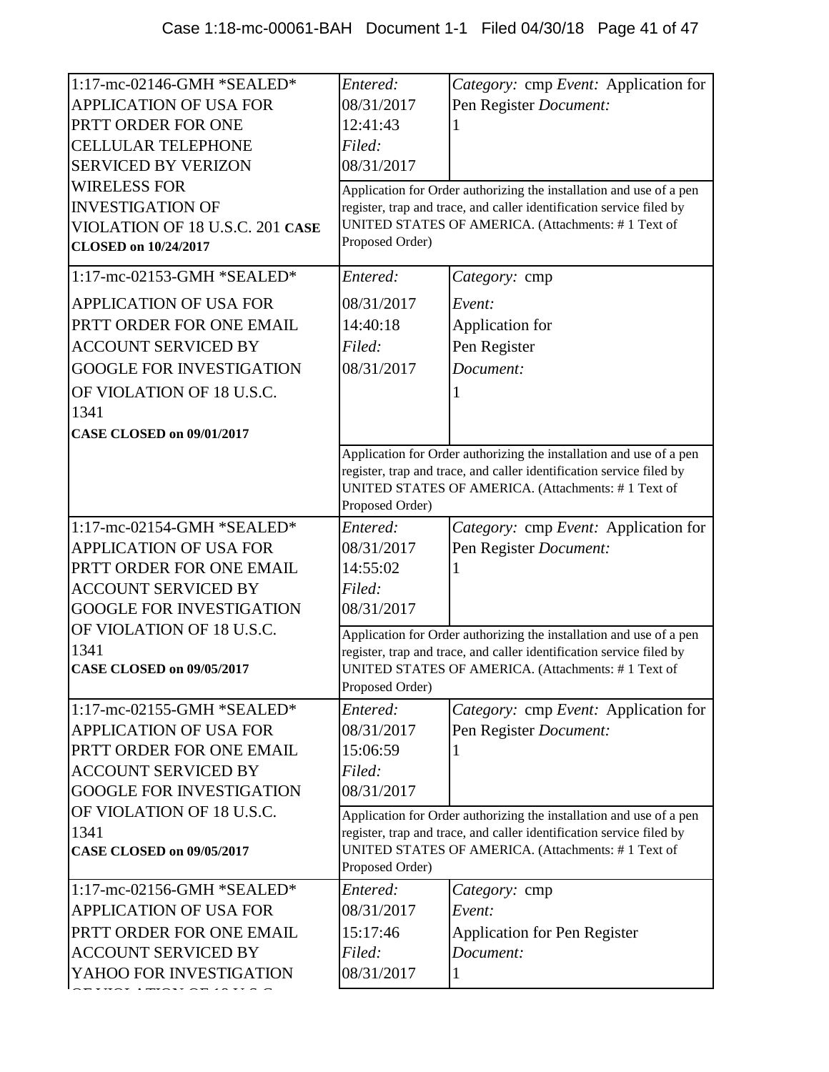| Case | Entry | Details |
|---|---|---|
| 1:17-mc-02146-GMH *SEALED* APPLICATION OF USA FOR PRTT ORDER FOR ONE CELLULAR TELEPHONE SERVICED BY VERIZON WIRELESS FOR INVESTIGATION OF VIOLATION OF 18 U.S.C. 201 **CASE CLOSED on 10/24/2017** | *Entered:* 08/31/2017 12:41:43 *Filed:* 08/31/2017 | *Category:* cmp *Event:* Application for Pen Register *Document:* 1 |
| | Application for Order authorizing the installation and use of a pen register, trap and trace, and caller identification service filed by UNITED STATES OF AMERICA. (Attachments: # 1 Text of Proposed Order) | |
| 1:17-mc-02153-GMH *SEALED* APPLICATION OF USA FOR PRTT ORDER FOR ONE EMAIL ACCOUNT SERVICED BY GOOGLE FOR INVESTIGATION OF VIOLATION OF 18 U.S.C. 1341 **CASE CLOSED on 09/01/2017** | *Entered:* 08/31/2017 14:40:18 *Filed:* 08/31/2017 | *Category:* cmp *Event:* Application for Pen Register *Document:* 1 |
| | Application for Order authorizing the installation and use of a pen register, trap and trace, and caller identification service filed by UNITED STATES OF AMERICA. (Attachments: # 1 Text of Proposed Order) | |
| 1:17-mc-02154-GMH *SEALED* APPLICATION OF USA FOR PRTT ORDER FOR ONE EMAIL ACCOUNT SERVICED BY GOOGLE FOR INVESTIGATION OF VIOLATION OF 18 U.S.C. 1341 **CASE CLOSED on 09/05/2017** | *Entered:* 08/31/2017 14:55:02 *Filed:* 08/31/2017 | *Category:* cmp *Event:* Application for Pen Register *Document:* 1 |
| | Application for Order authorizing the installation and use of a pen register, trap and trace, and caller identification service filed by UNITED STATES OF AMERICA. (Attachments: # 1 Text of Proposed Order) | |
| 1:17-mc-02155-GMH *SEALED* APPLICATION OF USA FOR PRTT ORDER FOR ONE EMAIL ACCOUNT SERVICED BY GOOGLE FOR INVESTIGATION OF VIOLATION OF 18 U.S.C. 1341 **CASE CLOSED on 09/05/2017** | *Entered:* 08/31/2017 15:06:59 *Filed:* 08/31/2017 | *Category:* cmp *Event:* Application for Pen Register *Document:* 1 |
| | Application for Order authorizing the installation and use of a pen register, trap and trace, and caller identification service filed by UNITED STATES OF AMERICA. (Attachments: # 1 Text of Proposed Order) | |
| 1:17-mc-02156-GMH *SEALED* APPLICATION OF USA FOR PRTT ORDER FOR ONE EMAIL ACCOUNT SERVICED BY YAHOO FOR INVESTIGATION OF VIOLATION OF 18 U.S.C. | *Entered:* 08/31/2017 15:17:46 *Filed:* 08/31/2017 | *Category:* cmp *Event:* Application for Pen Register *Document:* 1 |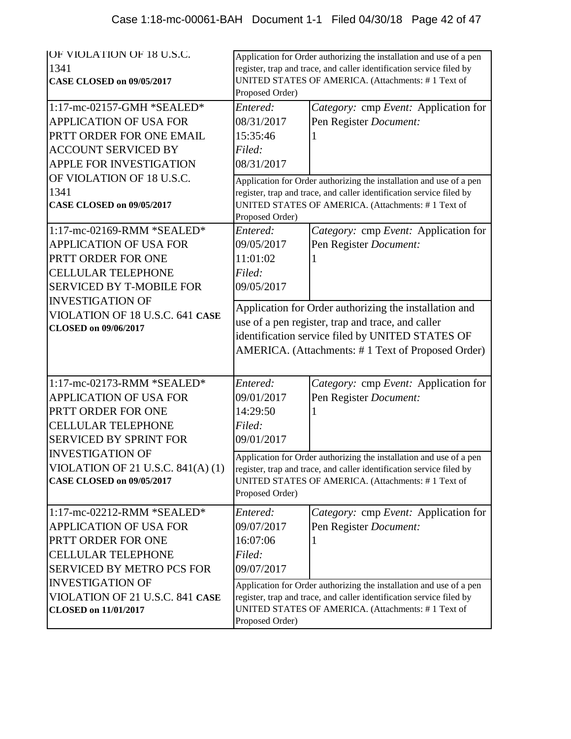| | | |
|---|---|---|
| OF VIOLATION OF 18 U.S.C. 1341 **CASE CLOSED on 09/05/2017** | Application for Order authorizing the installation and use of a pen register, trap and trace, and caller identification service filed by UNITED STATES OF AMERICA. (Attachments: # 1 Text of Proposed Order) | |
| 1:17-mc-02157-GMH *SEALED* APPLICATION OF USA FOR PRTT ORDER FOR ONE EMAIL ACCOUNT SERVICED BY APPLE FOR INVESTIGATION OF VIOLATION OF 18 U.S.C. 1341 **CASE CLOSED on 09/05/2017** | *Entered:* 08/31/2017 15:35:46 *Filed:* 08/31/2017 | *Category:* cmp *Event:* Application for Pen Register *Document:* 1 |
| | Application for Order authorizing the installation and use of a pen register, trap and trace, and caller identification service filed by UNITED STATES OF AMERICA. (Attachments: # 1 Text of Proposed Order) | |
| 1:17-mc-02169-RMM *SEALED* APPLICATION OF USA FOR PRTT ORDER FOR ONE CELLULAR TELEPHONE SERVICED BY T-MOBILE FOR INVESTIGATION OF VIOLATION OF 18 U.S.C. 641 **CASE CLOSED on 09/06/2017** | *Entered:* 09/05/2017 11:01:02 *Filed:* 09/05/2017 | *Category:* cmp *Event:* Application for Pen Register *Document:* 1 |
| | Application for Order authorizing the installation and use of a pen register, trap and trace, and caller identification service filed by UNITED STATES OF AMERICA. (Attachments: # 1 Text of Proposed Order) | |
| 1:17-mc-02173-RMM *SEALED* APPLICATION OF USA FOR PRTT ORDER FOR ONE CELLULAR TELEPHONE SERVICED BY SPRINT FOR INVESTIGATION OF VIOLATION OF 21 U.S.C. 841(A) (1) **CASE CLOSED on 09/05/2017** | *Entered:* 09/01/2017 14:29:50 *Filed:* 09/01/2017 | *Category:* cmp *Event:* Application for Pen Register *Document:* 1 |
| | Application for Order authorizing the installation and use of a pen register, trap and trace, and caller identification service filed by UNITED STATES OF AMERICA. (Attachments: # 1 Text of Proposed Order) | |
| 1:17-mc-02212-RMM *SEALED* APPLICATION OF USA FOR PRTT ORDER FOR ONE CELLULAR TELEPHONE SERVICED BY METRO PCS FOR INVESTIGATION OF VIOLATION OF 21 U.S.C. 841 **CASE CLOSED on 11/01/2017** | *Entered:* 09/07/2017 16:07:06 *Filed:* 09/07/2017 | *Category:* cmp *Event:* Application for Pen Register *Document:* 1 |
| | Application for Order authorizing the installation and use of a pen register, trap and trace, and caller identification service filed by UNITED STATES OF AMERICA. (Attachments: # 1 Text of Proposed Order) | |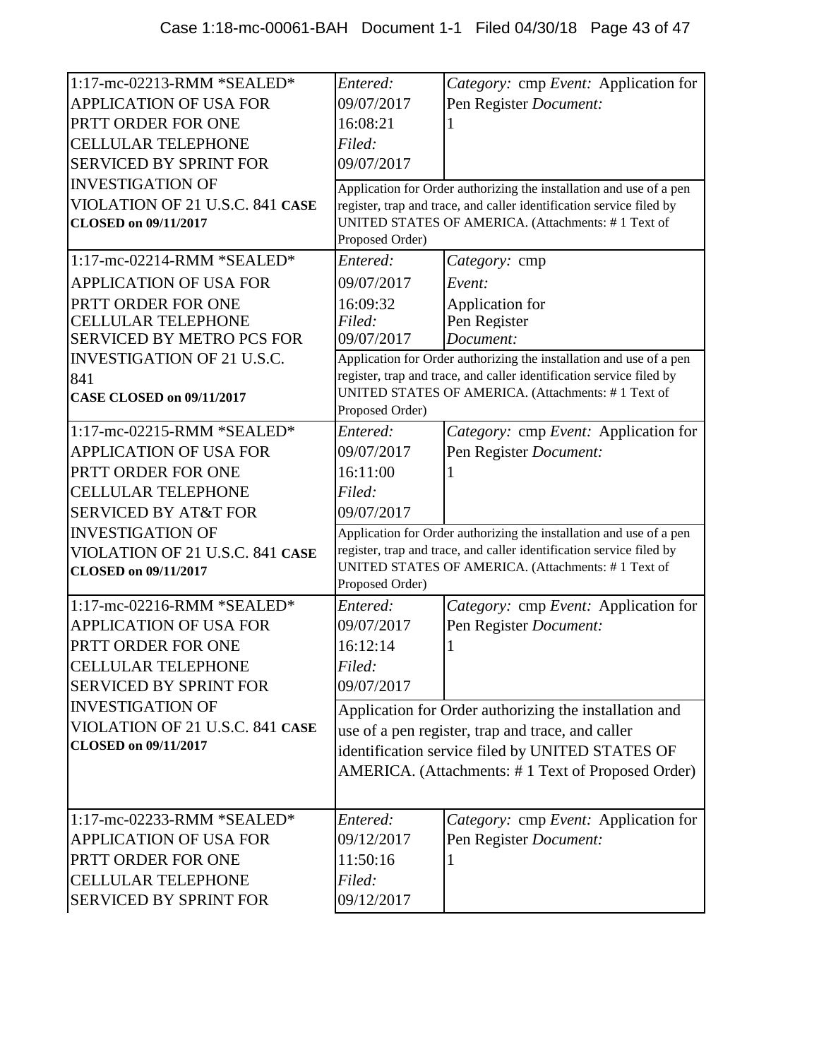| Case | Entered/Filed | Details |
|---|---|---|
| 1:17-mc-02213-RMM *SEALED* APPLICATION OF USA FOR PRTT ORDER FOR ONE CELLULAR TELEPHONE SERVICED BY SPRINT FOR INVESTIGATION OF VIOLATION OF 21 U.S.C. 841 **CASE CLOSED on 09/11/2017** | *Entered:* 09/07/2017 16:08:21 *Filed:* 09/07/2017 | *Category:* cmp *Event:* Application for Pen Register *Document:* 1 |
| | | Application for Order authorizing the installation and use of a pen register, trap and trace, and caller identification service filed by UNITED STATES OF AMERICA. (Attachments: # 1 Text of Proposed Order) |
| 1:17-mc-02214-RMM *SEALED* APPLICATION OF USA FOR PRTT ORDER FOR ONE CELLULAR TELEPHONE SERVICED BY METRO PCS FOR INVESTIGATION OF 21 U.S.C. 841 **CASE CLOSED on 09/11/2017** | *Entered:* 09/07/2017 16:09:32 *Filed:* 09/07/2017 | *Category:* cmp *Event:* Application for Pen Register *Document:* |
| | | Application for Order authorizing the installation and use of a pen register, trap and trace, and caller identification service filed by UNITED STATES OF AMERICA. (Attachments: # 1 Text of Proposed Order) |
| 1:17-mc-02215-RMM *SEALED* APPLICATION OF USA FOR PRTT ORDER FOR ONE CELLULAR TELEPHONE SERVICED BY AT&T FOR INVESTIGATION OF VIOLATION OF 21 U.S.C. 841 **CASE CLOSED on 09/11/2017** | *Entered:* 09/07/2017 16:11:00 *Filed:* 09/07/2017 | *Category:* cmp *Event:* Application for Pen Register *Document:* 1 |
| | | Application for Order authorizing the installation and use of a pen register, trap and trace, and caller identification service filed by UNITED STATES OF AMERICA. (Attachments: # 1 Text of Proposed Order) |
| 1:17-mc-02216-RMM *SEALED* APPLICATION OF USA FOR PRTT ORDER FOR ONE CELLULAR TELEPHONE SERVICED BY SPRINT FOR INVESTIGATION OF VIOLATION OF 21 U.S.C. 841 **CASE CLOSED on 09/11/2017** | *Entered:* 09/07/2017 16:12:14 *Filed:* 09/07/2017 | *Category:* cmp *Event:* Application for Pen Register *Document:* 1 |
| | | Application for Order authorizing the installation and use of a pen register, trap and trace, and caller identification service filed by UNITED STATES OF AMERICA. (Attachments: # 1 Text of Proposed Order) |
| 1:17-mc-02233-RMM *SEALED* APPLICATION OF USA FOR PRTT ORDER FOR ONE CELLULAR TELEPHONE SERVICED BY SPRINT FOR | *Entered:* 09/12/2017 11:50:16 *Filed:* 09/12/2017 | *Category:* cmp *Event:* Application for Pen Register *Document:* 1 |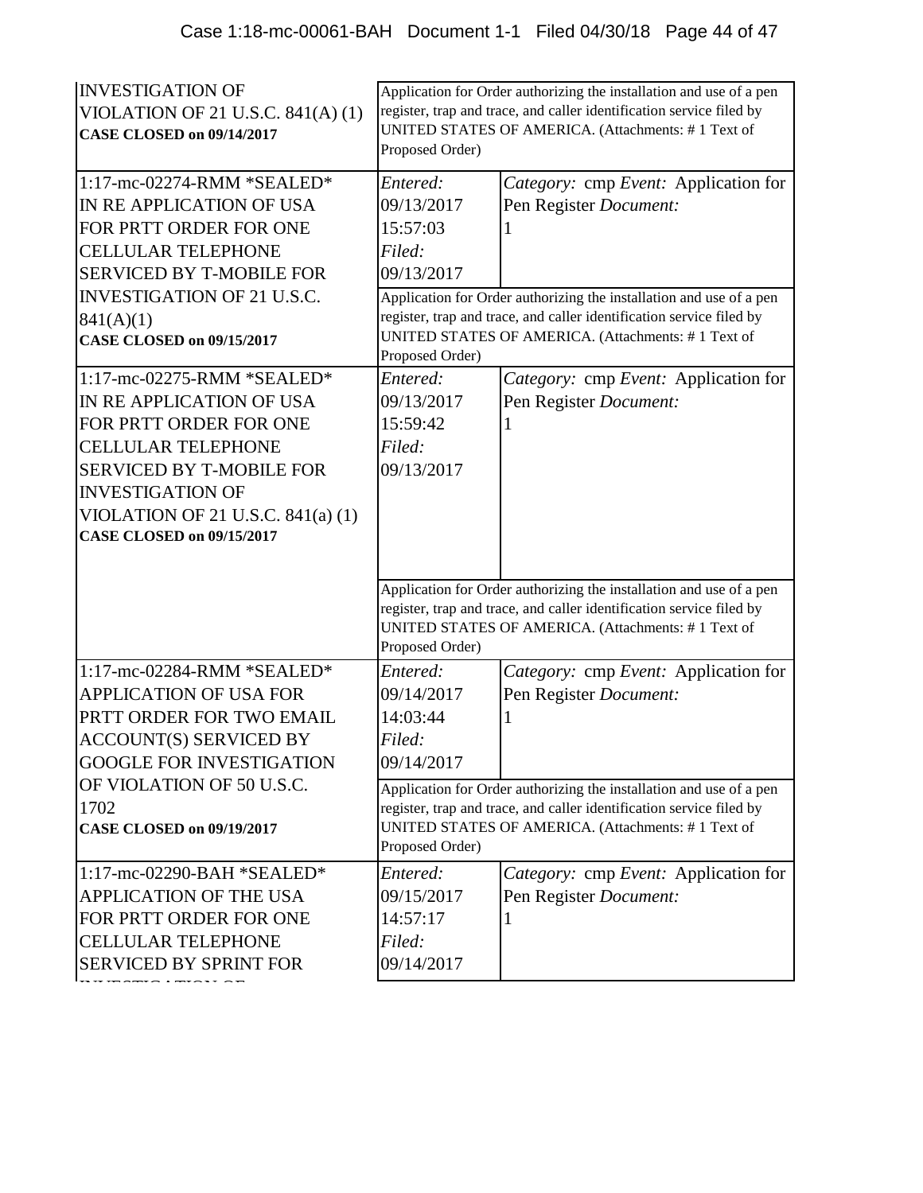| Case | Entry | |
|---|---|---|
| INVESTIGATION OF VIOLATION OF 21 U.S.C. 841(A) (1) **CASE CLOSED on 09/14/2017** | Application for Order authorizing the installation and use of a pen register, trap and trace, and caller identification service filed by UNITED STATES OF AMERICA. (Attachments: # 1 Text of Proposed Order) | |
| 1:17-mc-02274-RMM *SEALED* IN RE APPLICATION OF USA FOR PRTT ORDER FOR ONE CELLULAR TELEPHONE SERVICED BY T-MOBILE FOR INVESTIGATION OF 21 U.S.C. 841(A)(1) **CASE CLOSED on 09/15/2017** | *Entered:* 09/13/2017 15:57:03 *Filed:* 09/13/2017 | *Category:* cmp *Event:* Application for Pen Register *Document:* 1 |
| | Application for Order authorizing the installation and use of a pen register, trap and trace, and caller identification service filed by UNITED STATES OF AMERICA. (Attachments: # 1 Text of Proposed Order) | |
| 1:17-mc-02275-RMM *SEALED* IN RE APPLICATION OF USA FOR PRTT ORDER FOR ONE CELLULAR TELEPHONE SERVICED BY T-MOBILE FOR INVESTIGATION OF VIOLATION OF 21 U.S.C. 841(a) (1) **CASE CLOSED on 09/15/2017** | *Entered:* 09/13/2017 15:59:42 *Filed:* 09/13/2017 | *Category:* cmp *Event:* Application for Pen Register *Document:* 1 |
| | Application for Order authorizing the installation and use of a pen register, trap and trace, and caller identification service filed by UNITED STATES OF AMERICA. (Attachments: # 1 Text of Proposed Order) | |
| 1:17-mc-02284-RMM *SEALED* APPLICATION OF USA FOR PRTT ORDER FOR TWO EMAIL ACCOUNT(S) SERVICED BY GOOGLE FOR INVESTIGATION OF VIOLATION OF 50 U.S.C. 1702 **CASE CLOSED on 09/19/2017** | *Entered:* 09/14/2017 14:03:44 *Filed:* 09/14/2017 | *Category:* cmp *Event:* Application for Pen Register *Document:* 1 |
| | Application for Order authorizing the installation and use of a pen register, trap and trace, and caller identification service filed by UNITED STATES OF AMERICA. (Attachments: # 1 Text of Proposed Order) | |
| 1:17-mc-02290-BAH *SEALED* APPLICATION OF THE USA FOR PRTT ORDER FOR ONE CELLULAR TELEPHONE SERVICED BY SPRINT FOR INVESTIGATION OF | *Entered:* 09/15/2017 14:57:17 *Filed:* 09/14/2017 | *Category:* cmp *Event:* Application for Pen Register *Document:* 1 |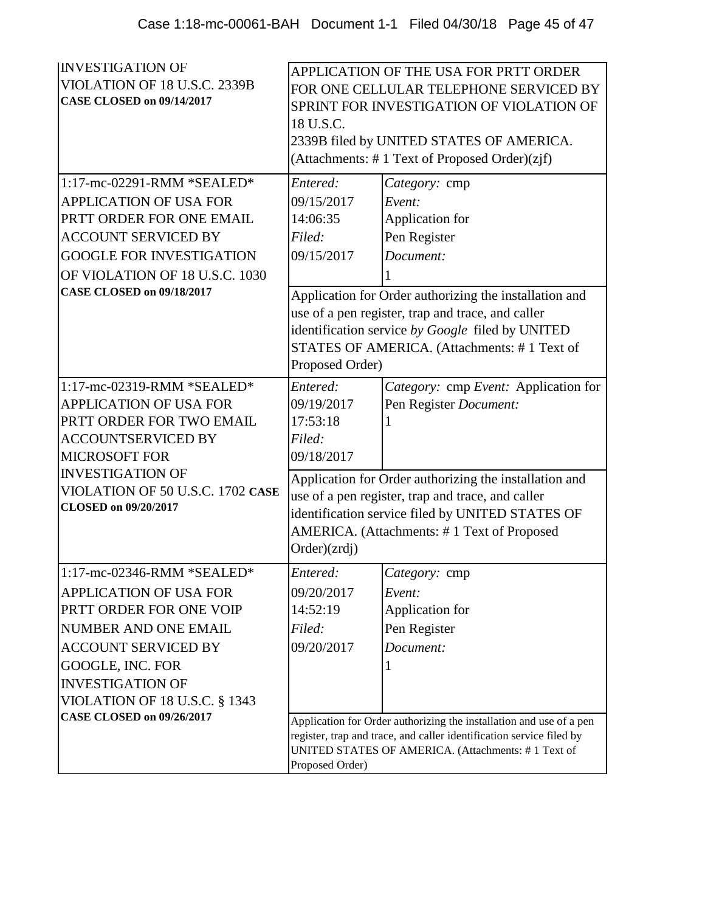| | | |
|---|---|---|
| INVESTIGATION OF VIOLATION OF 18 U.S.C. 2339B **CASE CLOSED on 09/14/2017** | APPLICATION OF THE USA FOR PRTT ORDER FOR ONE CELLULAR TELEPHONE SERVICED BY SPRINT FOR INVESTIGATION OF VIOLATION OF 18 U.S.C. 2339B filed by UNITED STATES OF AMERICA. (Attachments: # 1 Text of Proposed Order)(zjf) | |
| 1:17-mc-02291-RMM *SEALED* APPLICATION OF USA FOR PRTT ORDER FOR ONE EMAIL ACCOUNT SERVICED BY GOOGLE FOR INVESTIGATION OF VIOLATION OF 18 U.S.C. 1030 **CASE CLOSED on 09/18/2017** | *Entered:* 09/15/2017 14:06:35 *Filed:* 09/15/2017 | *Category:* cmp *Event:* Application for Pen Register *Document:* 1 |
| | Application for Order authorizing the installation and use of a pen register, trap and trace, and caller identification service *by Google* filed by UNITED STATES OF AMERICA. (Attachments: # 1 Text of Proposed Order) | |
| 1:17-mc-02319-RMM *SEALED* APPLICATION OF USA FOR PRTT ORDER FOR TWO EMAIL ACCOUNTSERVICED BY MICROSOFT FOR INVESTIGATION OF VIOLATION OF 50 U.S.C. 1702 **CASE CLOSED on 09/20/2017** | *Entered:* 09/19/2017 17:53:18 *Filed:* 09/18/2017 | *Category:* cmp *Event:* Application for Pen Register *Document:* 1 |
| | Application for Order authorizing the installation and use of a pen register, trap and trace, and caller identification service filed by UNITED STATES OF AMERICA. (Attachments: # 1 Text of Proposed Order)(zrdj) | |
| 1:17-mc-02346-RMM *SEALED* APPLICATION OF USA FOR PRTT ORDER FOR ONE VOIP NUMBER AND ONE EMAIL ACCOUNT SERVICED BY GOOGLE, INC. FOR INVESTIGATION OF VIOLATION OF 18 U.S.C. § 1343 **CASE CLOSED on 09/26/2017** | *Entered:* 09/20/2017 14:52:19 *Filed:* 09/20/2017 | *Category:* cmp *Event:* Application for Pen Register *Document:* 1 |
| | Application for Order authorizing the installation and use of a pen register, trap and trace, and caller identification service filed by UNITED STATES OF AMERICA. (Attachments: # 1 Text of Proposed Order) | |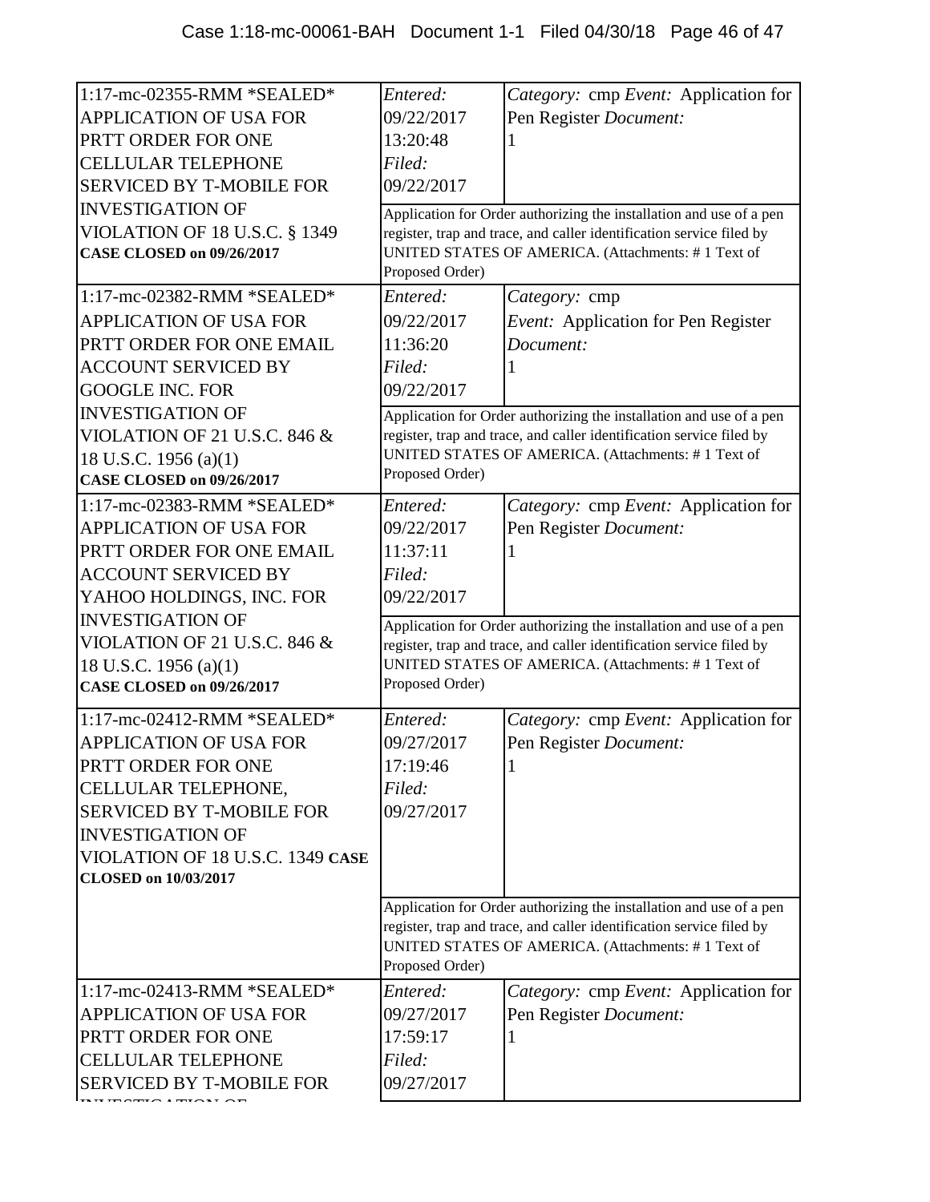| | | |
|---|---|---|
| 1:17-mc-02355-RMM *SEALED* APPLICATION OF USA FOR PRTT ORDER FOR ONE CELLULAR TELEPHONE SERVICED BY T-MOBILE FOR INVESTIGATION OF VIOLATION OF 18 U.S.C. § 1349 **CASE CLOSED on 09/26/2017** | *Entered:* 09/22/2017 13:20:48 *Filed:* 09/22/2017 | *Category:* cmp *Event:* Application for Pen Register *Document:* 1 |
| | Application for Order authorizing the installation and use of a pen register, trap and trace, and caller identification service filed by UNITED STATES OF AMERICA. (Attachments: # 1 Text of Proposed Order) | |
| 1:17-mc-02382-RMM *SEALED* APPLICATION OF USA FOR PRTT ORDER FOR ONE EMAIL ACCOUNT SERVICED BY GOOGLE INC. FOR INVESTIGATION OF VIOLATION OF 21 U.S.C. 846 & 18 U.S.C. 1956 (a)(1) **CASE CLOSED on 09/26/2017** | *Entered:* 09/22/2017 11:36:20 *Filed:* 09/22/2017 | *Category:* cmp *Event:* Application for Pen Register *Document:* 1 |
| | Application for Order authorizing the installation and use of a pen register, trap and trace, and caller identification service filed by UNITED STATES OF AMERICA. (Attachments: # 1 Text of Proposed Order) | |
| 1:17-mc-02383-RMM *SEALED* APPLICATION OF USA FOR PRTT ORDER FOR ONE EMAIL ACCOUNT SERVICED BY YAHOO HOLDINGS, INC. FOR INVESTIGATION OF VIOLATION OF 21 U.S.C. 846 & 18 U.S.C. 1956 (a)(1) **CASE CLOSED on 09/26/2017** | *Entered:* 09/22/2017 11:37:11 *Filed:* 09/22/2017 | *Category:* cmp *Event:* Application for Pen Register *Document:* 1 |
| | Application for Order authorizing the installation and use of a pen register, trap and trace, and caller identification service filed by UNITED STATES OF AMERICA. (Attachments: # 1 Text of Proposed Order) | |
| 1:17-mc-02412-RMM *SEALED* APPLICATION OF USA FOR PRTT ORDER FOR ONE CELLULAR TELEPHONE, SERVICED BY T-MOBILE FOR INVESTIGATION OF VIOLATION OF 18 U.S.C. 1349 **CASE CLOSED on 10/03/2017** | *Entered:* 09/27/2017 17:19:46 *Filed:* 09/27/2017 | *Category:* cmp *Event:* Application for Pen Register *Document:* 1 |
| | Application for Order authorizing the installation and use of a pen register, trap and trace, and caller identification service filed by UNITED STATES OF AMERICA. (Attachments: # 1 Text of Proposed Order) | |
| 1:17-mc-02413-RMM *SEALED* APPLICATION OF USA FOR PRTT ORDER FOR ONE CELLULAR TELEPHONE SERVICED BY T-MOBILE FOR INVESTIGATION OF | *Entered:* 09/27/2017 17:59:17 *Filed:* 09/27/2017 | *Category:* cmp *Event:* Application for Pen Register *Document:* 1 |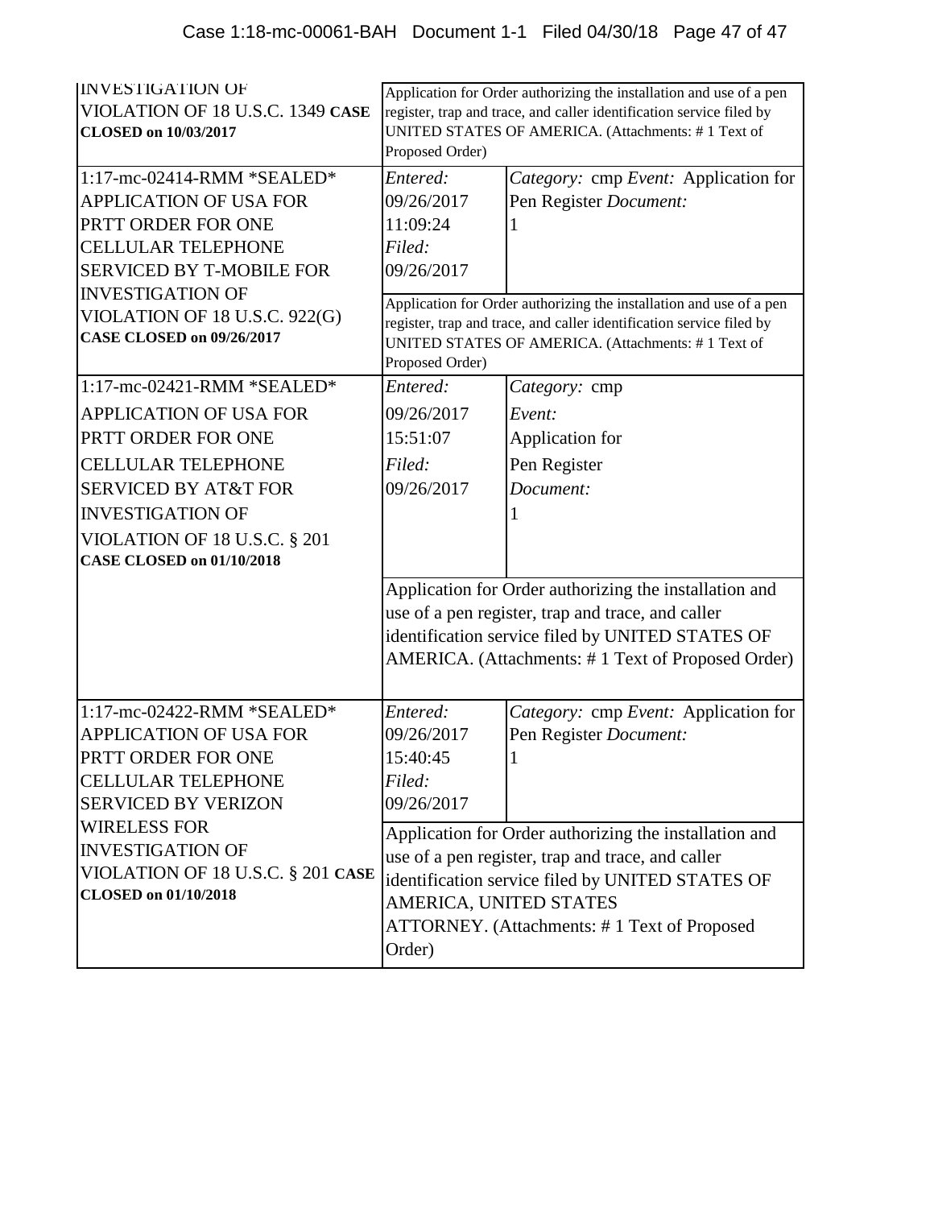| | | |
|---|---|---|
| INVESTIGATION OF VIOLATION OF 18 U.S.C. 1349 **CASE CLOSED on 10/03/2017** | Application for Order authorizing the installation and use of a pen register, trap and trace, and caller identification service filed by UNITED STATES OF AMERICA. (Attachments: # 1 Text of Proposed Order) | |
| 1:17-mc-02414-RMM *SEALED* APPLICATION OF USA FOR PRTT ORDER FOR ONE CELLULAR TELEPHONE SERVICED BY T-MOBILE FOR INVESTIGATION OF VIOLATION OF 18 U.S.C. 922(G) **CASE CLOSED on 09/26/2017** | *Entered:* 09/26/2017 11:09:24 *Filed:* 09/26/2017 | *Category:* cmp *Event:* Application for Pen Register *Document:* 1 |
| | Application for Order authorizing the installation and use of a pen register, trap and trace, and caller identification service filed by UNITED STATES OF AMERICA. (Attachments: # 1 Text of Proposed Order) | |
| 1:17-mc-02421-RMM *SEALED* APPLICATION OF USA FOR PRTT ORDER FOR ONE CELLULAR TELEPHONE SERVICED BY AT&T FOR INVESTIGATION OF VIOLATION OF 18 U.S.C. § 201 **CASE CLOSED on 01/10/2018** | *Entered:* 09/26/2017 15:51:07 *Filed:* 09/26/2017 | *Category:* cmp *Event:* Application for Pen Register *Document:* 1 |
| | Application for Order authorizing the installation and use of a pen register, trap and trace, and caller identification service filed by UNITED STATES OF AMERICA. (Attachments: # 1 Text of Proposed Order) | |
| 1:17-mc-02422-RMM *SEALED* APPLICATION OF USA FOR PRTT ORDER FOR ONE CELLULAR TELEPHONE SERVICED BY VERIZON WIRELESS FOR INVESTIGATION OF VIOLATION OF 18 U.S.C. § 201 **CASE CLOSED on 01/10/2018** | *Entered:* 09/26/2017 15:40:45 *Filed:* 09/26/2017 | *Category:* cmp *Event:* Application for Pen Register *Document:* 1 |
| | Application for Order authorizing the installation and use of a pen register, trap and trace, and caller identification service filed by UNITED STATES OF AMERICA, UNITED STATES ATTORNEY. (Attachments: # 1 Text of Proposed Order) | |